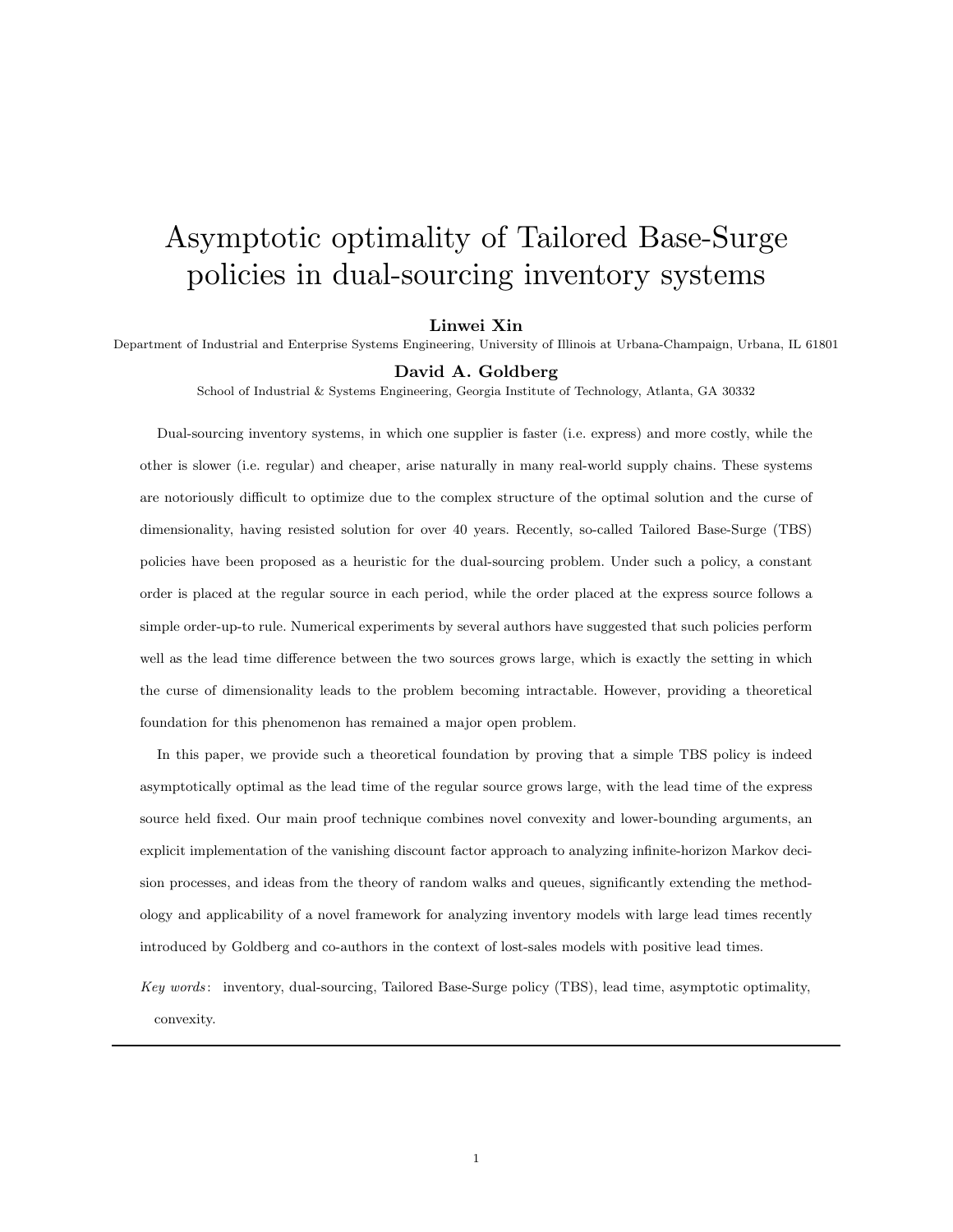# Asymptotic optimality of Tailored Base-Surge policies in dual-sourcing inventory systems

**Linwei Xin**

Department of Industrial and Enterprise Systems Engineering, University of Illinois at Urbana-Champaign, Urbana, IL 61801

**David A. Goldberg**

School of Industrial & Systems Engineering, Georgia Institute of Technology, Atlanta, GA 30332

Dual-sourcing inventory systems, in which one supplier is faster (i.e. express) and more costly, while the other is slower (i.e. regular) and cheaper, arise naturally in many real-world supply chains. These systems are notoriously difficult to optimize due to the complex structure of the optimal solution and the curse of dimensionality, having resisted solution for over 40 years. Recently, so-called Tailored Base-Surge (TBS) policies have been proposed as a heuristic for the dual-sourcing problem. Under such a policy, a constant order is placed at the regular source in each period, while the order placed at the express source follows a simple order-up-to rule. Numerical experiments by several authors have suggested that such policies perform well as the lead time difference between the two sources grows large, which is exactly the setting in which the curse of dimensionality leads to the problem becoming intractable. However, providing a theoretical foundation for this phenomenon has remained a major open problem.

In this paper, we provide such a theoretical foundation by proving that a simple TBS policy is indeed asymptotically optimal as the lead time of the regular source grows large, with the lead time of the express source held fixed. Our main proof technique combines novel convexity and lower-bounding arguments, an explicit implementation of the vanishing discount factor approach to analyzing infinite-horizon Markov decision processes, and ideas from the theory of random walks and queues, significantly extending the methodology and applicability of a novel framework for analyzing inventory models with large lead times recently introduced by Goldberg and co-authors in the context of lost-sales models with positive lead times.

*Key words*: inventory, dual-sourcing, Tailored Base-Surge policy (TBS), lead time, asymptotic optimality, convexity.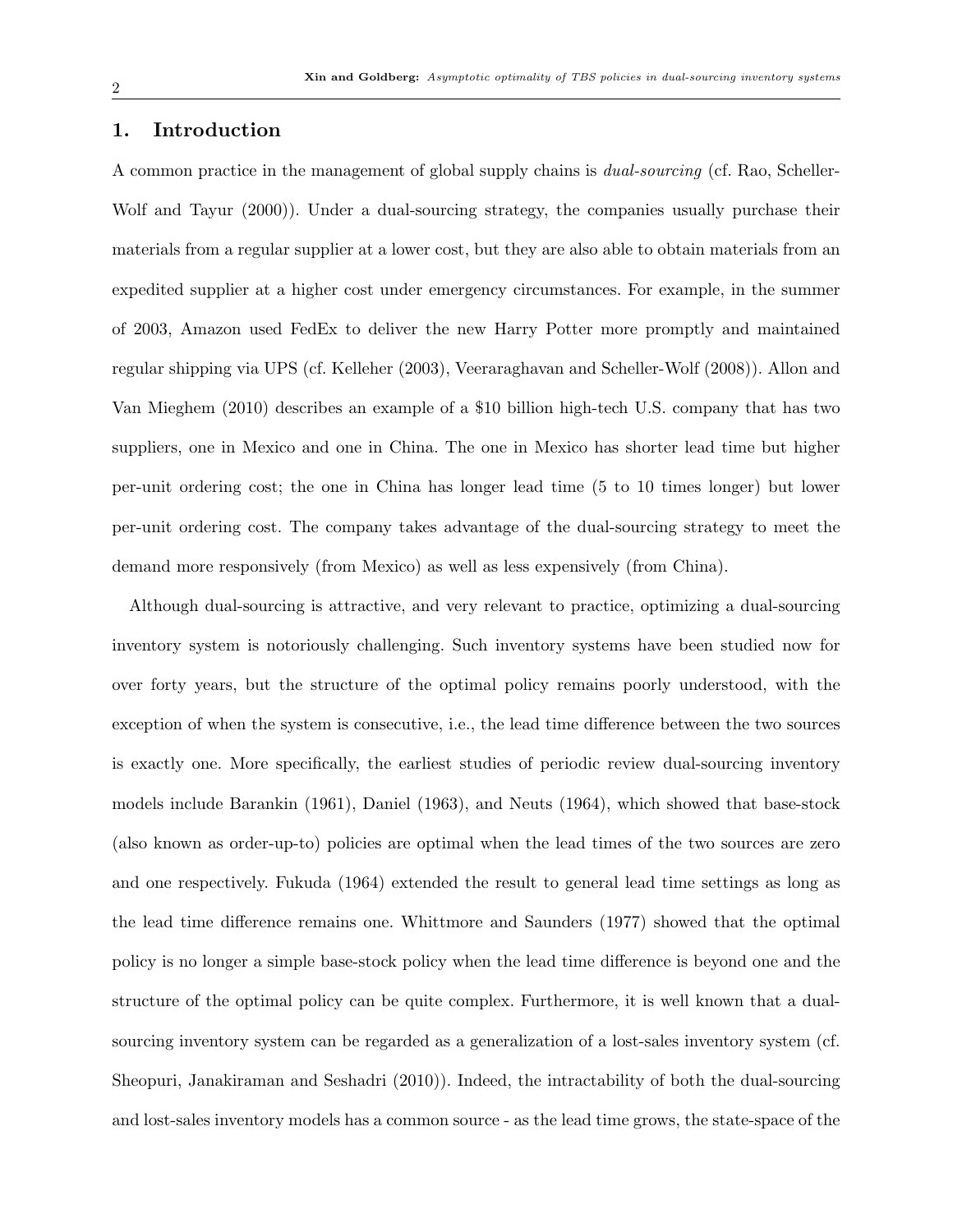## 1. Introduction

A common practice in the management of global supply chains is *dual-sourcing* (cf. Rao, Scheller-Wolf and Tayur (2000)). Under a dual-sourcing strategy, the companies usually purchase their materials from a regular supplier at a lower cost, but they are also able to obtain materials from an expedited supplier at a higher cost under emergency circumstances. For example, in the summer of 2003, Amazon used FedEx to deliver the new Harry Potter more promptly and maintained regular shipping via UPS (cf. Kelleher (2003), Veeraraghavan and Scheller-Wolf (2008)). Allon and Van Mieghem (2010) describes an example of a $10 billion high-tech U.S. company that has two suppliers, one in Mexico and one in China. The one in Mexico has shorter lead time but higher per-unit ordering cost; the one in China has longer lead time (5 to 10 times longer) but lower per-unit ordering cost. The company takes advantage of the dual-sourcing strategy to meet the demand more responsively (from Mexico) as well as less expensively (from China).

Although dual-sourcing is attractive, and very relevant to practice, optimizing a dual-sourcing inventory system is notoriously challenging. Such inventory systems have been studied now for over forty years, but the structure of the optimal policy remains poorly understood, with the exception of when the system is consecutive, i.e., the lead time difference between the two sources is exactly one. More specifically, the earliest studies of periodic review dual-sourcing inventory models include Barankin (1961), Daniel (1963), and Neuts (1964), which showed that base-stock (also known as order-up-to) policies are optimal when the lead times of the two sources are zero and one respectively. Fukuda (1964) extended the result to general lead time settings as long as the lead time difference remains one. Whittmore and Saunders (1977) showed that the optimal policy is no longer a simple base-stock policy when the lead time difference is beyond one and the structure of the optimal policy can be quite complex. Furthermore, it is well known that a dual-sourcing inventory system can be regarded as a generalization of a lost-sales inventory system (cf. Sheopuri, Janakiraman and Seshadri (2010)). Indeed, the intractability of both the dual-sourcing and lost-sales inventory models has a common source - as the lead time grows, the state-space of the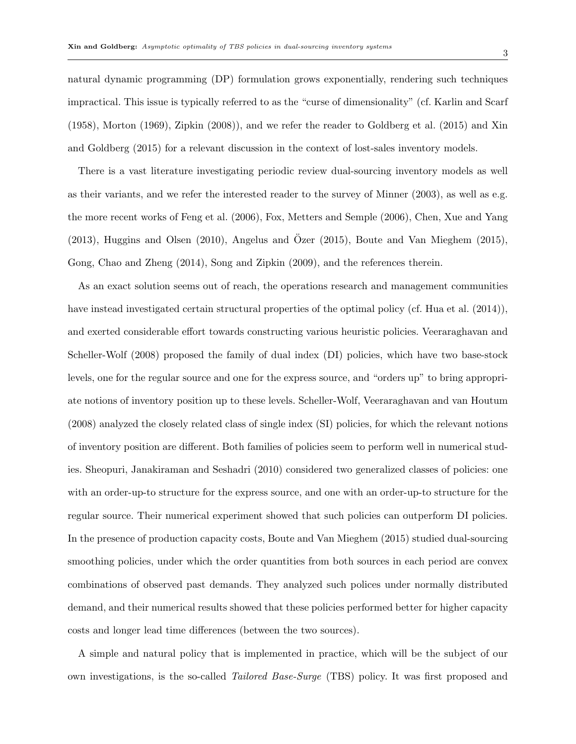natural dynamic programming (DP) formulation grows exponentially, rendering such techniques impractical. This issue is typically referred to as the "curse of dimensionality" (cf. Karlin and Scarf (1958), Morton (1969), Zipkin (2008)), and we refer the reader to Goldberg et al. (2015) and Xin and Goldberg (2015) for a relevant discussion in the context of lost-sales inventory models.

There is a vast literature investigating periodic review dual-sourcing inventory models as well as their variants, and we refer the interested reader to the survey of Minner (2003), as well as e.g. the more recent works of Feng et al. (2006), Fox, Metters and Semple (2006), Chen, Xue and Yang (2013), Huggins and Olsen (2010), Angelus and Özer (2015), Boute and Van Mieghem (2015), Gong, Chao and Zheng (2014), Song and Zipkin (2009), and the references therein.

As an exact solution seems out of reach, the operations research and management communities have instead investigated certain structural properties of the optimal policy (cf. Hua et al. (2014)), and exerted considerable effort towards constructing various heuristic policies. Veeraraghavan and Scheller-Wolf (2008) proposed the family of dual index (DI) policies, which have two base-stock levels, one for the regular source and one for the express source, and "orders up" to bring appropriate notions of inventory position up to these levels. Scheller-Wolf, Veeraraghavan and van Houtum (2008) analyzed the closely related class of single index (SI) policies, for which the relevant notions of inventory position are different. Both families of policies seem to perform well in numerical studies. Sheopuri, Janakiraman and Seshadri (2010) considered two generalized classes of policies: one with an order-up-to structure for the express source, and one with an order-up-to structure for the regular source. Their numerical experiment showed that such policies can outperform DI policies. In the presence of production capacity costs, Boute and Van Mieghem (2015) studied dual-sourcing smoothing policies, under which the order quantities from both sources in each period are convex combinations of observed past demands. They analyzed such polices under normally distributed demand, and their numerical results showed that these policies performed better for higher capacity costs and longer lead time differences (between the two sources).

A simple and natural policy that is implemented in practice, which will be the subject of our own investigations, is the so-called *Tailored Base-Surge* (TBS) policy. It was first proposed and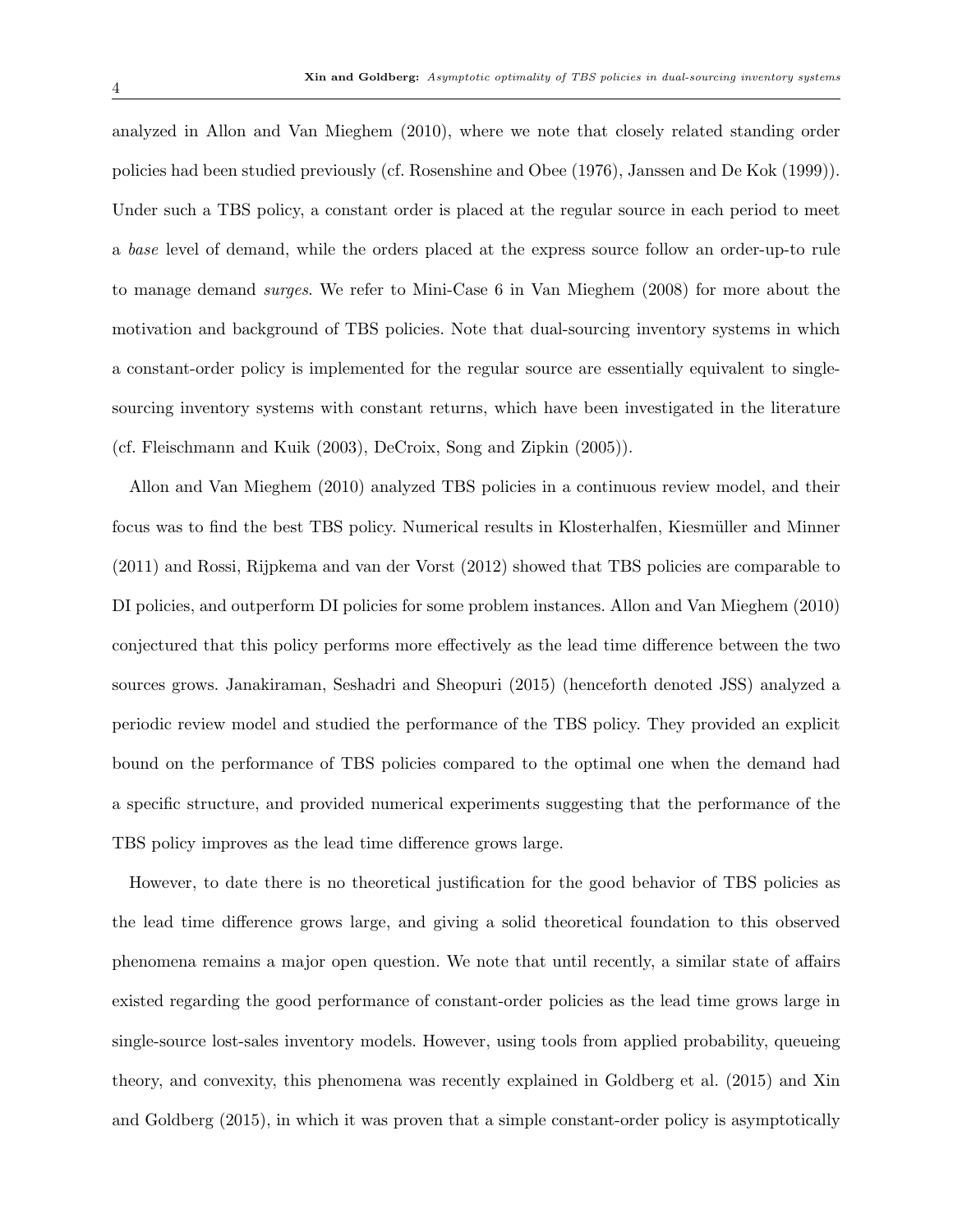analyzed in Allon and Van Mieghem (2010), where we note that closely related standing order policies had been studied previously (cf. Rosenshine and Obee (1976), Janssen and De Kok (1999)). Under such a TBS policy, a constant order is placed at the regular source in each period to meet a *base* level of demand, while the orders placed at the express source follow an order-up-to rule to manage demand *surges*. We refer to Mini-Case 6 in Van Mieghem (2008) for more about the motivation and background of TBS policies. Note that dual-sourcing inventory systems in which a constant-order policy is implemented for the regular source are essentially equivalent to single-sourcing inventory systems with constant returns, which have been investigated in the literature (cf. Fleischmann and Kuik (2003), DeCroix, Song and Zipkin (2005)).

Allon and Van Mieghem (2010) analyzed TBS policies in a continuous review model, and their focus was to find the best TBS policy. Numerical results in Klosterhalfen, Kiesmüller and Minner (2011) and Rossi, Rijpkema and van der Vorst (2012) showed that TBS policies are comparable to DI policies, and outperform DI policies for some problem instances. Allon and Van Mieghem (2010) conjectured that this policy performs more effectively as the lead time difference between the two sources grows. Janakiraman, Seshadri and Sheopuri (2015) (henceforth denoted JSS) analyzed a periodic review model and studied the performance of the TBS policy. They provided an explicit bound on the performance of TBS policies compared to the optimal one when the demand had a specific structure, and provided numerical experiments suggesting that the performance of the TBS policy improves as the lead time difference grows large.

However, to date there is no theoretical justification for the good behavior of TBS policies as the lead time difference grows large, and giving a solid theoretical foundation to this observed phenomena remains a major open question. We note that until recently, a similar state of affairs existed regarding the good performance of constant-order policies as the lead time grows large in single-source lost-sales inventory models. However, using tools from applied probability, queueing theory, and convexity, this phenomena was recently explained in Goldberg et al. (2015) and Xin and Goldberg (2015), in which it was proven that a simple constant-order policy is asymptotically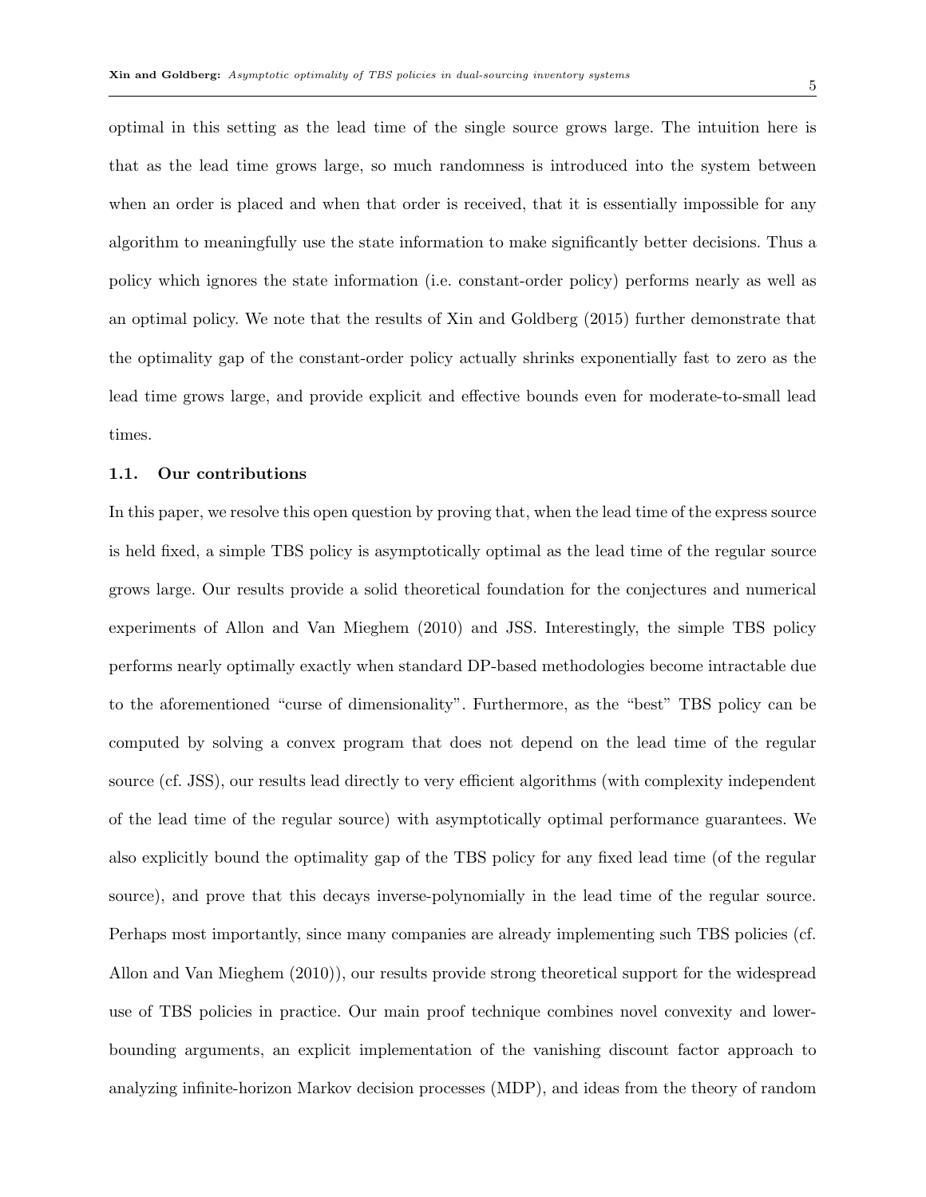optimal in this setting as the lead time of the single source grows large. The intuition here is that as the lead time grows large, so much randomness is introduced into the system between when an order is placed and when that order is received, that it is essentially impossible for any algorithm to meaningfully use the state information to make significantly better decisions. Thus a policy which ignores the state information (i.e. constant-order policy) performs nearly as well as an optimal policy. We note that the results of Xin and Goldberg (2015) further demonstrate that the optimality gap of the constant-order policy actually shrinks exponentially fast to zero as the lead time grows large, and provide explicit and effective bounds even for moderate-to-small lead times.

### 1.1. Our contributions

In this paper, we resolve this open question by proving that, when the lead time of the express source is held fixed, a simple TBS policy is asymptotically optimal as the lead time of the regular source grows large. Our results provide a solid theoretical foundation for the conjectures and numerical experiments of Allon and Van Mieghem (2010) and JSS. Interestingly, the simple TBS policy performs nearly optimally exactly when standard DP-based methodologies become intractable due to the aforementioned "curse of dimensionality". Furthermore, as the "best" TBS policy can be computed by solving a convex program that does not depend on the lead time of the regular source (cf. JSS), our results lead directly to very efficient algorithms (with complexity independent of the lead time of the regular source) with asymptotically optimal performance guarantees. We also explicitly bound the optimality gap of the TBS policy for any fixed lead time (of the regular source), and prove that this decays inverse-polynomially in the lead time of the regular source. Perhaps most importantly, since many companies are already implementing such TBS policies (cf. Allon and Van Mieghem (2010)), our results provide strong theoretical support for the widespread use of TBS policies in practice. Our main proof technique combines novel convexity and lower-bounding arguments, an explicit implementation of the vanishing discount factor approach to analyzing infinite-horizon Markov decision processes (MDP), and ideas from the theory of random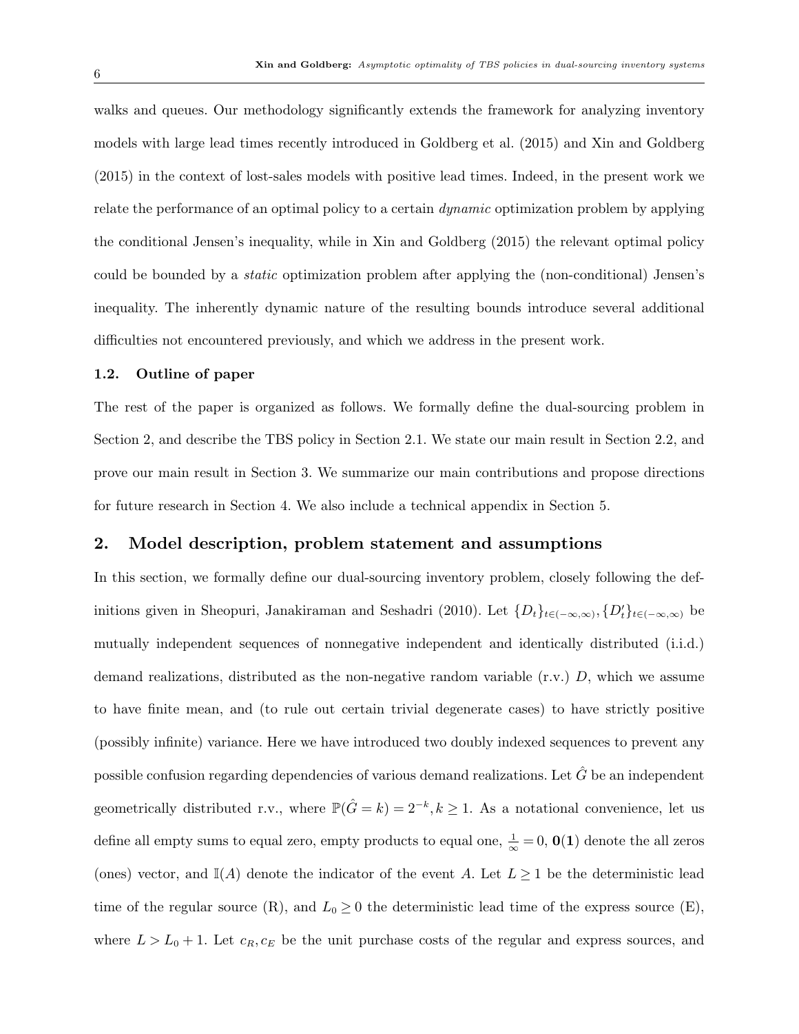walks and queues. Our methodology significantly extends the framework for analyzing inventory models with large lead times recently introduced in Goldberg et al. (2015) and Xin and Goldberg (2015) in the context of lost-sales models with positive lead times. Indeed, in the present work we relate the performance of an optimal policy to a certain *dynamic* optimization problem by applying the conditional Jensen's inequality, while in Xin and Goldberg (2015) the relevant optimal policy could be bounded by a *static* optimization problem after applying the (non-conditional) Jensen's inequality. The inherently dynamic nature of the resulting bounds introduce several additional difficulties not encountered previously, and which we address in the present work.

### 1.2. Outline of paper

The rest of the paper is organized as follows. We formally define the dual-sourcing problem in Section 2, and describe the TBS policy in Section 2.1. We state our main result in Section 2.2, and prove our main result in Section 3. We summarize our main contributions and propose directions for future research in Section 4. We also include a technical appendix in Section 5.

## 2. Model description, problem statement and assumptions

In this section, we formally define our dual-sourcing inventory problem, closely following the definitions given in Sheopuri, Janakiraman and Seshadri (2010). Let $\{D_t\}_{t\in(-\infty,\infty)}, \{D'_t\}_{t\in(-\infty,\infty)}$ be mutually independent sequences of nonnegative independent and identically distributed (i.i.d.) demand realizations, distributed as the non-negative random variable (r.v.) $D$, which we assume to have finite mean, and (to rule out certain trivial degenerate cases) to have strictly positive (possibly infinite) variance. Here we have introduced two doubly indexed sequences to prevent any possible confusion regarding dependencies of various demand realizations. Let $\hat{G}$ be an independent geometrically distributed r.v., where $\mathbb{P}(\hat{G} = k) = 2^{-k}, k \geq 1$. As a notational convenience, let us define all empty sums to equal zero, empty products to equal one, $\frac{1}{\infty} = 0$, $\mathbf{0}(\mathbf{1})$ denote the all zeros (ones) vector, and $\mathbb{I}(A)$ denote the indicator of the event $A$. Let $L \geq 1$ be the deterministic lead time of the regular source (R), and $L_0 \geq 0$ the deterministic lead time of the express source (E), where $L > L_0 + 1$. Let $c_R, c_E$ be the unit purchase costs of the regular and express sources, and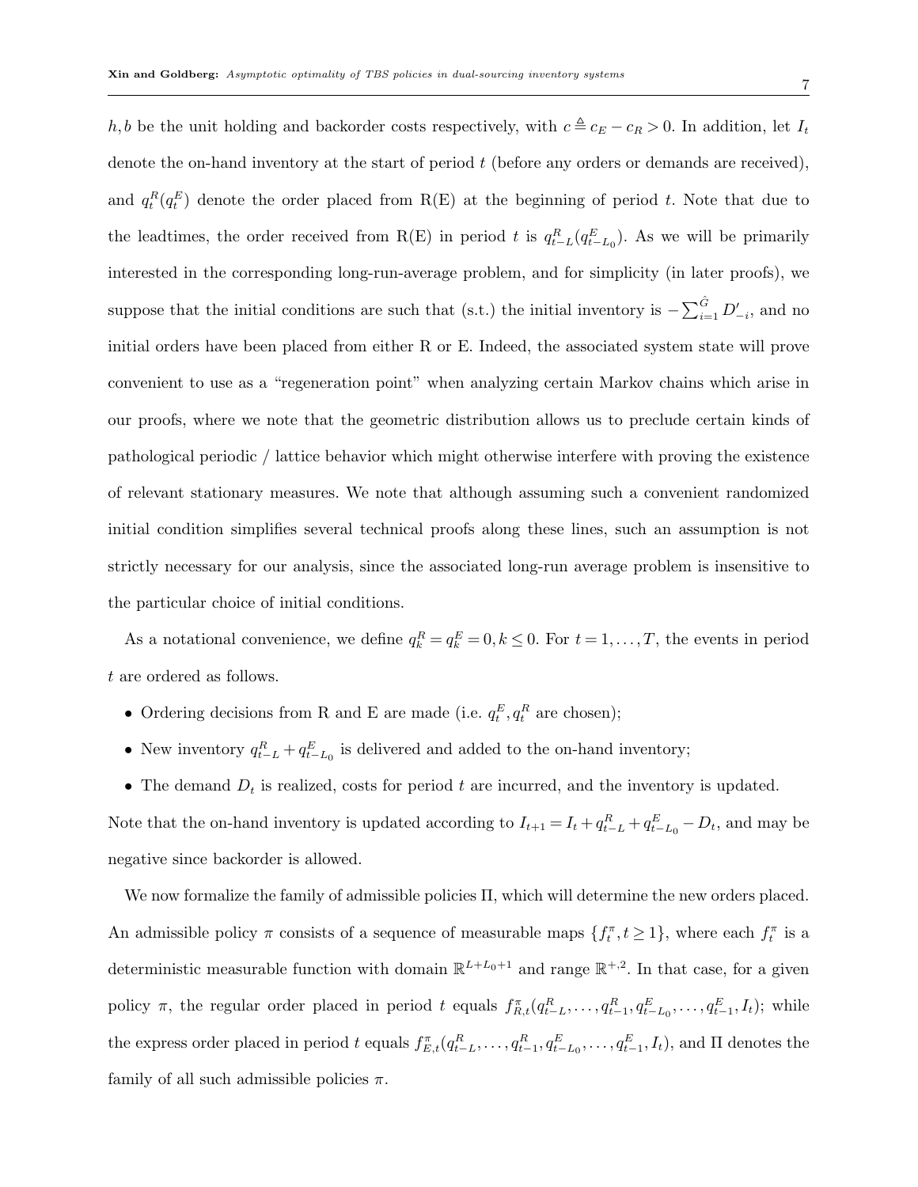$h, b$ be the unit holding and backorder costs respectively, with $c \triangleq c_E - c_R > 0$. In addition, let $I_t$ denote the on-hand inventory at the start of period $t$ (before any orders or demands are received), and $q_t^R(q_t^E)$ denote the order placed from R(E) at the beginning of period $t$. Note that due to the leadtimes, the order received from R(E) in period $t$ is $q_{t-L}^R(q_{t-L_0}^E)$. As we will be primarily interested in the corresponding long-run-average problem, and for simplicity (in later proofs), we suppose that the initial conditions are such that (s.t.) the initial inventory is $-\sum_{i=1}^{\hat{G}} D'_{-i}$, and no initial orders have been placed from either R or E. Indeed, the associated system state will prove convenient to use as a "regeneration point" when analyzing certain Markov chains which arise in our proofs, where we note that the geometric distribution allows us to preclude certain kinds of pathological periodic / lattice behavior which might otherwise interfere with proving the existence of relevant stationary measures. We note that although assuming such a convenient randomized initial condition simplifies several technical proofs along these lines, such an assumption is not strictly necessary for our analysis, since the associated long-run average problem is insensitive to the particular choice of initial conditions.

As a notational convenience, we define $q_k^R = q_k^E = 0, k \leq 0$. For $t = 1, \ldots, T$, the events in period $t$ are ordered as follows.

- Ordering decisions from R and E are made (i.e. $q_t^E, q_t^R$ are chosen);
- New inventory $q_{t-L}^R + q_{t-L_0}^E$ is delivered and added to the on-hand inventory;
- The demand $D_t$ is realized, costs for period $t$ are incurred, and the inventory is updated.

Note that the on-hand inventory is updated according to $I_{t+1} = I_t + q_{t-L}^R + q_{t-L_0}^E - D_t$, and may be negative since backorder is allowed.

We now formalize the family of admissible policies $\Pi$, which will determine the new orders placed. An admissible policy $\pi$ consists of a sequence of measurable maps $\{f_t^\pi, t \geq 1\}$, where each $f_t^\pi$ is a deterministic measurable function with domain $\mathbb{R}^{L+L_0+1}$ and range $\mathbb{R}^{+,2}$. In that case, for a given policy $\pi$, the regular order placed in period $t$ equals $f_{R,t}^\pi(q_{t-L}^R, \ldots, q_{t-1}^R, q_{t-L_0}^E, \ldots, q_{t-1}^E, I_t)$; while the express order placed in period $t$ equals $f_{E,t}^\pi(q_{t-L}^R, \ldots, q_{t-1}^R, q_{t-L_0}^E, \ldots, q_{t-1}^E, I_t)$, and $\Pi$ denotes the family of all such admissible policies $\pi$.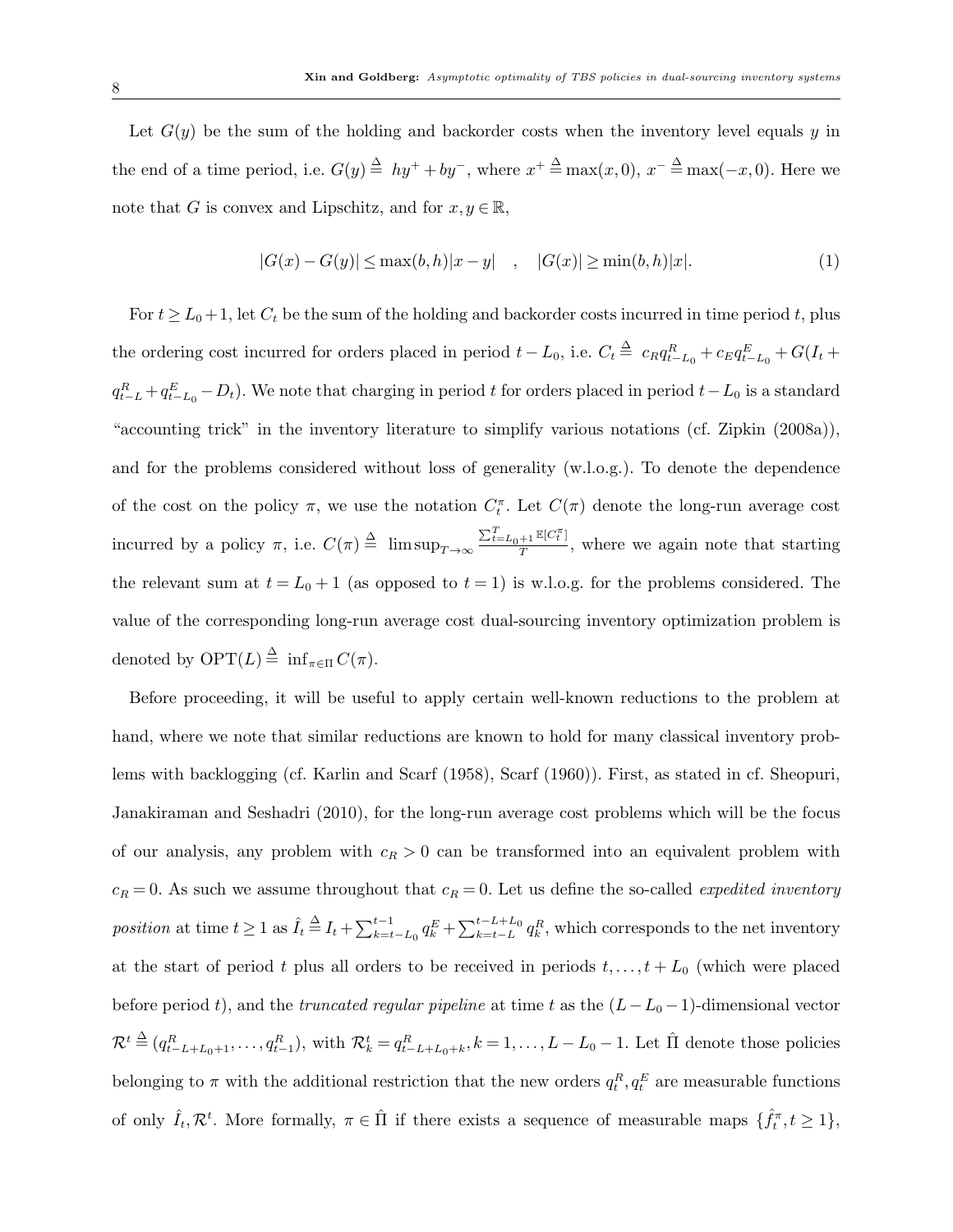Let $G(y)$ be the sum of the holding and backorder costs when the inventory level equals $y$ in the end of a time period, i.e. $G(y) \triangleq hy^+ + by^-$, where $x^+ \triangleq \max(x, 0)$, $x^- \triangleq \max(-x, 0)$. Here we note that $G$ is convex and Lipschitz, and for $x, y \in \mathbb{R}$,

$$|G(x) - G(y)| \leq \max(b, h)|x - y| \quad , \quad |G(x)| \geq \min(b, h)|x|. \tag{1}$$

For $t \geq L_0 + 1$, let $C_t$ be the sum of the holding and backorder costs incurred in time period $t$, plus the ordering cost incurred for orders placed in period $t - L_0$, i.e. $C_t \triangleq c_R q^R_{t-L_0} + c_E q^E_{t-L_0} + G(I_t + q^R_{t-L} + q^E_{t-L_0} - D_t)$. We note that charging in period $t$ for orders placed in period $t - L_0$ is a standard "accounting trick" in the inventory literature to simplify various notations (cf. Zipkin (2008a)), and for the problems considered without loss of generality (w.l.o.g.). To denote the dependence of the cost on the policy $\pi$, we use the notation $C^\pi_t$. Let $C(\pi)$ denote the long-run average cost incurred by a policy $\pi$, i.e. $C(\pi) \triangleq \limsup_{T \to \infty} \frac{\sum_{t=L_0+1}^{T} \mathbb{E}[C^\pi_t]}{T}$, where we again note that starting the relevant sum at $t = L_0 + 1$ (as opposed to $t = 1$) is w.l.o.g. for the problems considered. The value of the corresponding long-run average cost dual-sourcing inventory optimization problem is denoted by $\text{OPT}(L) \triangleq \inf_{\pi \in \Pi} C(\pi)$.

Before proceeding, it will be useful to apply certain well-known reductions to the problem at hand, where we note that similar reductions are known to hold for many classical inventory problems with backlogging (cf. Karlin and Scarf (1958), Scarf (1960)). First, as stated in cf. Sheopuri, Janakiraman and Seshadri (2010), for the long-run average cost problems which will be the focus of our analysis, any problem with $c_R > 0$ can be transformed into an equivalent problem with $c_R = 0$. As such we assume throughout that $c_R = 0$. Let us define the so-called *expedited inventory position* at time $t \geq 1$ as $\hat{I}_t \triangleq I_t + \sum_{k=t-L_0}^{t-1} q^E_k + \sum_{k=t-L}^{t-L+L_0} q^R_k$, which corresponds to the net inventory at the start of period $t$ plus all orders to be received in periods $t, \ldots, t + L_0$ (which were placed before period $t$), and the *truncated regular pipeline* at time $t$ as the $(L - L_0 - 1)$-dimensional vector $\mathcal{R}^t \triangleq (q^R_{t-L+L_0+1}, \ldots, q^R_{t-1})$, with $\mathcal{R}^t_k = q^R_{t-L+L_0+k}, k = 1, \ldots, L - L_0 - 1$. Let $\hat{\Pi}$ denote those policies belonging to $\pi$ with the additional restriction that the new orders $q^R_t, q^E_t$ are measurable functions of only $\hat{I}_t, \mathcal{R}^t$. More formally, $\pi \in \hat{\Pi}$ if there exists a sequence of measurable maps $\{\hat{f}^\pi_t, t \geq 1\}$,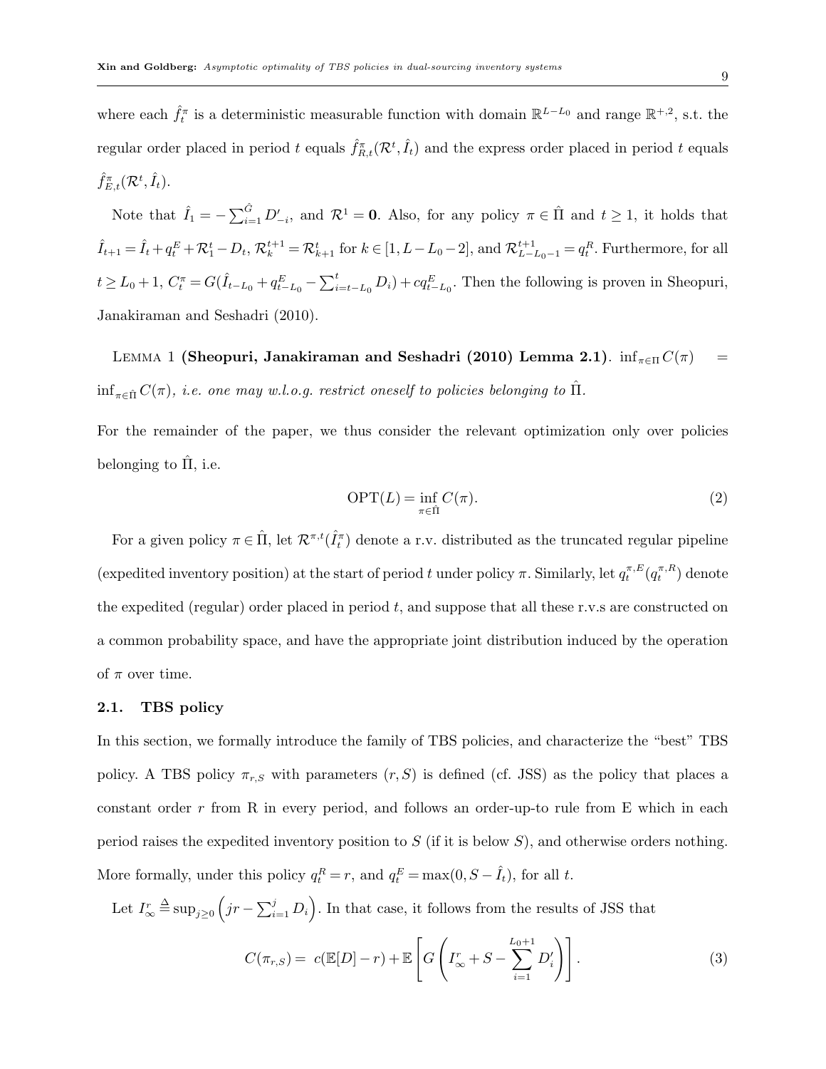where each $\hat{f}^{\pi}_t$ is a deterministic measurable function with domain $\mathbb{R}^{L-L_0}$ and range $\mathbb{R}^{+,2}$, s.t. the regular order placed in period $t$ equals $\hat{f}^{\pi}_{R,t}(\mathcal{R}^t, \hat{I}_t)$ and the express order placed in period $t$ equals $\hat{f}^{\pi}_{E,t}(\mathcal{R}^t, \hat{I}_t)$.

Note that $\hat{I}_1 = -\sum_{i=1}^{\hat{G}} D'_{-i}$, and $\mathcal{R}^1 = \mathbf{0}$. Also, for any policy $\pi \in \hat{\Pi}$ and $t \geq 1$, it holds that $\hat{I}_{t+1} = \hat{I}_t + q^E_t + \mathcal{R}^t_1 - D_t$, $\mathcal{R}^{t+1}_k = \mathcal{R}^t_{k+1}$ for $k \in [1, L-L_0-2]$, and $\mathcal{R}^{t+1}_{L-L_0-1} = q^R_t$. Furthermore, for all $t \geq L_0 + 1$, $C^{\pi}_t = G(\hat{I}_{t-L_0} + q^E_{t-L_0} - \sum_{i=t-L_0}^{t} D_i) + cq^E_{t-L_0}$. Then the following is proven in Sheopuri, Janakiraman and Seshadri (2010).

Lemma 1 **(Sheopuri, Janakiraman and Seshadri (2010) Lemma 2.1)**. *$\inf_{\pi \in \Pi} C(\pi) = \inf_{\pi \in \hat{\Pi}} C(\pi)$, i.e. one may w.l.o.g. restrict oneself to policies belonging to $\hat{\Pi}$.*

For the remainder of the paper, we thus consider the relevant optimization only over policies belonging to $\hat{\Pi}$, i.e.

$$\mathrm{OPT}(L) = \inf_{\pi \in \hat{\Pi}} C(\pi). \tag{2}$$

For a given policy $\pi \in \hat{\Pi}$, let $\mathcal{R}^{\pi,t}(\hat{I}^{\pi}_t)$ denote a r.v. distributed as the truncated regular pipeline (expedited inventory position) at the start of period $t$ under policy $\pi$. Similarly, let $q^{\pi,E}_t(q^{\pi,R}_t)$ denote the expedited (regular) order placed in period $t$, and suppose that all these r.v.s are constructed on a common probability space, and have the appropriate joint distribution induced by the operation of $\pi$ over time.

### 2.1. TBS policy

In this section, we formally introduce the family of TBS policies, and characterize the "best" TBS policy. A TBS policy $\pi_{r,S}$ with parameters $(r, S)$ is defined (cf. JSS) as the policy that places a constant order $r$ from R in every period, and follows an order-up-to rule from E which in each period raises the expedited inventory position to $S$ (if it is below $S$), and otherwise orders nothing. More formally, under this policy $q^R_t = r$, and $q^E_t = \max(0, S - \hat{I}_t)$, for all $t$.

Let $I^r_\infty \triangleq \sup_{j \geq 0} \left( jr - \sum_{i=1}^{j} D_i \right)$. In that case, it follows from the results of JSS that

$$C(\pi_{r,S}) = \; c(\mathbb{E}[D] - r) + \mathbb{E}\left[ G\left( I^r_\infty + S - \sum_{i=1}^{L_0+1} D'_i \right) \right]. \tag{3}$$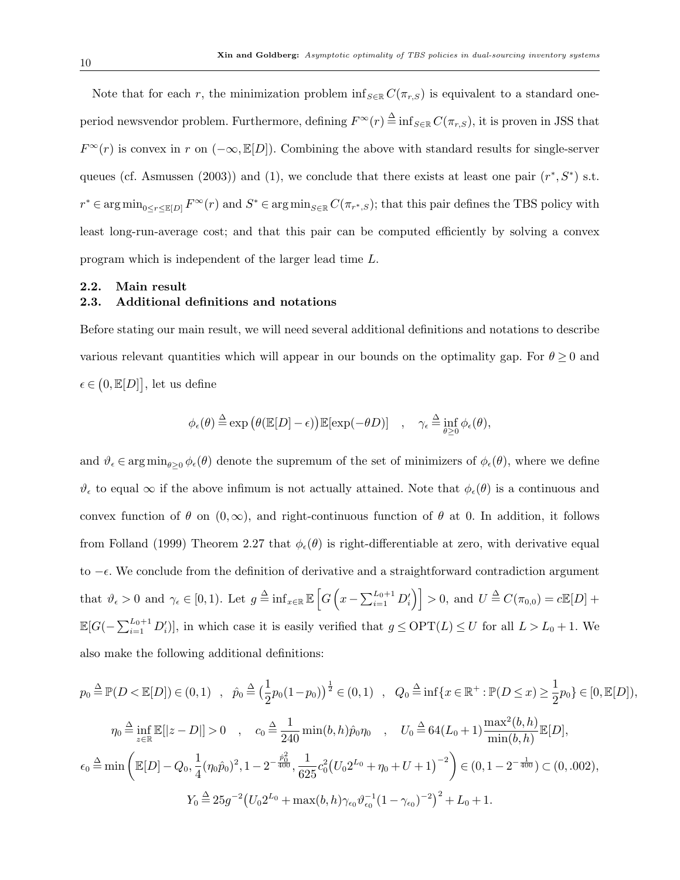Note that for each $r$, the minimization problem $\inf_{S\in\mathbb{R}} C(\pi_{r,S})$ is equivalent to a standard one-period newsvendor problem. Furthermore, defining $F^{\infty}(r) \triangleq \inf_{S\in\mathbb{R}} C(\pi_{r,S})$, it is proven in JSS that $F^{\infty}(r)$ is convex in $r$ on $(-\infty, \mathbb{E}[D])$. Combining the above with standard results for single-server queues (cf. Asmussen (2003)) and (1), we conclude that there exists at least one pair $(r^*, S^*)$ s.t. $r^* \in \arg\min_{0\le r\le \mathbb{E}[D]} F^{\infty}(r)$ and $S^* \in \arg\min_{S\in\mathbb{R}} C(\pi_{r^*,S})$; that this pair defines the TBS policy with least long-run-average cost; and that this pair can be computed efficiently by solving a convex program which is independent of the larger lead time $L$.

## 2.2. Main result

## 2.3. Additional definitions and notations

Before stating our main result, we will need several additional definitions and notations to describe various relevant quantities which will appear in our bounds on the optimality gap. For $\theta \ge 0$ and $\epsilon \in \big(0, \mathbb{E}[D]\big]$, let us define

$$\phi_\epsilon(\theta) \triangleq \exp\big(\theta(\mathbb{E}[D]-\epsilon)\big)\mathbb{E}[\exp(-\theta D)] \quad , \quad \gamma_\epsilon \triangleq \inf_{\theta\ge 0} \phi_\epsilon(\theta),$$

and $\vartheta_\epsilon \in \arg\min_{\theta\ge 0}\phi_\epsilon(\theta)$ denote the supremum of the set of minimizers of $\phi_\epsilon(\theta)$, where we define $\vartheta_\epsilon$ to equal $\infty$ if the above infimum is not actually attained. Note that $\phi_\epsilon(\theta)$ is a continuous and convex function of $\theta$ on $(0,\infty)$, and right-continuous function of $\theta$ at 0. In addition, it follows from Folland (1999) Theorem 2.27 that $\phi_\epsilon(\theta)$ is right-differentiable at zero, with derivative equal to $-\epsilon$. We conclude from the definition of derivative and a straightforward contradiction argument that $\vartheta_\epsilon > 0$ and $\gamma_\epsilon \in [0,1)$. Let $g \triangleq \inf_{x\in\mathbb{R}} \mathbb{E}\Big[G\Big(x - \sum_{i=1}^{L_0+1} D_i'\Big)\Big] > 0$, and $U \triangleq C(\pi_{0,0}) = c\mathbb{E}[D] + \mathbb{E}[G(-\sum_{i=1}^{L_0+1} D_i')]$, in which case it is easily verified that $g \le \mathrm{OPT}(L) \le U$ for all $L > L_0+1$. We also make the following additional definitions:

$$p_0 \triangleq \mathbb{P}(D < \mathbb{E}[D]) \in (0,1) \quad , \quad \hat{p}_0 \triangleq \big(\frac{1}{2}p_0(1-p_0)\big)^{\frac{1}{2}} \in (0,1) \quad , \quad Q_0 \triangleq \inf\{x\in\mathbb{R}^+ : \mathbb{P}(D\le x) \ge \frac{1}{2}p_0\} \in [0, \mathbb{E}[D]),$$

$$\eta_0 \triangleq \inf_{z\in\mathbb{R}} \mathbb{E}[|z-D|] > 0 \quad , \quad c_0 \triangleq \frac{1}{240}\min(b,h)\hat{p}_0\eta_0 \quad , \quad U_0 \triangleq 64(L_0+1)\frac{\max^2(b,h)}{\min(b,h)}\mathbb{E}[D],$$

$$\epsilon_0 \triangleq \min\left(\mathbb{E}[D]-Q_0, \frac{1}{4}(\eta_0\hat{p}_0)^2, 1-2^{-\frac{\hat{p}_0^2}{400}}, \frac{1}{625}c_0^2\big(U_0 2^{L_0}+\eta_0+U+1\big)^{-2}\right) \in (0, 1-2^{-\frac{1}{400}}) \subset (0, .002),$$

$$Y_0 \triangleq 25g^{-2}\big(U_0 2^{L_0} + \max(b,h)\gamma_{\epsilon_0}\vartheta_{\epsilon_0}^{-1}(1-\gamma_{\epsilon_0})^{-2}\big)^2 + L_0 + 1.$$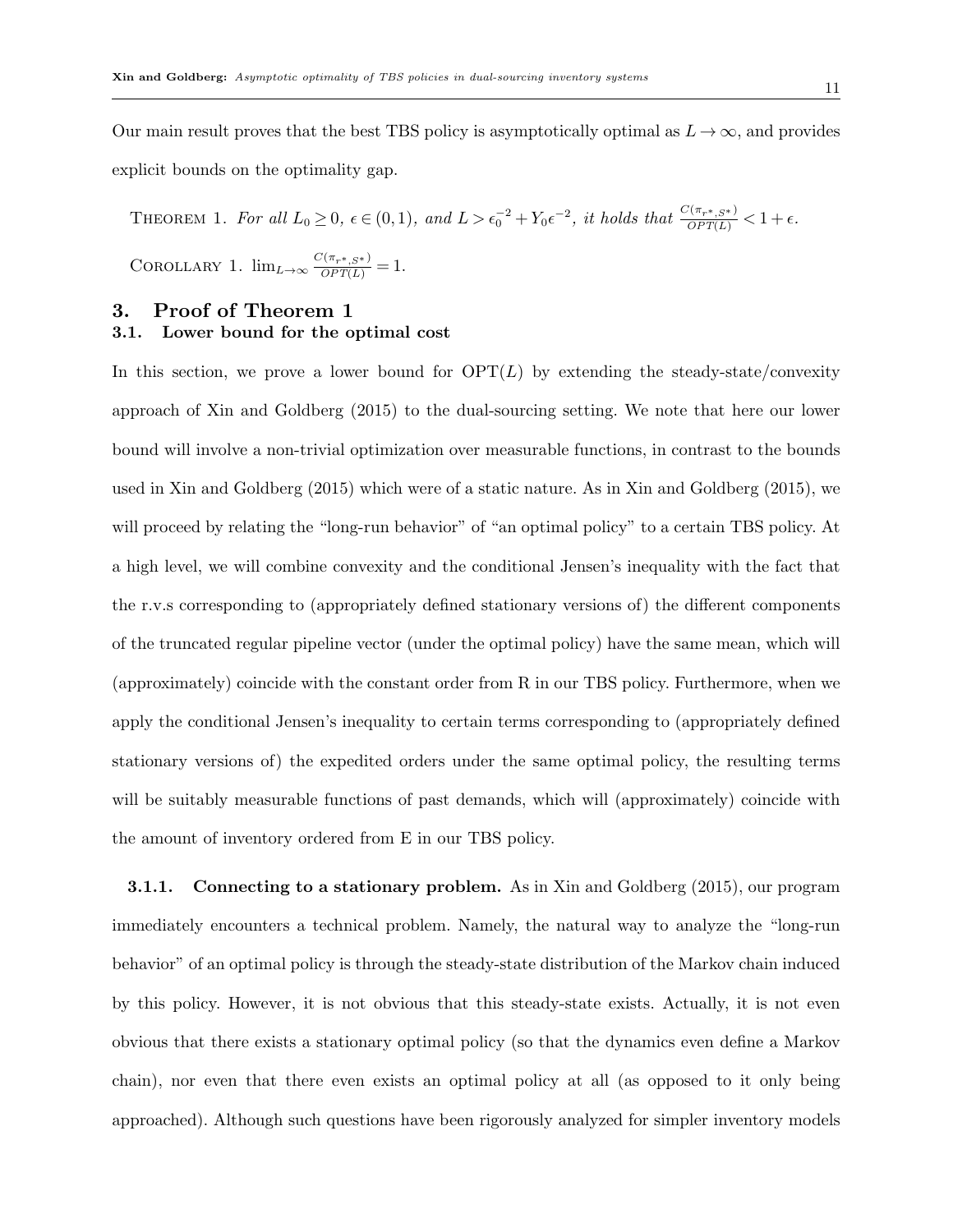Our main result proves that the best TBS policy is asymptotically optimal as $L \to \infty$, and provides explicit bounds on the optimality gap.

THEOREM 1. *For all $L_0 \geq 0$, $\epsilon \in (0,1)$, and $L > \epsilon_0^{-2} + Y_0\epsilon^{-2}$, it holds that $\frac{C(\pi_{r^*,S^*})}{OPT(L)} < 1 + \epsilon$.*

COROLLARY 1. $\lim_{L\to\infty} \frac{C(\pi_{r^*,S^*})}{OPT(L)} = 1$.

## 3. Proof of Theorem 1

### 3.1. Lower bound for the optimal cost

In this section, we prove a lower bound for $\text{OPT}(L)$ by extending the steady-state/convexity approach of Xin and Goldberg (2015) to the dual-sourcing setting. We note that here our lower bound will involve a non-trivial optimization over measurable functions, in contrast to the bounds used in Xin and Goldberg (2015) which were of a static nature. As in Xin and Goldberg (2015), we will proceed by relating the "long-run behavior" of "an optimal policy" to a certain TBS policy. At a high level, we will combine convexity and the conditional Jensen's inequality with the fact that the r.v.s corresponding to (appropriately defined stationary versions of) the different components of the truncated regular pipeline vector (under the optimal policy) have the same mean, which will (approximately) coincide with the constant order from R in our TBS policy. Furthermore, when we apply the conditional Jensen's inequality to certain terms corresponding to (appropriately defined stationary versions of) the expedited orders under the same optimal policy, the resulting terms will be suitably measurable functions of past demands, which will (approximately) coincide with the amount of inventory ordered from E in our TBS policy.

**3.1.1. Connecting to a stationary problem.** As in Xin and Goldberg (2015), our program immediately encounters a technical problem. Namely, the natural way to analyze the "long-run behavior" of an optimal policy is through the steady-state distribution of the Markov chain induced by this policy. However, it is not obvious that this steady-state exists. Actually, it is not even obvious that there exists a stationary optimal policy (so that the dynamics even define a Markov chain), nor even that there even exists an optimal policy at all (as opposed to it only being approached). Although such questions have been rigorously analyzed for simpler inventory models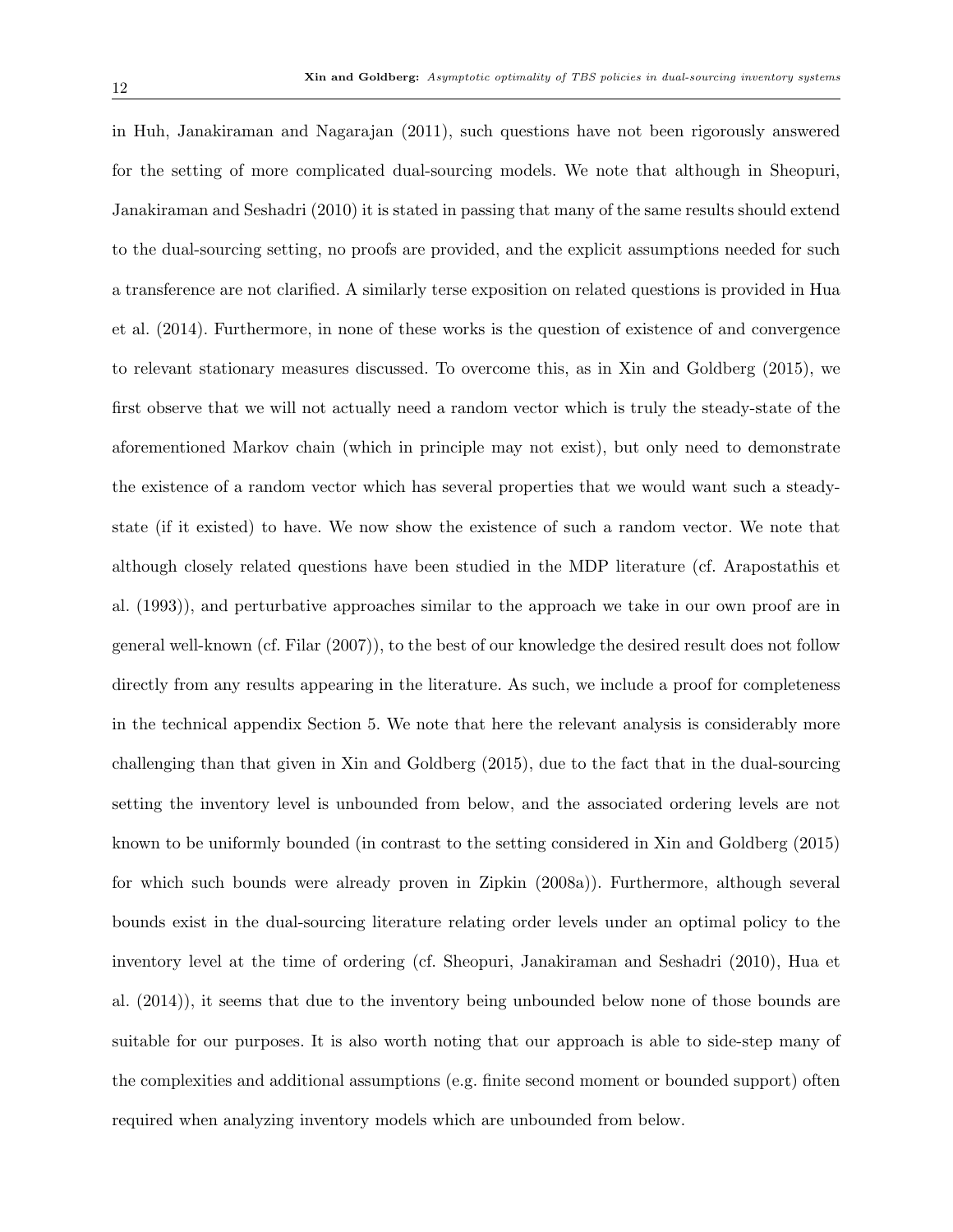in Huh, Janakiraman and Nagarajan (2011), such questions have not been rigorously answered for the setting of more complicated dual-sourcing models. We note that although in Sheopuri, Janakiraman and Seshadri (2010) it is stated in passing that many of the same results should extend to the dual-sourcing setting, no proofs are provided, and the explicit assumptions needed for such a transference are not clarified. A similarly terse exposition on related questions is provided in Hua et al. (2014). Furthermore, in none of these works is the question of existence of and convergence to relevant stationary measures discussed. To overcome this, as in Xin and Goldberg (2015), we first observe that we will not actually need a random vector which is truly the steady-state of the aforementioned Markov chain (which in principle may not exist), but only need to demonstrate the existence of a random vector which has several properties that we would want such a steady-state (if it existed) to have. We now show the existence of such a random vector. We note that although closely related questions have been studied in the MDP literature (cf. Arapostathis et al. (1993)), and perturbative approaches similar to the approach we take in our own proof are in general well-known (cf. Filar (2007)), to the best of our knowledge the desired result does not follow directly from any results appearing in the literature. As such, we include a proof for completeness in the technical appendix Section 5. We note that here the relevant analysis is considerably more challenging than that given in Xin and Goldberg (2015), due to the fact that in the dual-sourcing setting the inventory level is unbounded from below, and the associated ordering levels are not known to be uniformly bounded (in contrast to the setting considered in Xin and Goldberg (2015) for which such bounds were already proven in Zipkin (2008a)). Furthermore, although several bounds exist in the dual-sourcing literature relating order levels under an optimal policy to the inventory level at the time of ordering (cf. Sheopuri, Janakiraman and Seshadri (2010), Hua et al. (2014)), it seems that due to the inventory being unbounded below none of those bounds are suitable for our purposes. It is also worth noting that our approach is able to side-step many of the complexities and additional assumptions (e.g. finite second moment or bounded support) often required when analyzing inventory models which are unbounded from below.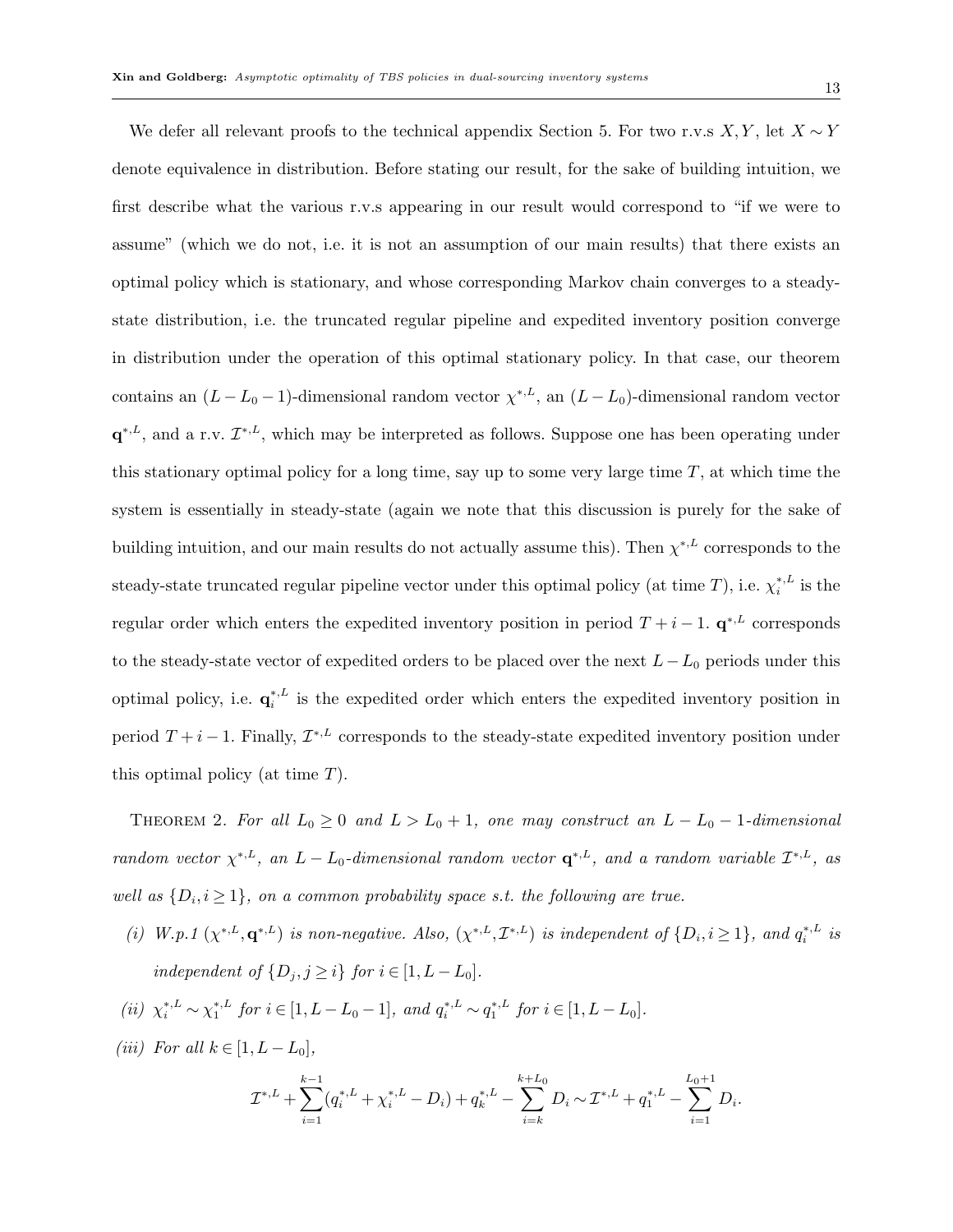We defer all relevant proofs to the technical appendix Section 5. For two r.v.s $X, Y$, let $X \sim Y$ denote equivalence in distribution. Before stating our result, for the sake of building intuition, we first describe what the various r.v.s appearing in our result would correspond to "if we were to assume" (which we do not, i.e. it is not an assumption of our main results) that there exists an optimal policy which is stationary, and whose corresponding Markov chain converges to a steady-state distribution, i.e. the truncated regular pipeline and expedited inventory position converge in distribution under the operation of this optimal stationary policy. In that case, our theorem contains an $(L - L_0 - 1)$-dimensional random vector $\chi^{*,L}$, an $(L - L_0)$-dimensional random vector $\mathbf{q}^{*,L}$, and a r.v. $\mathcal{I}^{*,L}$, which may be interpreted as follows. Suppose one has been operating under this stationary optimal policy for a long time, say up to some very large time $T$, at which time the system is essentially in steady-state (again we note that this discussion is purely for the sake of building intuition, and our main results do not actually assume this). Then $\chi^{*,L}$ corresponds to the steady-state truncated regular pipeline vector under this optimal policy (at time $T$), i.e. $\chi_i^{*,L}$ is the regular order which enters the expedited inventory position in period $T + i - 1$. $\mathbf{q}^{*,L}$ corresponds to the steady-state vector of expedited orders to be placed over the next $L - L_0$ periods under this optimal policy, i.e. $\mathbf{q}_i^{*,L}$ is the expedited order which enters the expedited inventory position in period $T + i - 1$. Finally, $\mathcal{I}^{*,L}$ corresponds to the steady-state expedited inventory position under this optimal policy (at time $T$).

THEOREM 2. *For all $L_0 \geq 0$ and $L > L_0 + 1$, one may construct an $L - L_0 - 1$-dimensional random vector $\chi^{*,L}$, an $L - L_0$-dimensional random vector $\mathbf{q}^{*,L}$, and a random variable $\mathcal{I}^{*,L}$, as well as $\{D_i, i \geq 1\}$, on a common probability space s.t. the following are true.*

*(i) W.p.1 $(\chi^{*,L}, \mathbf{q}^{*,L})$ is non-negative. Also, $(\chi^{*,L}, \mathcal{I}^{*,L})$ is independent of $\{D_i, i \geq 1\}$, and $q_i^{*,L}$ is independent of $\{D_j, j \geq i\}$ for $i \in [1, L - L_0]$.*

*(ii) $\chi_i^{*,L} \sim \chi_1^{*,L}$ for $i \in [1, L - L_0 - 1]$, and $q_i^{*,L} \sim q_1^{*,L}$ for $i \in [1, L - L_0]$.*

*(iii) For all $k \in [1, L - L_0]$,*

$$\mathcal{I}^{*,L} + \sum_{i=1}^{k-1} (q_i^{*,L} + \chi_i^{*,L} - D_i) + q_k^{*,L} - \sum_{i=k}^{k+L_0} D_i \sim \mathcal{I}^{*,L} + q_1^{*,L} - \sum_{i=1}^{L_0+1} D_i.$$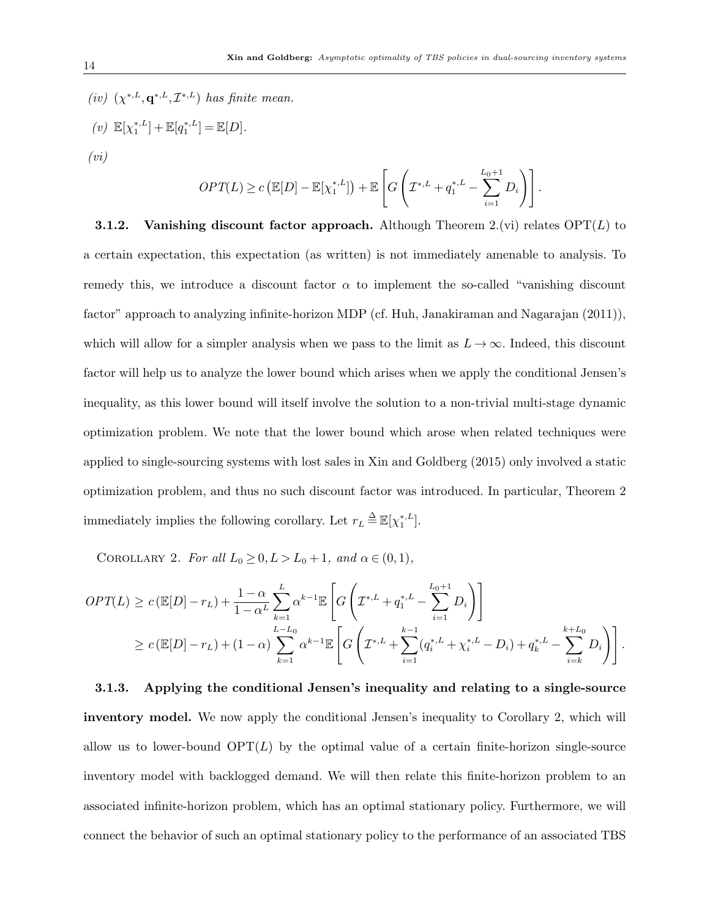*(iv)* $(\chi^{*,L}, \mathbf{q}^{*,L}, \mathcal{I}^{*,L})$ *has finite mean.*

*(v)* $\mathbb{E}[\chi_1^{*,L}] + \mathbb{E}[q_1^{*,L}] = \mathbb{E}[D]$.

*(vi)*

$$OPT(L) \geq c\left(\mathbb{E}[D] - \mathbb{E}[\chi_1^{*,L}]\right) + \mathbb{E}\left[G\left(\mathcal{I}^{*,L} + q_1^{*,L} - \sum_{i=1}^{L_0+1} D_i\right)\right].$$

**3.1.2. Vanishing discount factor approach.** Although Theorem 2.(vi) relates OPT$(L)$ to a certain expectation, this expectation (as written) is not immediately amenable to analysis. To remedy this, we introduce a discount factor $\alpha$ to implement the so-called "vanishing discount factor" approach to analyzing infinite-horizon MDP (cf. Huh, Janakiraman and Nagarajan (2011)), which will allow for a simpler analysis when we pass to the limit as $L \to \infty$. Indeed, this discount factor will help us to analyze the lower bound which arises when we apply the conditional Jensen's inequality, as this lower bound will itself involve the solution to a non-trivial multi-stage dynamic optimization problem. We note that the lower bound which arose when related techniques were applied to single-sourcing systems with lost sales in Xin and Goldberg (2015) only involved a static optimization problem, and thus no such discount factor was introduced. In particular, Theorem 2 immediately implies the following corollary. Let $r_L \triangleq \mathbb{E}[\chi_1^{*,L}]$.

Corollary 2. *For all $L_0 \geq 0, L > L_0 + 1$, and $\alpha \in (0,1)$,*

$$\begin{aligned}
OPT(L) &\geq c\left(\mathbb{E}[D] - r_L\right) + \frac{1-\alpha}{1-\alpha^L}\sum_{k=1}^{L}\alpha^{k-1}\mathbb{E}\left[G\left(\mathcal{I}^{*,L} + q_1^{*,L} - \sum_{i=1}^{L_0+1} D_i\right)\right] \\
&\geq c\left(\mathbb{E}[D] - r_L\right) + (1-\alpha)\sum_{k=1}^{L-L_0}\alpha^{k-1}\mathbb{E}\left[G\left(\mathcal{I}^{*,L} + \sum_{i=1}^{k-1}(q_i^{*,L} + \chi_i^{*,L} - D_i) + q_k^{*,L} - \sum_{i=k}^{k+L_0} D_i\right)\right].
\end{aligned}$$

**3.1.3. Applying the conditional Jensen's inequality and relating to a single-source inventory model.** We now apply the conditional Jensen's inequality to Corollary 2, which will allow us to lower-bound OPT$(L)$ by the optimal value of a certain finite-horizon single-source inventory model with backlogged demand. We will then relate this finite-horizon problem to an associated infinite-horizon problem, which has an optimal stationary policy. Furthermore, we will connect the behavior of such an optimal stationary policy to the performance of an associated TBS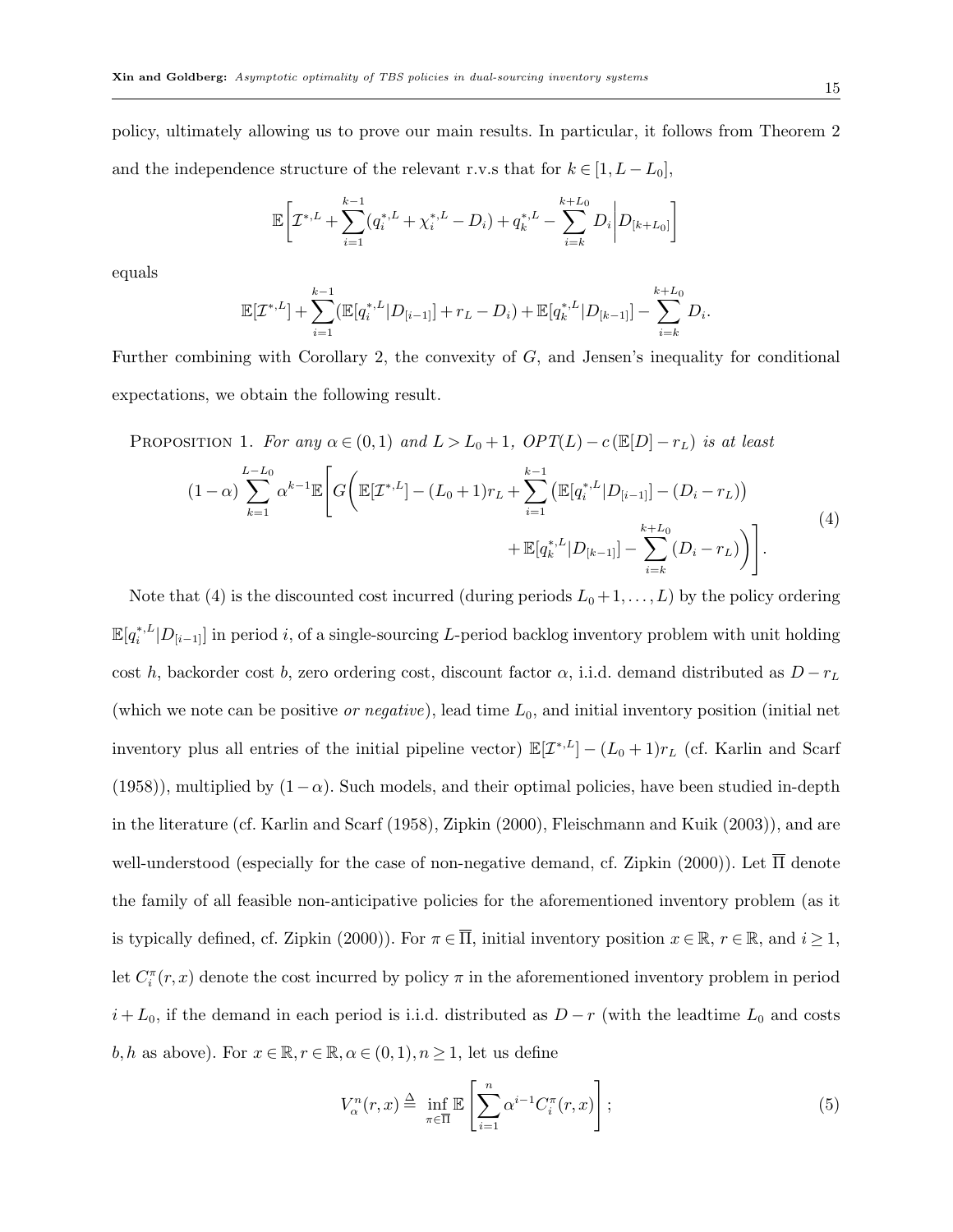policy, ultimately allowing us to prove our main results. In particular, it follows from Theorem 2 and the independence structure of the relevant r.v.s that for $k \in [1, L - L_0]$,

$$\mathbb{E}\Bigg[\mathcal{I}^{*,L} + \sum_{i=1}^{k-1}(q_i^{*,L} + \chi_i^{*,L} - D_i) + q_k^{*,L} - \sum_{i=k}^{k+L_0} D_i \Bigg| D_{[k+L_0]}\Bigg]$$

equals

$$\mathbb{E}[\mathcal{I}^{*,L}] + \sum_{i=1}^{k-1}(\mathbb{E}[q_i^{*,L}|D_{[i-1]}] + r_L - D_i) + \mathbb{E}[q_k^{*,L}|D_{[k-1]}] - \sum_{i=k}^{k+L_0} D_i.$$

Further combining with Corollary 2, the convexity of $G$, and Jensen's inequality for conditional expectations, we obtain the following result.

Proposition 1. *For any $\alpha \in (0,1)$ and $L > L_0 + 1$, $OPT(L) - c\,(\mathbb{E}[D] - r_L)$ is at least*

$$(1-\alpha)\sum_{k=1}^{L-L_0}\alpha^{k-1}\mathbb{E}\Bigg[G\bigg(\mathbb{E}[\mathcal{I}^{*,L}] - (L_0+1)r_L + \sum_{i=1}^{k-1}\big(\mathbb{E}[q_i^{*,L}|D_{[i-1]}] - (D_i - r_L)\big) + \mathbb{E}[q_k^{*,L}|D_{[k-1]}] - \sum_{i=k}^{k+L_0}(D_i - r_L)\bigg)\Bigg]. \tag{4}$$

Note that (4) is the discounted cost incurred (during periods $L_0+1,\ldots,L$) by the policy ordering $\mathbb{E}[q_i^{*,L}|D_{[i-1]}]$ in period $i$, of a single-sourcing $L$-period backlog inventory problem with unit holding cost $h$, backorder cost $b$, zero ordering cost, discount factor $\alpha$, i.i.d. demand distributed as $D - r_L$ (which we note can be positive *or negative*), lead time $L_0$, and initial inventory position (initial net inventory plus all entries of the initial pipeline vector) $\mathbb{E}[\mathcal{I}^{*,L}] - (L_0+1)r_L$ (cf. Karlin and Scarf (1958)), multiplied by $(1-\alpha)$. Such models, and their optimal policies, have been studied in-depth in the literature (cf. Karlin and Scarf (1958), Zipkin (2000), Fleischmann and Kuik (2003)), and are well-understood (especially for the case of non-negative demand, cf. Zipkin (2000)). Let $\overline{\Pi}$ denote the family of all feasible non-anticipative policies for the aforementioned inventory problem (as it is typically defined, cf. Zipkin (2000)). For $\pi \in \overline{\Pi}$, initial inventory position $x \in \mathbb{R}$, $r \in \mathbb{R}$, and $i \geq 1$, let $C_i^{\pi}(r,x)$ denote the cost incurred by policy $\pi$ in the aforementioned inventory problem in period $i + L_0$, if the demand in each period is i.i.d. distributed as $D - r$ (with the leadtime $L_0$ and costs $b, h$ as above). For $x \in \mathbb{R}, r \in \mathbb{R}, \alpha \in (0,1), n \geq 1$, let us define

$$V_{\alpha}^{n}(r,x) \triangleq \inf_{\pi \in \overline{\Pi}} \mathbb{E}\left[\sum_{i=1}^{n}\alpha^{i-1}C_i^{\pi}(r,x)\right]; \tag{5}$$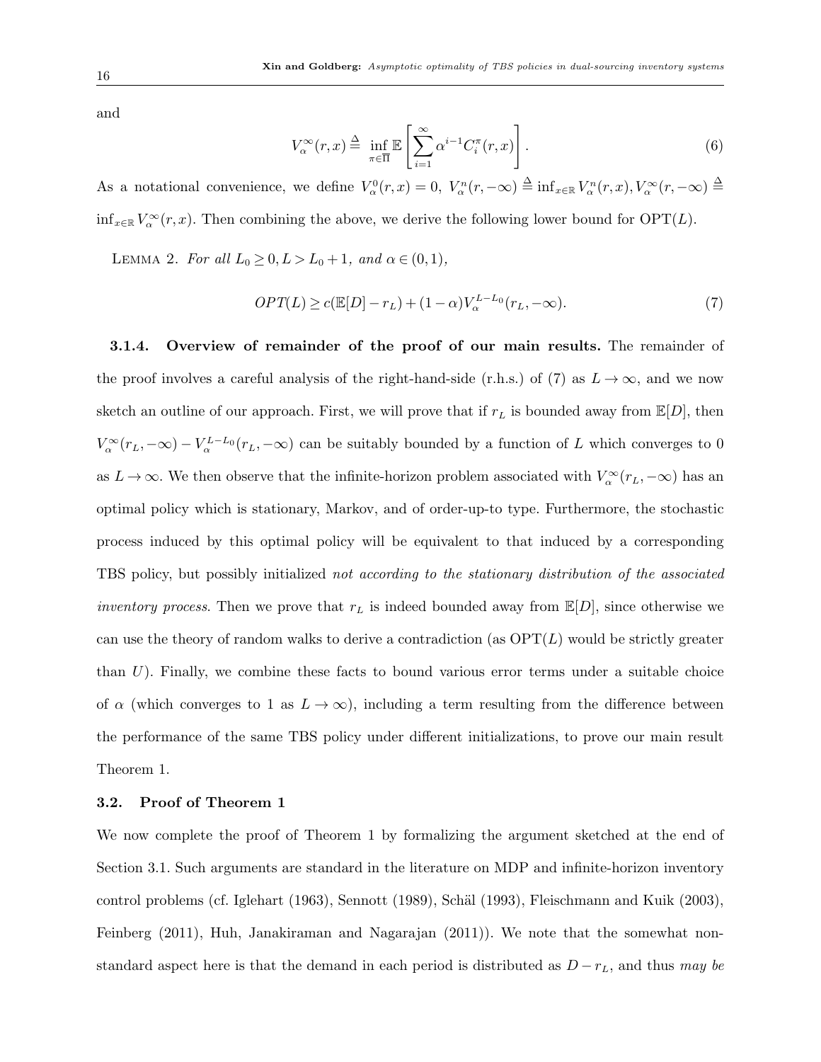and

$$V_\alpha^\infty(r,x) \triangleq \inf_{\pi\in\overline{\Pi}} \mathbb{E}\left[\sum_{i=1}^{\infty} \alpha^{i-1} C_i^\pi(r,x)\right]. \tag{6}$$

As a notational convenience, we define $V_\alpha^0(r,x) = 0$, $V_\alpha^n(r,-\infty) \triangleq \inf_{x\in\mathbb{R}} V_\alpha^n(r,x), V_\alpha^\infty(r,-\infty) \triangleq \inf_{x\in\mathbb{R}} V_\alpha^\infty(r,x)$. Then combining the above, we derive the following lower bound for $\text{OPT}(L)$.

Lemma 2. *For all $L_0 \geq 0, L > L_0 + 1$, and $\alpha \in (0,1)$,*

$$OPT(L) \geq c(\mathbb{E}[D] - r_L) + (1-\alpha) V_\alpha^{L-L_0}(r_L, -\infty). \tag{7}$$

**3.1.4. Overview of remainder of the proof of our main results.** The remainder of the proof involves a careful analysis of the right-hand-side (r.h.s.) of (7) as $L \to \infty$, and we now sketch an outline of our approach. First, we will prove that if $r_L$ is bounded away from $\mathbb{E}[D]$, then $V_\alpha^\infty(r_L,-\infty) - V_\alpha^{L-L_0}(r_L,-\infty)$ can be suitably bounded by a function of $L$ which converges to 0 as $L \to \infty$. We then observe that the infinite-horizon problem associated with $V_\alpha^\infty(r_L,-\infty)$ has an optimal policy which is stationary, Markov, and of order-up-to type. Furthermore, the stochastic process induced by this optimal policy will be equivalent to that induced by a corresponding TBS policy, but possibly initialized *not according to the stationary distribution of the associated inventory process*. Then we prove that $r_L$ is indeed bounded away from $\mathbb{E}[D]$, since otherwise we can use the theory of random walks to derive a contradiction (as $\text{OPT}(L)$ would be strictly greater than $U$). Finally, we combine these facts to bound various error terms under a suitable choice of $\alpha$ (which converges to 1 as $L \to \infty$), including a term resulting from the difference between the performance of the same TBS policy under different initializations, to prove our main result Theorem 1.

### 3.2. Proof of Theorem 1

We now complete the proof of Theorem 1 by formalizing the argument sketched at the end of Section 3.1. Such arguments are standard in the literature on MDP and infinite-horizon inventory control problems (cf. Iglehart (1963), Sennott (1989), Schäl (1993), Fleischmann and Kuik (2003), Feinberg (2011), Huh, Janakiraman and Nagarajan (2011)). We note that the somewhat non-standard aspect here is that the demand in each period is distributed as $D - r_L$, and thus *may be*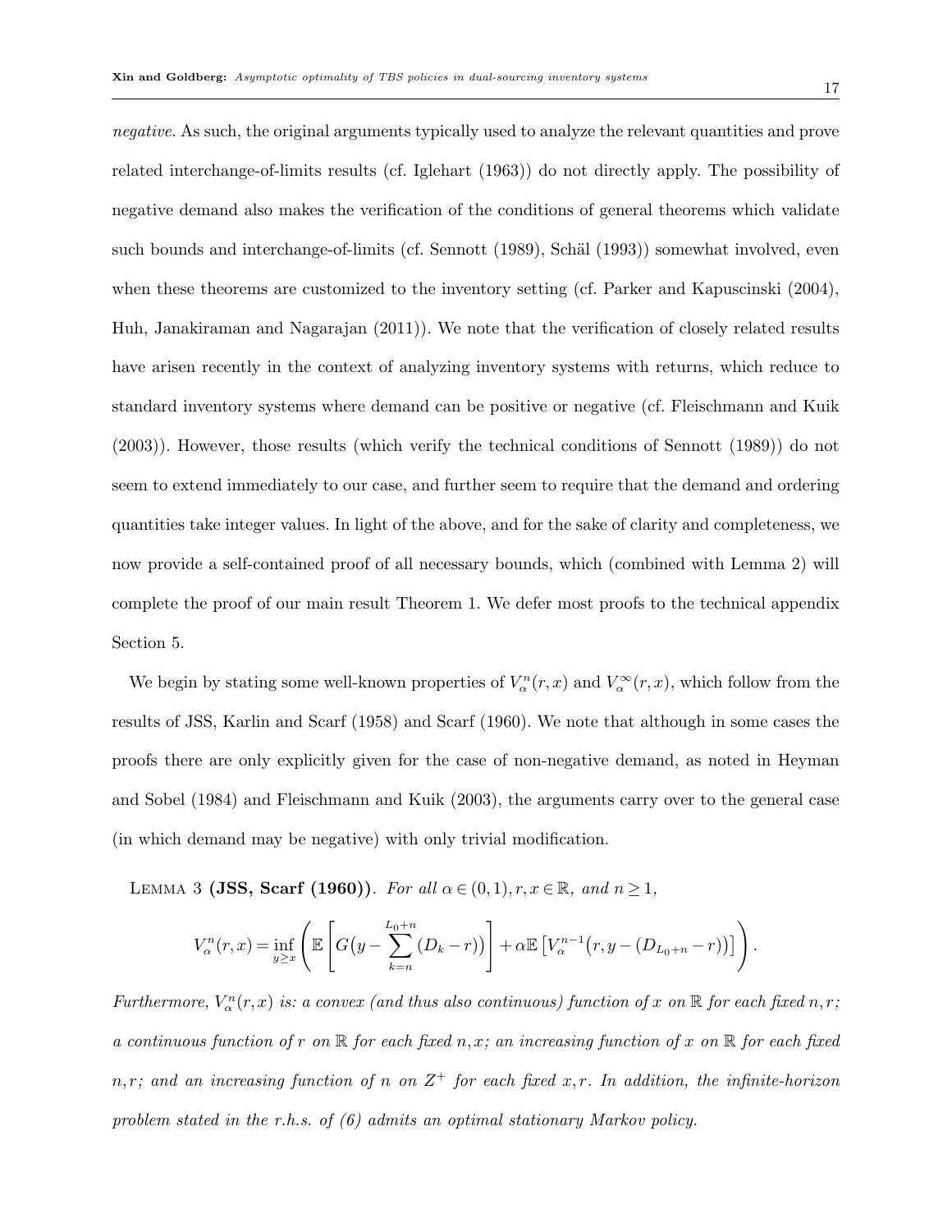*negative*. As such, the original arguments typically used to analyze the relevant quantities and prove related interchange-of-limits results (cf. Iglehart (1963)) do not directly apply. The possibility of negative demand also makes the verification of the conditions of general theorems which validate such bounds and interchange-of-limits (cf. Sennott (1989), Schäl (1993)) somewhat involved, even when these theorems are customized to the inventory setting (cf. Parker and Kapuscinski (2004), Huh, Janakiraman and Nagarajan (2011)). We note that the verification of closely related results have arisen recently in the context of analyzing inventory systems with returns, which reduce to standard inventory systems where demand can be positive or negative (cf. Fleischmann and Kuik (2003)). However, those results (which verify the technical conditions of Sennott (1989)) do not seem to extend immediately to our case, and further seem to require that the demand and ordering quantities take integer values. In light of the above, and for the sake of clarity and completeness, we now provide a self-contained proof of all necessary bounds, which (combined with Lemma 2) will complete the proof of our main result Theorem 1. We defer most proofs to the technical appendix Section 5.

We begin by stating some well-known properties of $V^n_\alpha(r,x)$ and $V^\infty_\alpha(r,x)$, which follow from the results of JSS, Karlin and Scarf (1958) and Scarf (1960). We note that although in some cases the proofs there are only explicitly given for the case of non-negative demand, as noted in Heyman and Sobel (1984) and Fleischmann and Kuik (2003), the arguments carry over to the general case (in which demand may be negative) with only trivial modification.

Lemma 3 **(JSS, Scarf (1960))**. *For all $\alpha \in (0,1), r, x \in \mathbb{R}$, and $n \geq 1$,*

$$V^n_\alpha(r,x) = \inf_{y \geq x} \left( \mathbb{E}\left[ G\big(y - \sum_{k=n}^{L_0+n} (D_k - r)\big) \right] + \alpha \mathbb{E}\left[ V^{n-1}_\alpha\big(r, y - (D_{L_0+n} - r)\big) \right] \right).$$

*Furthermore, $V^n_\alpha(r,x)$ is: a convex (and thus also continuous) function of $x$ on $\mathbb{R}$ for each fixed $n, r$; a continuous function of $r$ on $\mathbb{R}$ for each fixed $n, x$; an increasing function of $x$ on $\mathbb{R}$ for each fixed $n, r$; and an increasing function of $n$ on $Z^+$ for each fixed $x, r$. In addition, the infinite-horizon problem stated in the r.h.s. of (6) admits an optimal stationary Markov policy.*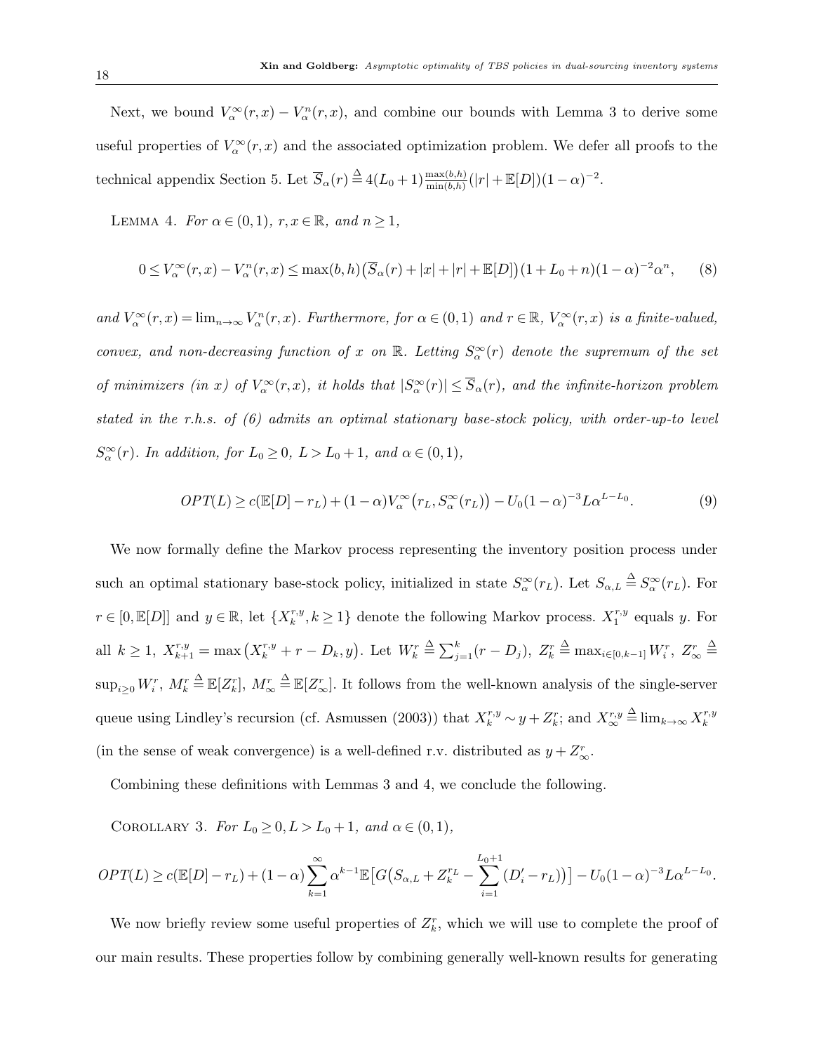Next, we bound $V_\alpha^\infty(r,x) - V_\alpha^n(r,x)$, and combine our bounds with Lemma 3 to derive some useful properties of $V_\alpha^\infty(r,x)$ and the associated optimization problem. We defer all proofs to the technical appendix Section 5. Let $\overline{S}_\alpha(r) \triangleq 4(L_0+1)\frac{\max(b,h)}{\min(b,h)}(|r|+\mathbb{E}[D])(1-\alpha)^{-2}$.

Lemma 4. *For $\alpha \in (0,1)$, $r, x \in \mathbb{R}$, and $n \geq 1$,*

$$0 \leq V_\alpha^\infty(r,x) - V_\alpha^n(r,x) \leq \max(b,h)\big(\overline{S}_\alpha(r) + |x| + |r| + \mathbb{E}[D]\big)(1+L_0+n)(1-\alpha)^{-2}\alpha^n, \qquad (8)$$

*and $V_\alpha^\infty(r,x) = \lim_{n\to\infty} V_\alpha^n(r,x)$. Furthermore, for $\alpha \in (0,1)$ and $r \in \mathbb{R}$, $V_\alpha^\infty(r,x)$ is a finite-valued, convex, and non-decreasing function of $x$ on $\mathbb{R}$. Letting $S_\alpha^\infty(r)$ denote the supremum of the set of minimizers (in $x$) of $V_\alpha^\infty(r,x)$, it holds that $|S_\alpha^\infty(r)| \leq \overline{S}_\alpha(r)$, and the infinite-horizon problem stated in the r.h.s. of (6) admits an optimal stationary base-stock policy, with order-up-to level $S_\alpha^\infty(r)$. In addition, for $L_0 \geq 0$, $L > L_0+1$, and $\alpha \in (0,1)$,*

$$OPT(L) \geq c(\mathbb{E}[D] - r_L) + (1-\alpha)V_\alpha^\infty\big(r_L, S_\alpha^\infty(r_L)\big) - U_0(1-\alpha)^{-3}L\alpha^{L-L_0}. \qquad (9)$$

We now formally define the Markov process representing the inventory position process under such an optimal stationary base-stock policy, initialized in state $S_\alpha^\infty(r_L)$. Let $S_{\alpha,L} \triangleq S_\alpha^\infty(r_L)$. For $r \in [0, \mathbb{E}[D]]$ and $y \in \mathbb{R}$, let $\{X_k^{r,y}, k \geq 1\}$ denote the following Markov process. $X_1^{r,y}$ equals $y$. For all $k \geq 1$, $X_{k+1}^{r,y} = \max\big(X_k^{r,y} + r - D_k, y\big)$. Let $W_k^r \triangleq \sum_{j=1}^k (r - D_j)$, $Z_k^r \triangleq \max_{i\in[0,k-1]} W_i^r$, $Z_\infty^r \triangleq \sup_{i\geq 0} W_i^r$, $M_k^r \triangleq \mathbb{E}[Z_k^r]$, $M_\infty^r \triangleq \mathbb{E}[Z_\infty^r]$. It follows from the well-known analysis of the single-server queue using Lindley's recursion (cf. Asmussen (2003)) that $X_k^{r,y} \sim y + Z_k^r$; and $X_\infty^{r,y} \triangleq \lim_{k\to\infty} X_k^{r,y}$ (in the sense of weak convergence) is a well-defined r.v. distributed as $y + Z_\infty^r$.

Combining these definitions with Lemmas 3 and 4, we conclude the following.

Corollary 3. *For $L_0 \geq 0, L > L_0+1$, and $\alpha \in (0,1)$,*

$$OPT(L) \geq c(\mathbb{E}[D] - r_L) + (1-\alpha)\sum_{k=1}^\infty \alpha^{k-1}\mathbb{E}\Big[G\Big(S_{\alpha,L} + Z_k^{r_L} - \sum_{i=1}^{L_0+1}(D_i' - r_L)\Big)\Big] - U_0(1-\alpha)^{-3}L\alpha^{L-L_0}.$$

We now briefly review some useful properties of $Z_k^r$, which we will use to complete the proof of our main results. These properties follow by combining generally well-known results for generating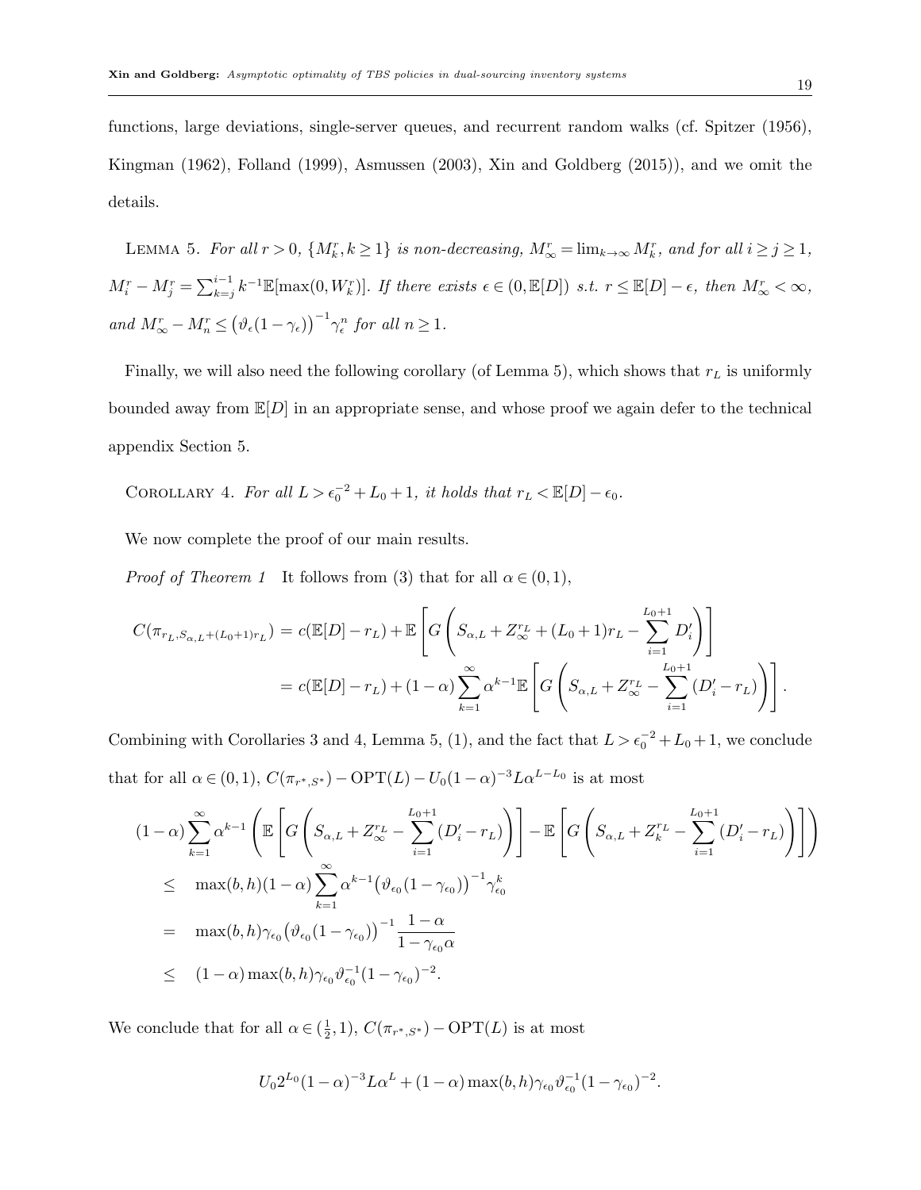functions, large deviations, single-server queues, and recurrent random walks (cf. Spitzer (1956), Kingman (1962), Folland (1999), Asmussen (2003), Xin and Goldberg (2015)), and we omit the details.

LEMMA 5. *For all $r > 0$, $\{M_k^r, k \geq 1\}$ is non-decreasing, $M_\infty^r = \lim_{k\to\infty} M_k^r$, and for all $i \geq j \geq 1$, $M_i^r - M_j^r = \sum_{k=j}^{i-1} k^{-1}\mathbb{E}[\max(0, W_k^r)]$. If there exists $\epsilon \in (0, \mathbb{E}[D])$ s.t. $r \leq \mathbb{E}[D] - \epsilon$, then $M_\infty^r < \infty$, and $M_\infty^r - M_n^r \leq \big(\vartheta_\epsilon(1-\gamma_\epsilon)\big)^{-1}\gamma_\epsilon^n$ for all $n \geq 1$.*

Finally, we will also need the following corollary (of Lemma 5), which shows that $r_L$ is uniformly bounded away from $\mathbb{E}[D]$ in an appropriate sense, and whose proof we again defer to the technical appendix Section 5.

COROLLARY 4. *For all $L > \epsilon_0^{-2} + L_0 + 1$, it holds that $r_L < \mathbb{E}[D] - \epsilon_0$.*

We now complete the proof of our main results.

*Proof of Theorem 1* It follows from (3) that for all $\alpha \in (0,1)$,

$$
\begin{aligned}
C(\pi_{r_L, S_{\alpha,L}+(L_0+1)r_L}) &= c(\mathbb{E}[D] - r_L) + \mathbb{E}\left[G\left(S_{\alpha,L} + Z_\infty^{r_L} + (L_0+1)r_L - \sum_{i=1}^{L_0+1} D_i'\right)\right] \\
&= c(\mathbb{E}[D] - r_L) + (1-\alpha)\sum_{k=1}^{\infty}\alpha^{k-1}\mathbb{E}\left[G\left(S_{\alpha,L} + Z_\infty^{r_L} - \sum_{i=1}^{L_0+1}(D_i' - r_L)\right)\right].
\end{aligned}
$$

Combining with Corollaries 3 and 4, Lemma 5, (1), and the fact that $L > \epsilon_0^{-2} + L_0 + 1$, we conclude that for all $\alpha \in (0,1)$, $C(\pi_{r^*,S^*}) - \mathrm{OPT}(L) - U_0(1-\alpha)^{-3}L\alpha^{L-L_0}$ is at most

$$
\begin{aligned}
&(1-\alpha)\sum_{k=1}^{\infty}\alpha^{k-1}\left(\mathbb{E}\left[G\left(S_{\alpha,L} + Z_\infty^{r_L} - \sum_{i=1}^{L_0+1}(D_i' - r_L)\right)\right] - \mathbb{E}\left[G\left(S_{\alpha,L} + Z_k^{r_L} - \sum_{i=1}^{L_0+1}(D_i' - r_L)\right)\right]\right) \\
&\leq \quad \max(b,h)(1-\alpha)\sum_{k=1}^{\infty}\alpha^{k-1}\big(\vartheta_{\epsilon_0}(1-\gamma_{\epsilon_0})\big)^{-1}\gamma_{\epsilon_0}^k \\
&= \quad \max(b,h)\gamma_{\epsilon_0}\big(\vartheta_{\epsilon_0}(1-\gamma_{\epsilon_0})\big)^{-1}\frac{1-\alpha}{1-\gamma_{\epsilon_0}\alpha} \\
&\leq \quad (1-\alpha)\max(b,h)\gamma_{\epsilon_0}\vartheta_{\epsilon_0}^{-1}(1-\gamma_{\epsilon_0})^{-2}.
\end{aligned}
$$

We conclude that for all $\alpha \in (\frac{1}{2}, 1)$, $C(\pi_{r^*,S^*}) - \mathrm{OPT}(L)$ is at most

$$
U_0 2^{L_0}(1-\alpha)^{-3}L\alpha^L + (1-\alpha)\max(b,h)\gamma_{\epsilon_0}\vartheta_{\epsilon_0}^{-1}(1-\gamma_{\epsilon_0})^{-2}.
$$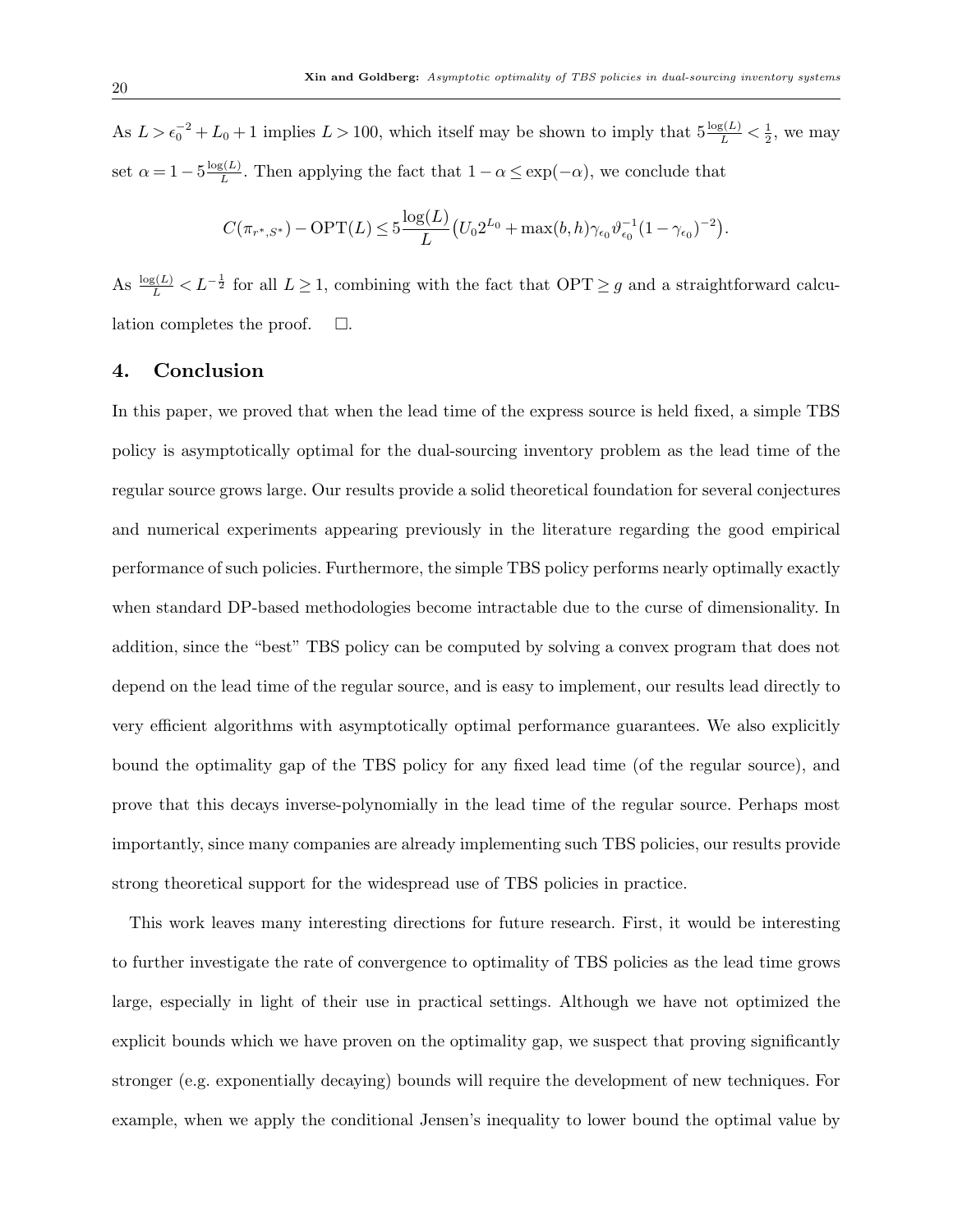As $L > \epsilon_0^{-2} + L_0 + 1$ implies $L > 100$, which itself may be shown to imply that $5\frac{\log(L)}{L} < \frac{1}{2}$, we may set $\alpha = 1 - 5\frac{\log(L)}{L}$. Then applying the fact that $1 - \alpha \leq \exp(-\alpha)$, we conclude that

$$C(\pi_{r^*,S^*}) - \text{OPT}(L) \leq 5\frac{\log(L)}{L}\big(U_0 2^{L_0} + \max(b,h)\gamma_{\epsilon_0}\vartheta_{\epsilon_0}^{-1}(1-\gamma_{\epsilon_0})^{-2}\big).$$

As $\frac{\log(L)}{L} < L^{-\frac{1}{2}}$ for all $L \geq 1$, combining with the fact that $\text{OPT} \geq g$ and a straightforward calculation completes the proof. $\square$.

## 4. Conclusion

In this paper, we proved that when the lead time of the express source is held fixed, a simple TBS policy is asymptotically optimal for the dual-sourcing inventory problem as the lead time of the regular source grows large. Our results provide a solid theoretical foundation for several conjectures and numerical experiments appearing previously in the literature regarding the good empirical performance of such policies. Furthermore, the simple TBS policy performs nearly optimally exactly when standard DP-based methodologies become intractable due to the curse of dimensionality. In addition, since the "best" TBS policy can be computed by solving a convex program that does not depend on the lead time of the regular source, and is easy to implement, our results lead directly to very efficient algorithms with asymptotically optimal performance guarantees. We also explicitly bound the optimality gap of the TBS policy for any fixed lead time (of the regular source), and prove that this decays inverse-polynomially in the lead time of the regular source. Perhaps most importantly, since many companies are already implementing such TBS policies, our results provide strong theoretical support for the widespread use of TBS policies in practice.

This work leaves many interesting directions for future research. First, it would be interesting to further investigate the rate of convergence to optimality of TBS policies as the lead time grows large, especially in light of their use in practical settings. Although we have not optimized the explicit bounds which we have proven on the optimality gap, we suspect that proving significantly stronger (e.g. exponentially decaying) bounds will require the development of new techniques. For example, when we apply the conditional Jensen's inequality to lower bound the optimal value by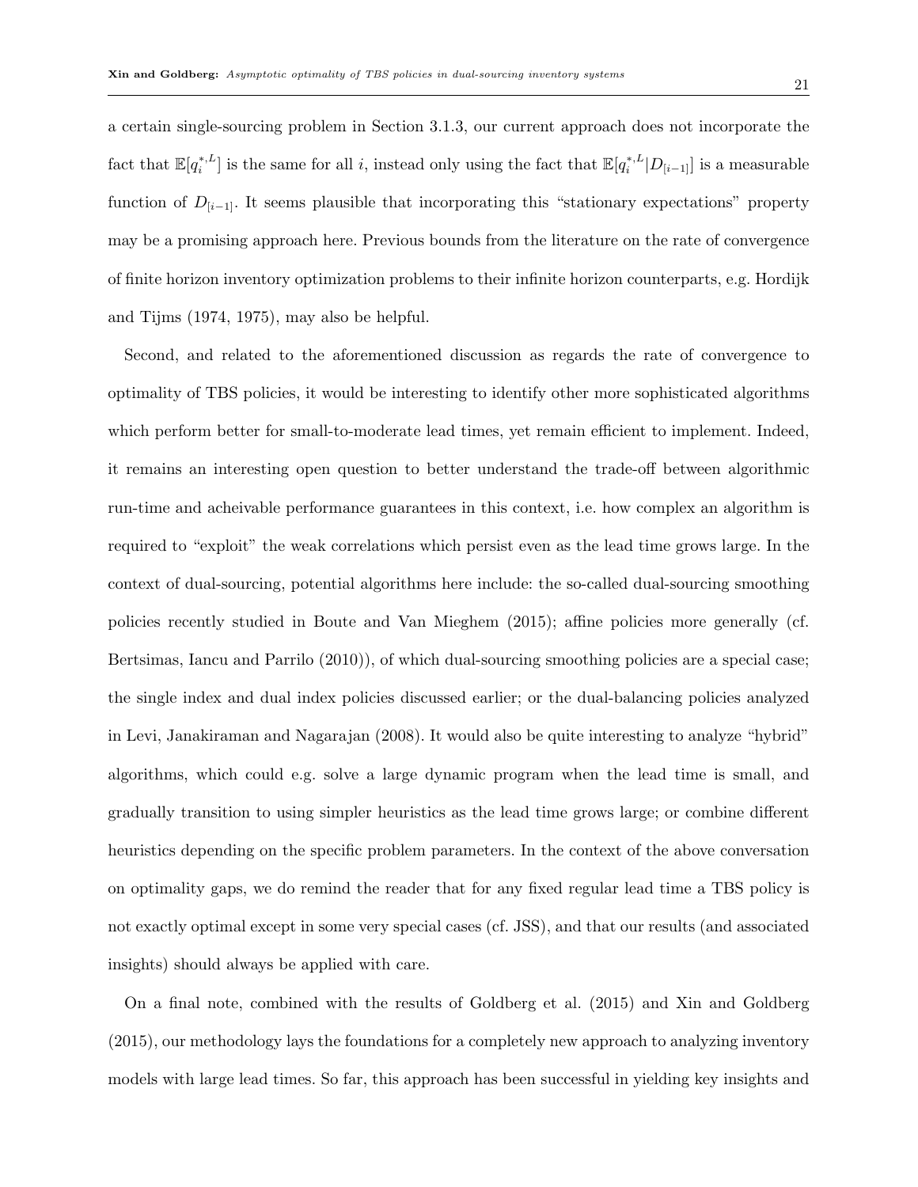a certain single-sourcing problem in Section 3.1.3, our current approach does not incorporate the fact that $\mathbb{E}[q_i^{*,L}]$ is the same for all $i$, instead only using the fact that $\mathbb{E}[q_i^{*,L}|D_{[i-1]}]$ is a measurable function of $D_{[i-1]}$. It seems plausible that incorporating this "stationary expectations" property may be a promising approach here. Previous bounds from the literature on the rate of convergence of finite horizon inventory optimization problems to their infinite horizon counterparts, e.g. Hordijk and Tijms (1974, 1975), may also be helpful.

Second, and related to the aforementioned discussion as regards the rate of convergence to optimality of TBS policies, it would be interesting to identify other more sophisticated algorithms which perform better for small-to-moderate lead times, yet remain efficient to implement. Indeed, it remains an interesting open question to better understand the trade-off between algorithmic run-time and acheivable performance guarantees in this context, i.e. how complex an algorithm is required to "exploit" the weak correlations which persist even as the lead time grows large. In the context of dual-sourcing, potential algorithms here include: the so-called dual-sourcing smoothing policies recently studied in Boute and Van Mieghem (2015); affine policies more generally (cf. Bertsimas, Iancu and Parrilo (2010)), of which dual-sourcing smoothing policies are a special case; the single index and dual index policies discussed earlier; or the dual-balancing policies analyzed in Levi, Janakiraman and Nagarajan (2008). It would also be quite interesting to analyze "hybrid" algorithms, which could e.g. solve a large dynamic program when the lead time is small, and gradually transition to using simpler heuristics as the lead time grows large; or combine different heuristics depending on the specific problem parameters. In the context of the above conversation on optimality gaps, we do remind the reader that for any fixed regular lead time a TBS policy is not exactly optimal except in some very special cases (cf. JSS), and that our results (and associated insights) should always be applied with care.

On a final note, combined with the results of Goldberg et al. (2015) and Xin and Goldberg (2015), our methodology lays the foundations for a completely new approach to analyzing inventory models with large lead times. So far, this approach has been successful in yielding key insights and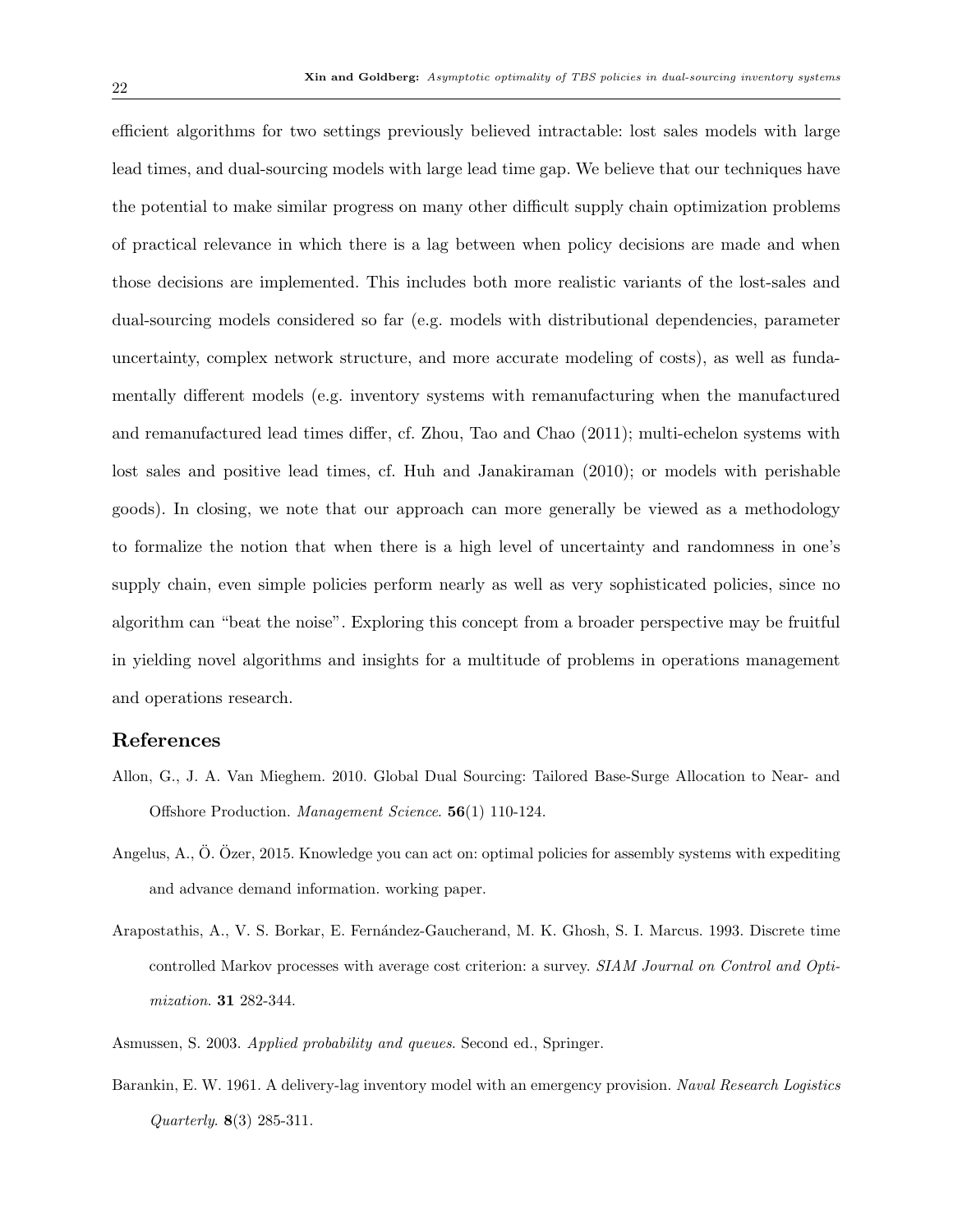efficient algorithms for two settings previously believed intractable: lost sales models with large lead times, and dual-sourcing models with large lead time gap. We believe that our techniques have the potential to make similar progress on many other difficult supply chain optimization problems of practical relevance in which there is a lag between when policy decisions are made and when those decisions are implemented. This includes both more realistic variants of the lost-sales and dual-sourcing models considered so far (e.g. models with distributional dependencies, parameter uncertainty, complex network structure, and more accurate modeling of costs), as well as fundamentally different models (e.g. inventory systems with remanufacturing when the manufactured and remanufactured lead times differ, cf. Zhou, Tao and Chao (2011); multi-echelon systems with lost sales and positive lead times, cf. Huh and Janakiraman (2010); or models with perishable goods). In closing, we note that our approach can more generally be viewed as a methodology to formalize the notion that when there is a high level of uncertainty and randomness in one's supply chain, even simple policies perform nearly as well as very sophisticated policies, since no algorithm can "beat the noise". Exploring this concept from a broader perspective may be fruitful in yielding novel algorithms and insights for a multitude of problems in operations management and operations research.

## References

Allon, G., J. A. Van Mieghem. 2010. Global Dual Sourcing: Tailored Base-Surge Allocation to Near- and Offshore Production. *Management Science*. **56**(1) 110-124.

Angelus, A., Ö. Özer, 2015. Knowledge you can act on: optimal policies for assembly systems with expediting and advance demand information. working paper.

Arapostathis, A., V. S. Borkar, E. Fernández-Gaucherand, M. K. Ghosh, S. I. Marcus. 1993. Discrete time controlled Markov processes with average cost criterion: a survey. *SIAM Journal on Control and Optimization*. **31** 282-344.

Asmussen, S. 2003. *Applied probability and queues*. Second ed., Springer.

Barankin, E. W. 1961. A delivery-lag inventory model with an emergency provision. *Naval Research Logistics Quarterly*. **8**(3) 285-311.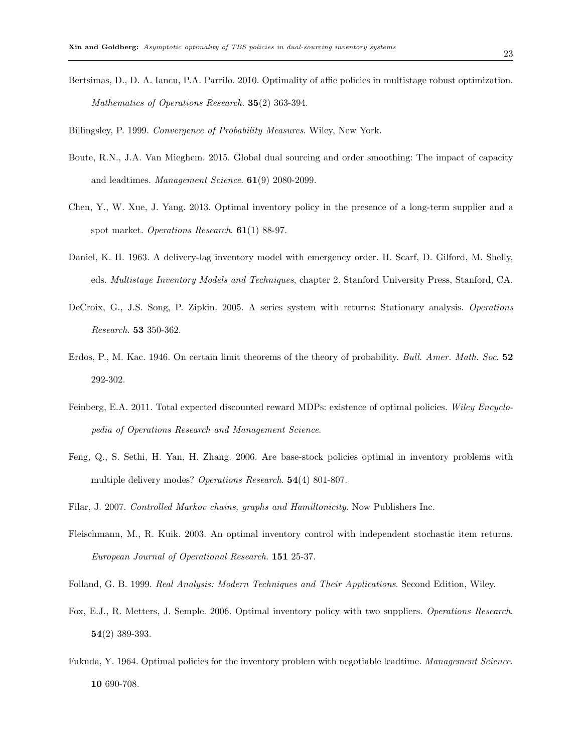Bertsimas, D., D. A. Iancu, P.A. Parrilo. 2010. Optimality of affie policies in multistage robust optimization. *Mathematics of Operations Research*. **35**(2) 363-394.

Billingsley, P. 1999. *Convergence of Probability Measures*. Wiley, New York.

Boute, R.N., J.A. Van Mieghem. 2015. Global dual sourcing and order smoothing: The impact of capacity and leadtimes. *Management Science*. **61**(9) 2080-2099.

Chen, Y., W. Xue, J. Yang. 2013. Optimal inventory policy in the presence of a long-term supplier and a spot market. *Operations Research*. **61**(1) 88-97.

Daniel, K. H. 1963. A delivery-lag inventory model with emergency order. H. Scarf, D. Gilford, M. Shelly, eds. *Multistage Inventory Models and Techniques*, chapter 2. Stanford University Press, Stanford, CA.

DeCroix, G., J.S. Song, P. Zipkin. 2005. A series system with returns: Stationary analysis. *Operations Research*. **53** 350-362.

Erdos, P., M. Kac. 1946. On certain limit theorems of the theory of probability. *Bull. Amer. Math. Soc*. **52** 292-302.

Feinberg, E.A. 2011. Total expected discounted reward MDPs: existence of optimal policies. *Wiley Encyclopedia of Operations Research and Management Science*.

Feng, Q., S. Sethi, H. Yan, H. Zhang. 2006. Are base-stock policies optimal in inventory problems with multiple delivery modes? *Operations Research*. **54**(4) 801-807.

Filar, J. 2007. *Controlled Markov chains, graphs and Hamiltonicity*. Now Publishers Inc.

Fleischmann, M., R. Kuik. 2003. An optimal inventory control with independent stochastic item returns. *European Journal of Operational Research*. **151** 25-37.

Folland, G. B. 1999. *Real Analysis: Modern Techniques and Their Applications*. Second Edition, Wiley.

Fox, E.J., R. Metters, J. Semple. 2006. Optimal inventory policy with two suppliers. *Operations Research*. **54**(2) 389-393.

Fukuda, Y. 1964. Optimal policies for the inventory problem with negotiable leadtime. *Management Science*. **10** 690-708.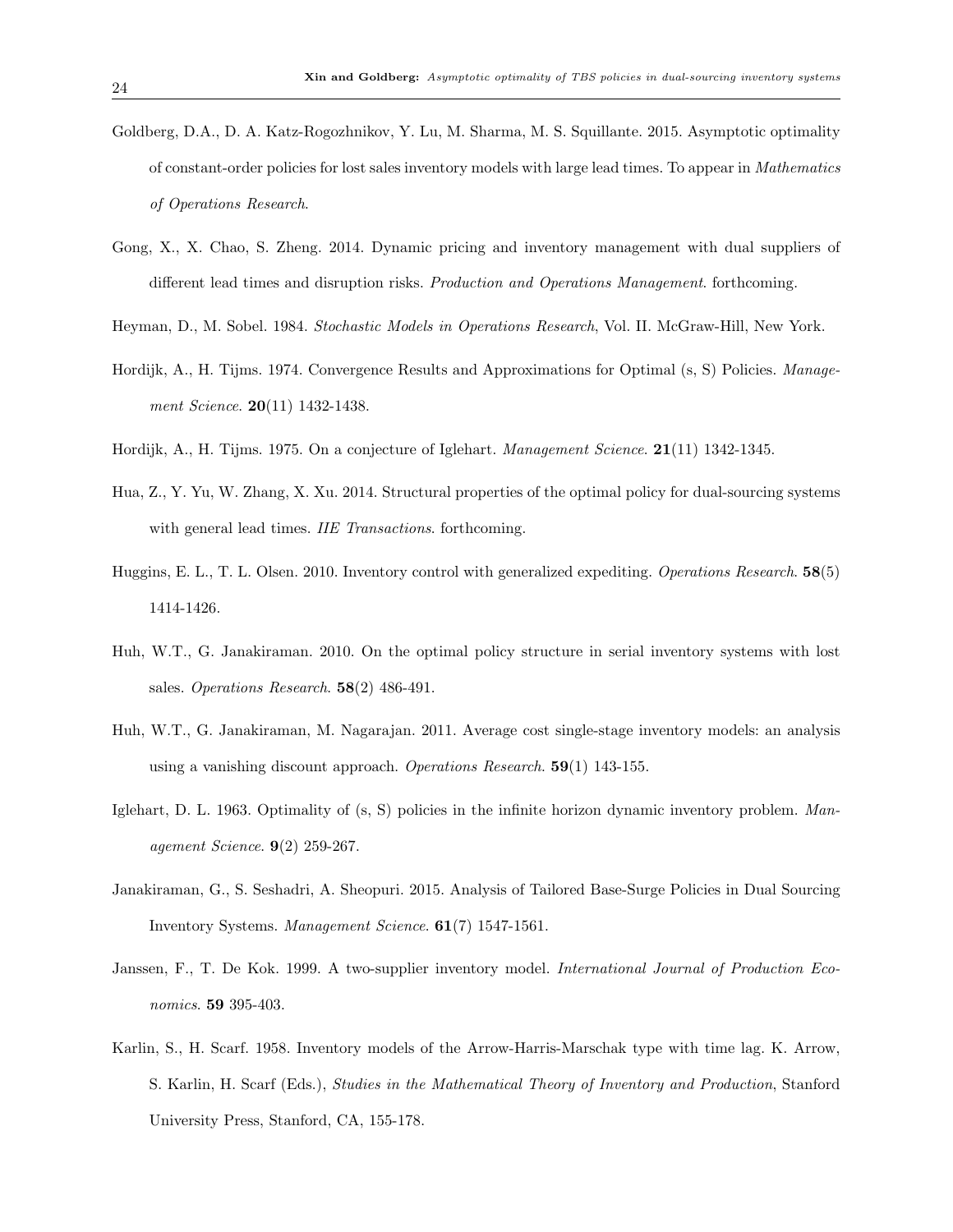Goldberg, D.A., D. A. Katz-Rogozhnikov, Y. Lu, M. Sharma, M. S. Squillante. 2015. Asymptotic optimality of constant-order policies for lost sales inventory models with large lead times. To appear in *Mathematics of Operations Research*.

Gong, X., X. Chao, S. Zheng. 2014. Dynamic pricing and inventory management with dual suppliers of different lead times and disruption risks. *Production and Operations Management*. forthcoming.

Heyman, D., M. Sobel. 1984. *Stochastic Models in Operations Research*, Vol. II. McGraw-Hill, New York.

Hordijk, A., H. Tijms. 1974. Convergence Results and Approximations for Optimal (s, S) Policies. *Management Science*. **20**(11) 1432-1438.

Hordijk, A., H. Tijms. 1975. On a conjecture of Iglehart. *Management Science*. **21**(11) 1342-1345.

Hua, Z., Y. Yu, W. Zhang, X. Xu. 2014. Structural properties of the optimal policy for dual-sourcing systems with general lead times. *IIE Transactions*. forthcoming.

Huggins, E. L., T. L. Olsen. 2010. Inventory control with generalized expediting. *Operations Research*. **58**(5) 1414-1426.

Huh, W.T., G. Janakiraman. 2010. On the optimal policy structure in serial inventory systems with lost sales. *Operations Research*. **58**(2) 486-491.

Huh, W.T., G. Janakiraman, M. Nagarajan. 2011. Average cost single-stage inventory models: an analysis using a vanishing discount approach. *Operations Research*. **59**(1) 143-155.

Iglehart, D. L. 1963. Optimality of (s, S) policies in the infinite horizon dynamic inventory problem. *Management Science*. **9**(2) 259-267.

Janakiraman, G., S. Seshadri, A. Sheopuri. 2015. Analysis of Tailored Base-Surge Policies in Dual Sourcing Inventory Systems. *Management Science*. **61**(7) 1547-1561.

Janssen, F., T. De Kok. 1999. A two-supplier inventory model. *International Journal of Production Economics*. **59** 395-403.

Karlin, S., H. Scarf. 1958. Inventory models of the Arrow-Harris-Marschak type with time lag. K. Arrow, S. Karlin, H. Scarf (Eds.), *Studies in the Mathematical Theory of Inventory and Production*, Stanford University Press, Stanford, CA, 155-178.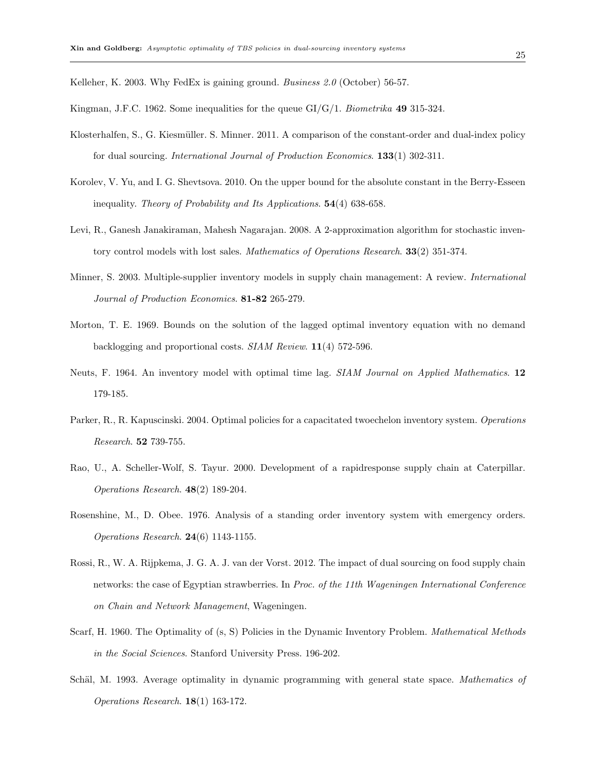Kelleher, K. 2003. Why FedEx is gaining ground. *Business 2.0* (October) 56-57.

Kingman, J.F.C. 1962. Some inequalities for the queue GI/G/1. *Biometrika* **49** 315-324.

Klosterhalfen, S., G. Kiesmüller. S. Minner. 2011. A comparison of the constant-order and dual-index policy for dual sourcing. *International Journal of Production Economics*. **133**(1) 302-311.

Korolev, V. Yu, and I. G. Shevtsova. 2010. On the upper bound for the absolute constant in the Berry-Esseen inequality. *Theory of Probability and Its Applications*. **54**(4) 638-658.

Levi, R., Ganesh Janakiraman, Mahesh Nagarajan. 2008. A 2-approximation algorithm for stochastic inventory control models with lost sales. *Mathematics of Operations Research*. **33**(2) 351-374.

Minner, S. 2003. Multiple-supplier inventory models in supply chain management: A review. *International Journal of Production Economics*. **81-82** 265-279.

Morton, T. E. 1969. Bounds on the solution of the lagged optimal inventory equation with no demand backlogging and proportional costs. *SIAM Review*. **11**(4) 572-596.

Neuts, F. 1964. An inventory model with optimal time lag. *SIAM Journal on Applied Mathematics*. **12** 179-185.

Parker, R., R. Kapuscinski. 2004. Optimal policies for a capacitated twoechelon inventory system. *Operations Research*. **52** 739-755.

Rao, U., A. Scheller-Wolf, S. Tayur. 2000. Development of a rapidresponse supply chain at Caterpillar. *Operations Research*. **48**(2) 189-204.

Rosenshine, M., D. Obee. 1976. Analysis of a standing order inventory system with emergency orders. *Operations Research*. **24**(6) 1143-1155.

Rossi, R., W. A. Rijpkema, J. G. A. J. van der Vorst. 2012. The impact of dual sourcing on food supply chain networks: the case of Egyptian strawberries. In *Proc. of the 11th Wageningen International Conference on Chain and Network Management*, Wageningen.

Scarf, H. 1960. The Optimality of (s, S) Policies in the Dynamic Inventory Problem. *Mathematical Methods in the Social Sciences*. Stanford University Press. 196-202.

Schäl, M. 1993. Average optimality in dynamic programming with general state space. *Mathematics of Operations Research*. **18**(1) 163-172.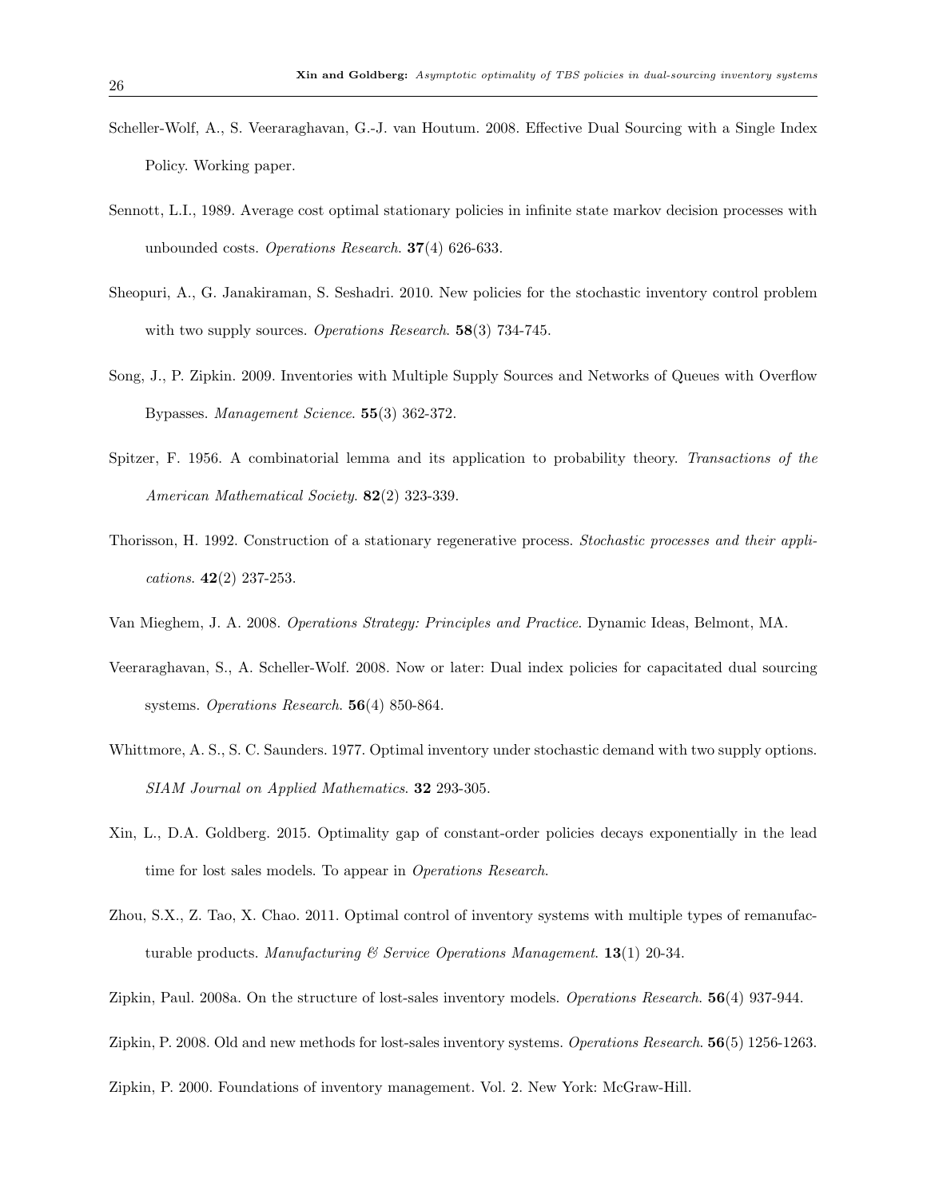Scheller-Wolf, A., S. Veeraraghavan, G.-J. van Houtum. 2008. Effective Dual Sourcing with a Single Index Policy. Working paper.

Sennott, L.I., 1989. Average cost optimal stationary policies in infinite state markov decision processes with unbounded costs. *Operations Research*. **37**(4) 626-633.

Sheopuri, A., G. Janakiraman, S. Seshadri. 2010. New policies for the stochastic inventory control problem with two supply sources. *Operations Research*. **58**(3) 734-745.

Song, J., P. Zipkin. 2009. Inventories with Multiple Supply Sources and Networks of Queues with Overflow Bypasses. *Management Science*. **55**(3) 362-372.

Spitzer, F. 1956. A combinatorial lemma and its application to probability theory. *Transactions of the American Mathematical Society*. **82**(2) 323-339.

Thorisson, H. 1992. Construction of a stationary regenerative process. *Stochastic processes and their applications*. **42**(2) 237-253.

Van Mieghem, J. A. 2008. *Operations Strategy: Principles and Practice*. Dynamic Ideas, Belmont, MA.

Veeraraghavan, S., A. Scheller-Wolf. 2008. Now or later: Dual index policies for capacitated dual sourcing systems. *Operations Research*. **56**(4) 850-864.

Whittmore, A. S., S. C. Saunders. 1977. Optimal inventory under stochastic demand with two supply options. *SIAM Journal on Applied Mathematics*. **32** 293-305.

Xin, L., D.A. Goldberg. 2015. Optimality gap of constant-order policies decays exponentially in the lead time for lost sales models. To appear in *Operations Research*.

Zhou, S.X., Z. Tao, X. Chao. 2011. Optimal control of inventory systems with multiple types of remanufacturable products. *Manufacturing & Service Operations Management*. **13**(1) 20-34.

Zipkin, Paul. 2008a. On the structure of lost-sales inventory models. *Operations Research*. **56**(4) 937-944.

Zipkin, P. 2008. Old and new methods for lost-sales inventory systems. *Operations Research*. **56**(5) 1256-1263.

Zipkin, P. 2000. Foundations of inventory management. Vol. 2. New York: McGraw-Hill.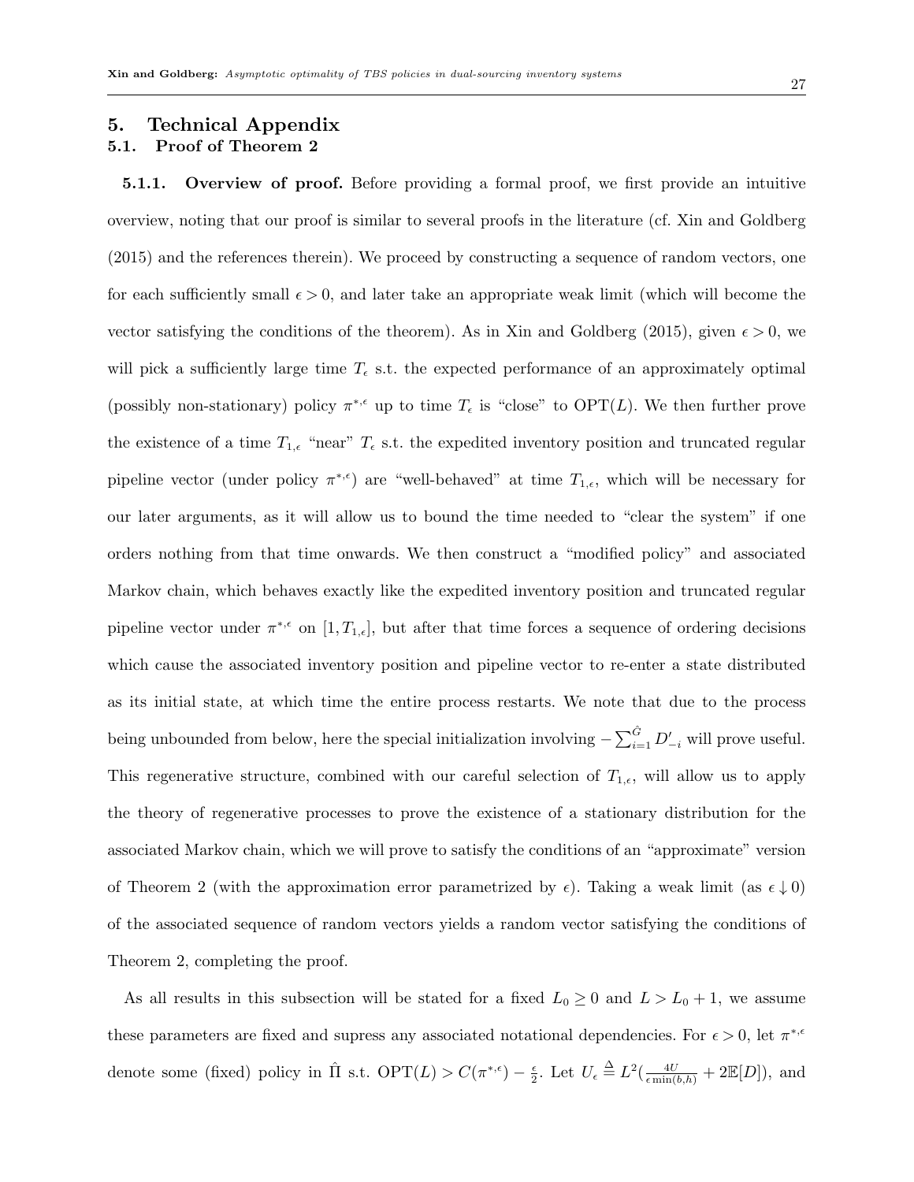# 5. Technical Appendix

## 5.1. Proof of Theorem 2

**5.1.1. Overview of proof.** Before providing a formal proof, we first provide an intuitive overview, noting that our proof is similar to several proofs in the literature (cf. Xin and Goldberg (2015) and the references therein). We proceed by constructing a sequence of random vectors, one for each sufficiently small $\epsilon > 0$, and later take an appropriate weak limit (which will become the vector satisfying the conditions of the theorem). As in Xin and Goldberg (2015), given $\epsilon > 0$, we will pick a sufficiently large time $T_\epsilon$ s.t. the expected performance of an approximately optimal (possibly non-stationary) policy $\pi^{*,\epsilon}$ up to time $T_\epsilon$ is "close" to $\text{OPT}(L)$. We then further prove the existence of a time $T_{1,\epsilon}$ "near" $T_\epsilon$ s.t. the expedited inventory position and truncated regular pipeline vector (under policy $\pi^{*,\epsilon}$) are "well-behaved" at time $T_{1,\epsilon}$, which will be necessary for our later arguments, as it will allow us to bound the time needed to "clear the system" if one orders nothing from that time onwards. We then construct a "modified policy" and associated Markov chain, which behaves exactly like the expedited inventory position and truncated regular pipeline vector under $\pi^{*,\epsilon}$ on $[1, T_{1,\epsilon}]$, but after that time forces a sequence of ordering decisions which cause the associated inventory position and pipeline vector to re-enter a state distributed as its initial state, at which time the entire process restarts. We note that due to the process being unbounded from below, here the special initialization involving $-\sum_{i=1}^{\hat{G}} D'_{-i}$ will prove useful. This regenerative structure, combined with our careful selection of $T_{1,\epsilon}$, will allow us to apply the theory of regenerative processes to prove the existence of a stationary distribution for the associated Markov chain, which we will prove to satisfy the conditions of an "approximate" version of Theorem 2 (with the approximation error parametrized by $\epsilon$). Taking a weak limit (as $\epsilon \downarrow 0$) of the associated sequence of random vectors yields a random vector satisfying the conditions of Theorem 2, completing the proof.

As all results in this subsection will be stated for a fixed $L_0 \geq 0$ and $L > L_0 + 1$, we assume these parameters are fixed and supress any associated notational dependencies. For $\epsilon > 0$, let $\pi^{*,\epsilon}$ denote some (fixed) policy in $\hat{\Pi}$ s.t. $\text{OPT}(L) > C(\pi^{*,\epsilon}) - \frac{\epsilon}{2}$. Let $U_\epsilon \stackrel{\Delta}{=} L^2(\frac{4U}{\epsilon \min(b,h)} + 2\mathbb{E}[D])$, and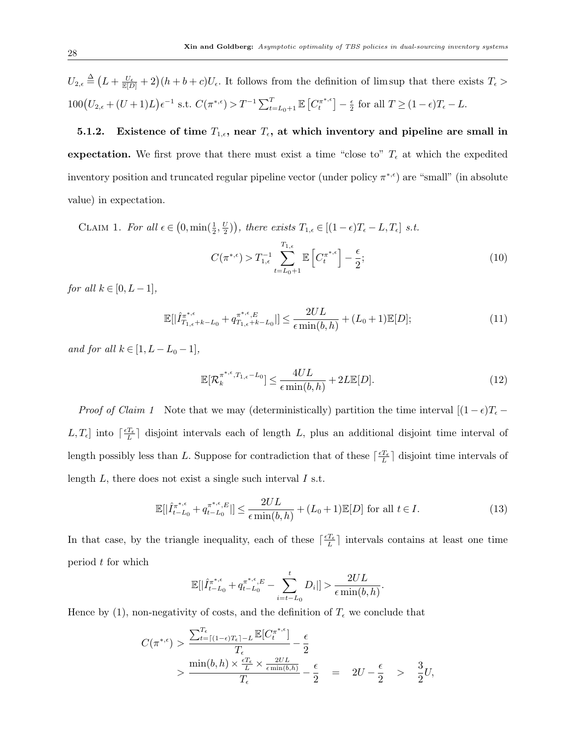$U_{2,\epsilon} \triangleq \big(L + \frac{U_\epsilon}{\mathbb{E}[D]} + 2\big)(h+b+c)U_\epsilon$. It follows from the definition of lim sup that there exists $T_\epsilon > 100\big(U_{2,\epsilon} + (U+1)L\big)\epsilon^{-1}$ s.t. $C(\pi^{*,\epsilon}) > T^{-1}\sum_{t=L_0+1}^{T}\mathbb{E}\left[C_t^{\pi^{*,\epsilon}}\right] - \frac{\epsilon}{2}$ for all $T \geq (1-\epsilon)T_\epsilon - L$.

### 5.1.2. Existence of time $T_{1,\epsilon}$, near $T_\epsilon$, at which inventory and pipeline are small in expectation.

We first prove that there must exist a time "close to" $T_\epsilon$ at which the expedited inventory position and truncated regular pipeline vector (under policy $\pi^{*,\epsilon}$) are "small" (in absolute value) in expectation.

Claim 1. *For all $\epsilon \in \big(0, \min(\frac{1}{2}, \frac{U}{2})\big)$, there exists $T_{1,\epsilon} \in [(1-\epsilon)T_\epsilon - L, T_\epsilon]$ s.t.*

$$C(\pi^{*,\epsilon}) > T_{1,\epsilon}^{-1}\sum_{t=L_0+1}^{T_{1,\epsilon}}\mathbb{E}\left[C_t^{\pi^{*,\epsilon}}\right] - \frac{\epsilon}{2}; \tag{10}$$

*for all $k \in [0, L-1]$,*

$$\mathbb{E}[|\hat{I}^{\pi^{*,\epsilon}}_{T_{1,\epsilon}+k-L_0} + q^{\pi^{*,\epsilon},E}_{T_{1,\epsilon}+k-L_0}|] \leq \frac{2UL}{\epsilon\min(b,h)} + (L_0+1)\mathbb{E}[D]; \tag{11}$$

*and for all $k \in [1, L-L_0-1]$,*

$$\mathbb{E}[\mathcal{R}_k^{\pi^{*,\epsilon}, T_{1,\epsilon}-L_0}] \leq \frac{4UL}{\epsilon\min(b,h)} + 2L\mathbb{E}[D]. \tag{12}$$

*Proof of Claim 1* Note that we may (deterministically) partition the time interval $[(1-\epsilon)T_\epsilon - L, T_\epsilon]$ into $\lceil\frac{\epsilon T_\epsilon}{L}\rceil$ disjoint intervals each of length $L$, plus an additional disjoint time interval of length possibly less than $L$. Suppose for contradiction that of these $\lceil\frac{\epsilon T_\epsilon}{L}\rceil$ disjoint time intervals of length $L$, there does not exist a single such interval $I$ s.t.

$$\mathbb{E}[|\hat{I}^{\pi^{*,\epsilon}}_{t-L_0} + q^{\pi^{*,\epsilon},E}_{t-L_0}|] \leq \frac{2UL}{\epsilon\min(b,h)} + (L_0+1)\mathbb{E}[D] \text{ for all } t \in I. \tag{13}$$

In that case, by the triangle inequality, each of these $\lceil\frac{\epsilon T_\epsilon}{L}\rceil$ intervals contains at least one time period $t$ for which

$$\mathbb{E}[|\hat{I}^{\pi^{*,\epsilon}}_{t-L_0} + q^{\pi^{*,\epsilon},E}_{t-L_0} - \sum_{i=t-L_0}^{t} D_i|] > \frac{2UL}{\epsilon\min(b,h)}.$$

Hence by (1), non-negativity of costs, and the definition of $T_\epsilon$ we conclude that

$$\begin{aligned}
C(\pi^{*,\epsilon}) &> \frac{\sum_{t=\lceil(1-\epsilon)T_\epsilon\rceil-L}^{T_\epsilon}\mathbb{E}[C_t^{\pi^{*,\epsilon}}]}{T_\epsilon} - \frac{\epsilon}{2} \\
&> \frac{\min(b,h) \times \frac{\epsilon T_\epsilon}{L} \times \frac{2UL}{\epsilon\min(b,h)}}{T_\epsilon} - \frac{\epsilon}{2} \quad = \quad 2U - \frac{\epsilon}{2} \quad > \quad \frac{3}{2}U,
\end{aligned}$$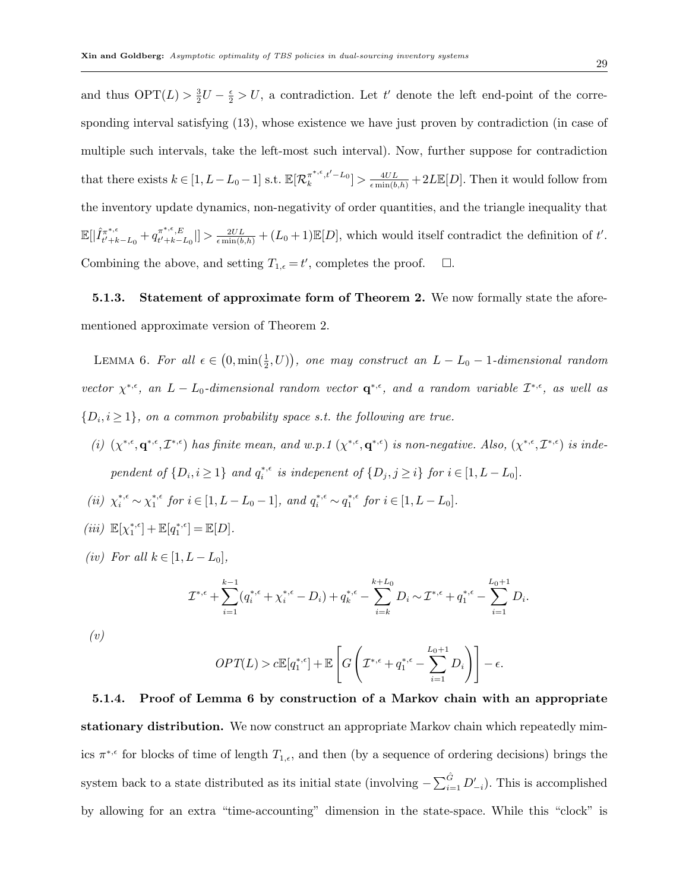and thus $\text{OPT}(L) > \frac{3}{2}U - \frac{\epsilon}{2} > U$, a contradiction. Let $t'$ denote the left end-point of the corresponding interval satisfying (13), whose existence we have just proven by contradiction (in case of multiple such intervals, take the left-most such interval). Now, further suppose for contradiction that there exists $k \in [1, L - L_0 - 1]$ s.t. $\mathbb{E}[\mathcal{R}_k^{\pi^{*,\epsilon}, t'-L_0}] > \frac{4UL}{\epsilon \min(b,h)} + 2L\mathbb{E}[D]$. Then it would follow from the inventory update dynamics, non-negativity of order quantities, and the triangle inequality that $\mathbb{E}[|\hat{I}^{\pi^{*,\epsilon}}_{t'+k-L_0} + q^{\pi^{*,\epsilon},E}_{t'+k-L_0}|] > \frac{2UL}{\epsilon \min(b,h)} + (L_0+1)\mathbb{E}[D]$, which would itself contradict the definition of $t'$. Combining the above, and setting $T_{1,\epsilon} = t'$, completes the proof. $\square$.

#### 5.1.3. Statement of approximate form of Theorem 2.

We now formally state the aforementioned approximate version of Theorem 2.

Lemma 6. *For all $\epsilon \in \big(0, \min(\frac{1}{2}, U)\big)$, one may construct an $L - L_0 - 1$-dimensional random vector $\chi^{*,\epsilon}$, an $L - L_0$-dimensional random vector $\mathbf{q}^{*,\epsilon}$, and a random variable $\mathcal{I}^{*,\epsilon}$, as well as $\{D_i, i \geq 1\}$, on a common probability space s.t. the following are true.*

*(i) $(\chi^{*,\epsilon}, \mathbf{q}^{*,\epsilon}, \mathcal{I}^{*,\epsilon})$ has finite mean, and w.p.1 $(\chi^{*,\epsilon}, \mathbf{q}^{*,\epsilon})$ is non-negative. Also, $(\chi^{*,\epsilon}, \mathcal{I}^{*,\epsilon})$ is independent of $\{D_i, i \geq 1\}$ and $q_i^{*,\epsilon}$ is indepenent of $\{D_j, j \geq i\}$ for $i \in [1, L - L_0]$.*

*(ii) $\chi_i^{*,\epsilon} \sim \chi_1^{*,\epsilon}$ for $i \in [1, L - L_0 - 1]$, and $q_i^{*,\epsilon} \sim q_1^{*,\epsilon}$ for $i \in [1, L - L_0]$.*

*(iii) $\mathbb{E}[\chi_1^{*,\epsilon}] + \mathbb{E}[q_1^{*,\epsilon}] = \mathbb{E}[D]$.*

*(iv) For all $k \in [1, L - L_0]$,*

$$\mathcal{I}^{*,\epsilon} + \sum_{i=1}^{k-1}(q_i^{*,\epsilon} + \chi_i^{*,\epsilon} - D_i) + q_k^{*,\epsilon} - \sum_{i=k}^{k+L_0} D_i \sim \mathcal{I}^{*,\epsilon} + q_1^{*,\epsilon} - \sum_{i=1}^{L_0+1} D_i.$$

*(v)*

$$OPT(L) > c\mathbb{E}[q_1^{*,\epsilon}] + \mathbb{E}\left[G\left(\mathcal{I}^{*,\epsilon} + q_1^{*,\epsilon} - \sum_{i=1}^{L_0+1} D_i\right)\right] - \epsilon.$$

#### 5.1.4. Proof of Lemma 6 by construction of a Markov chain with an appropriate stationary distribution.

We now construct an appropriate Markov chain which repeatedly mimics $\pi^{*,\epsilon}$ for blocks of time of length $T_{1,\epsilon}$, and then (by a sequence of ordering decisions) brings the system back to a state distributed as its initial state (involving $-\sum_{i=1}^{\hat{G}} D'_{-i}$). This is accomplished by allowing for an extra "time-accounting" dimension in the state-space. While this "clock" is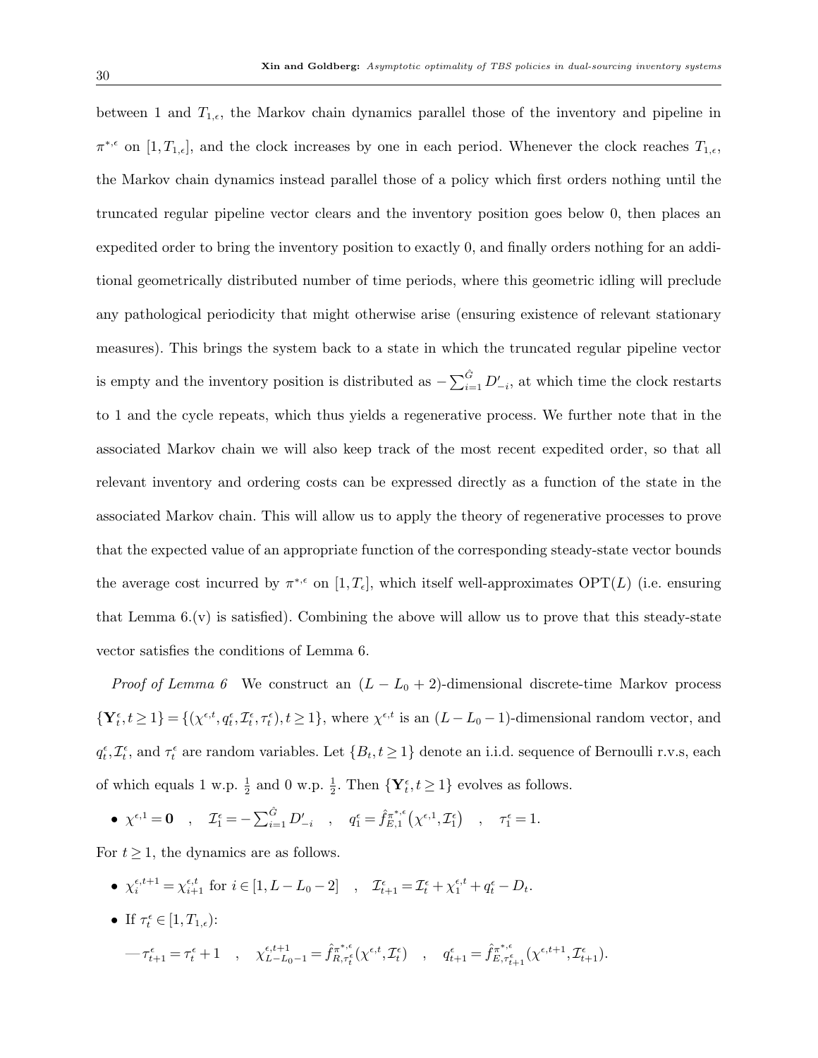between 1 and $T_{1,\epsilon}$, the Markov chain dynamics parallel those of the inventory and pipeline in $\pi^{*,\epsilon}$ on $[1, T_{1,\epsilon}]$, and the clock increases by one in each period. Whenever the clock reaches $T_{1,\epsilon}$, the Markov chain dynamics instead parallel those of a policy which first orders nothing until the truncated regular pipeline vector clears and the inventory position goes below 0, then places an expedited order to bring the inventory position to exactly 0, and finally orders nothing for an additional geometrically distributed number of time periods, where this geometric idling will preclude any pathological periodicity that might otherwise arise (ensuring existence of relevant stationary measures). This brings the system back to a state in which the truncated regular pipeline vector is empty and the inventory position is distributed as $-\sum_{i=1}^{\hat{G}} D'_{-i}$, at which time the clock restarts to 1 and the cycle repeats, which thus yields a regenerative process. We further note that in the associated Markov chain we will also keep track of the most recent expedited order, so that all relevant inventory and ordering costs can be expressed directly as a function of the state in the associated Markov chain. This will allow us to apply the theory of regenerative processes to prove that the expected value of an appropriate function of the corresponding steady-state vector bounds the average cost incurred by $\pi^{*,\epsilon}$ on $[1, T_\epsilon]$, which itself well-approximates $\text{OPT}(L)$ (i.e. ensuring that Lemma 6.(v) is satisfied). Combining the above will allow us to prove that this steady-state vector satisfies the conditions of Lemma 6.

*Proof of Lemma 6* We construct an $(L - L_0 + 2)$-dimensional discrete-time Markov process $\{\mathbf{Y}_t^\epsilon, t \geq 1\} = \{(\chi^{\epsilon,t}, q_t^\epsilon, \mathcal{I}_t^\epsilon, \tau_t^\epsilon), t \geq 1\}$, where $\chi^{\epsilon,t}$ is an $(L - L_0 - 1)$-dimensional random vector, and $q_t^\epsilon, \mathcal{I}_t^\epsilon$, and $\tau_t^\epsilon$ are random variables. Let $\{B_t, t \geq 1\}$ denote an i.i.d. sequence of Bernoulli r.v.s, each of which equals 1 w.p. $\frac{1}{2}$ and 0 w.p. $\frac{1}{2}$. Then $\{\mathbf{Y}_t^\epsilon, t \geq 1\}$ evolves as follows.

- $\chi^{\epsilon,1} = \mathbf{0} \quad , \quad \mathcal{I}_1^\epsilon = -\sum_{i=1}^{\hat{G}} D'_{-i} \quad , \quad q_1^\epsilon = \hat{f}_{E,1}^{\pi^{*,\epsilon}}\big(\chi^{\epsilon,1}, \mathcal{I}_1^\epsilon\big) \quad , \quad \tau_1^\epsilon = 1.$

For $t \geq 1$, the dynamics are as follows.

- $\chi_i^{\epsilon,t+1} = \chi_{i+1}^{\epsilon,t}$ for $i \in [1, L - L_0 - 2] \quad , \quad \mathcal{I}_{t+1}^\epsilon = \mathcal{I}_t^\epsilon + \chi_1^{\epsilon,t} + q_t^\epsilon - D_t.$
- If $\tau_t^\epsilon \in [1, T_{1,\epsilon})$:

  — $\tau_{t+1}^\epsilon = \tau_t^\epsilon + 1 \quad , \quad \chi_{L-L_0-1}^{\epsilon,t+1} = \hat{f}_{R,\tau_t^\epsilon}^{\pi^{*,\epsilon}}(\chi^{\epsilon,t}, \mathcal{I}_t^\epsilon) \quad , \quad q_{t+1}^\epsilon = \hat{f}_{E,\tau_{t+1}^\epsilon}^{\pi^{*,\epsilon}}(\chi^{\epsilon,t+1}, \mathcal{I}_{t+1}^\epsilon).$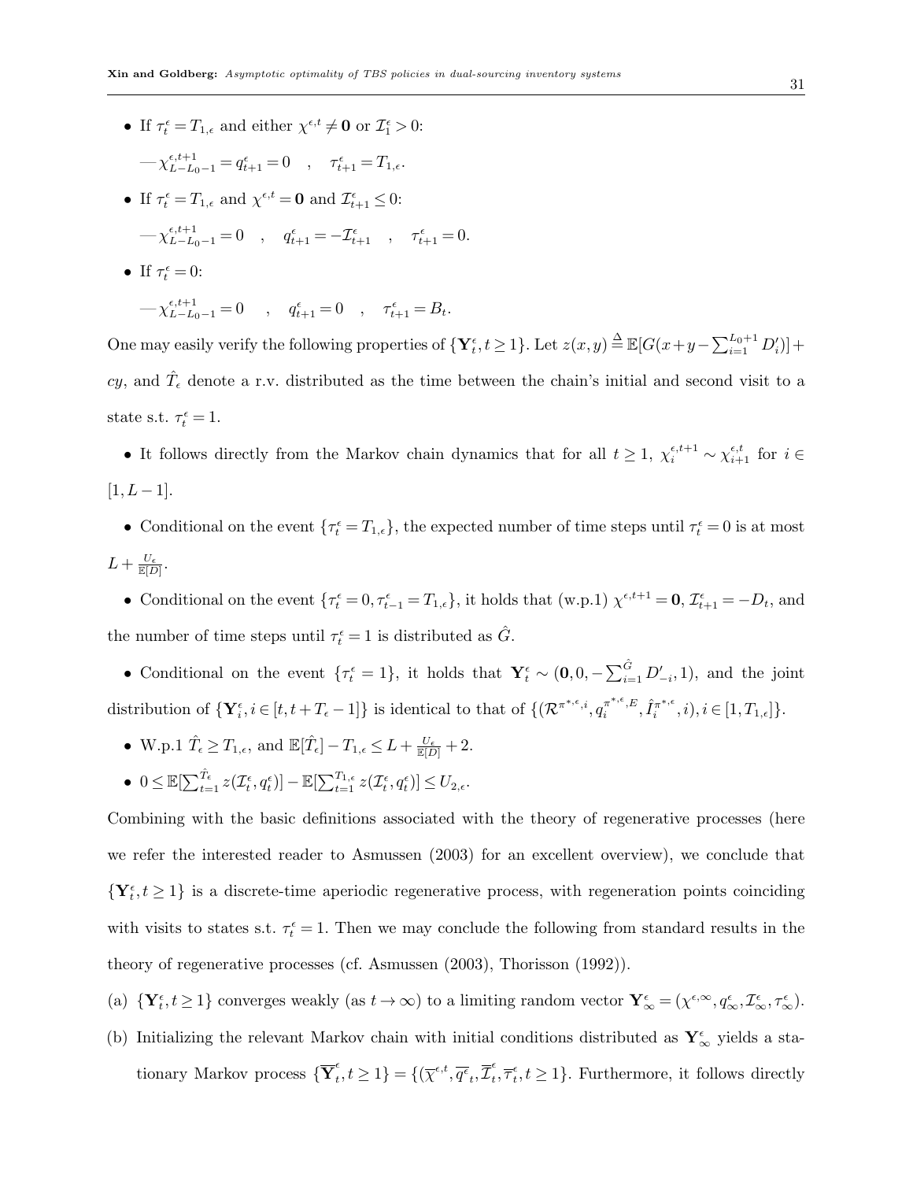- If $\tau_t^\epsilon = T_{1,\epsilon}$ and either $\chi^{\epsilon,t} \neq \mathbf{0}$ or $\mathcal{I}_1^\epsilon > 0$:

  — $\chi_{L-L_0-1}^{\epsilon,t+1} = q_{t+1}^\epsilon = 0 \quad , \quad \tau_{t+1}^\epsilon = T_{1,\epsilon}$.

- If $\tau_t^\epsilon = T_{1,\epsilon}$ and $\chi^{\epsilon,t} = \mathbf{0}$ and $\mathcal{I}_{t+1}^\epsilon \leq 0$:

  — $\chi_{L-L_0-1}^{\epsilon,t+1} = 0 \quad , \quad q_{t+1}^\epsilon = -\mathcal{I}_{t+1}^\epsilon \quad , \quad \tau_{t+1}^\epsilon = 0$.

- If $\tau_t^\epsilon = 0$:

  — $\chi_{L-L_0-1}^{\epsilon,t+1} = 0 \quad , \quad q_{t+1}^\epsilon = 0 \quad , \quad \tau_{t+1}^\epsilon = B_t$.

One may easily verify the following properties of $\{\mathbf{Y}_t^\epsilon, t \geq 1\}$. Let $z(x,y) \stackrel{\Delta}{=} \mathbb{E}[G(x+y-\sum_{i=1}^{L_0+1} D_i')] + cy$, and $\hat{T}_\epsilon$ denote a r.v. distributed as the time between the chain's initial and second visit to a state s.t. $\tau_t^\epsilon = 1$.

- It follows directly from the Markov chain dynamics that for all $t \geq 1$, $\chi_i^{\epsilon,t+1} \sim \chi_{i+1}^{\epsilon,t}$ for $i \in [1, L-1]$.
- Conditional on the event $\{\tau_t^\epsilon = T_{1,\epsilon}\}$, the expected number of time steps until $\tau_t^\epsilon = 0$ is at most $L + \frac{U_\epsilon}{\mathbb{E}[D]}$.
- Conditional on the event $\{\tau_t^\epsilon = 0, \tau_{t-1}^\epsilon = T_{1,\epsilon}\}$, it holds that (w.p.1) $\chi^{\epsilon,t+1} = \mathbf{0}$, $\mathcal{I}_{t+1}^\epsilon = -D_t$, and the number of time steps until $\tau_t^\epsilon = 1$ is distributed as $\hat{G}$.
- Conditional on the event $\{\tau_t^\epsilon = 1\}$, it holds that $\mathbf{Y}_t^\epsilon \sim (\mathbf{0}, 0, -\sum_{i=1}^{\hat{G}} D_{-i}', 1)$, and the joint distribution of $\{\mathbf{Y}_i^\epsilon, i \in [t, t+T_\epsilon - 1]\}$ is identical to that of $\{(\mathcal{R}^{\pi^*,\epsilon,i}, q_i^{\pi^*,\epsilon,E}, \hat{I}_i^{\pi^*,\epsilon}, i), i \in [1, T_{1,\epsilon}]\}$.
- W.p.1 $\hat{T}_\epsilon \geq T_{1,\epsilon}$, and $\mathbb{E}[\hat{T}_\epsilon] - T_{1,\epsilon} \leq L + \frac{U_\epsilon}{\mathbb{E}[D]} + 2$.
- $0 \leq \mathbb{E}[\sum_{t=1}^{\hat{T}_\epsilon} z(\mathcal{I}_t^\epsilon, q_t^\epsilon)] - \mathbb{E}[\sum_{t=1}^{T_{1,\epsilon}} z(\mathcal{I}_t^\epsilon, q_t^\epsilon)] \leq U_{2,\epsilon}$.

Combining with the basic definitions associated with the theory of regenerative processes (here we refer the interested reader to Asmussen (2003) for an excellent overview), we conclude that $\{\mathbf{Y}_t^\epsilon, t \geq 1\}$ is a discrete-time aperiodic regenerative process, with regeneration points coinciding with visits to states s.t. $\tau_t^\epsilon = 1$. Then we may conclude the following from standard results in the theory of regenerative processes (cf. Asmussen (2003), Thorisson (1992)).

(a) $\{\mathbf{Y}_t^\epsilon, t \geq 1\}$ converges weakly (as $t \to \infty$) to a limiting random vector $\mathbf{Y}_\infty^\epsilon = (\chi^{\epsilon,\infty}, q_\infty^\epsilon, \mathcal{I}_\infty^\epsilon, \tau_\infty^\epsilon)$.

(b) Initializing the relevant Markov chain with initial conditions distributed as $\mathbf{Y}_\infty^\epsilon$ yields a stationary Markov process $\{\overline{\mathbf{Y}}_t^\epsilon, t \geq 1\} = \{(\overline{\chi}^{\epsilon,t}, \overline{q}^\epsilon{}_t, \overline{\mathcal{I}}_t^\epsilon, \overline{\tau}_t^\epsilon, t \geq 1\}$. Furthermore, it follows directly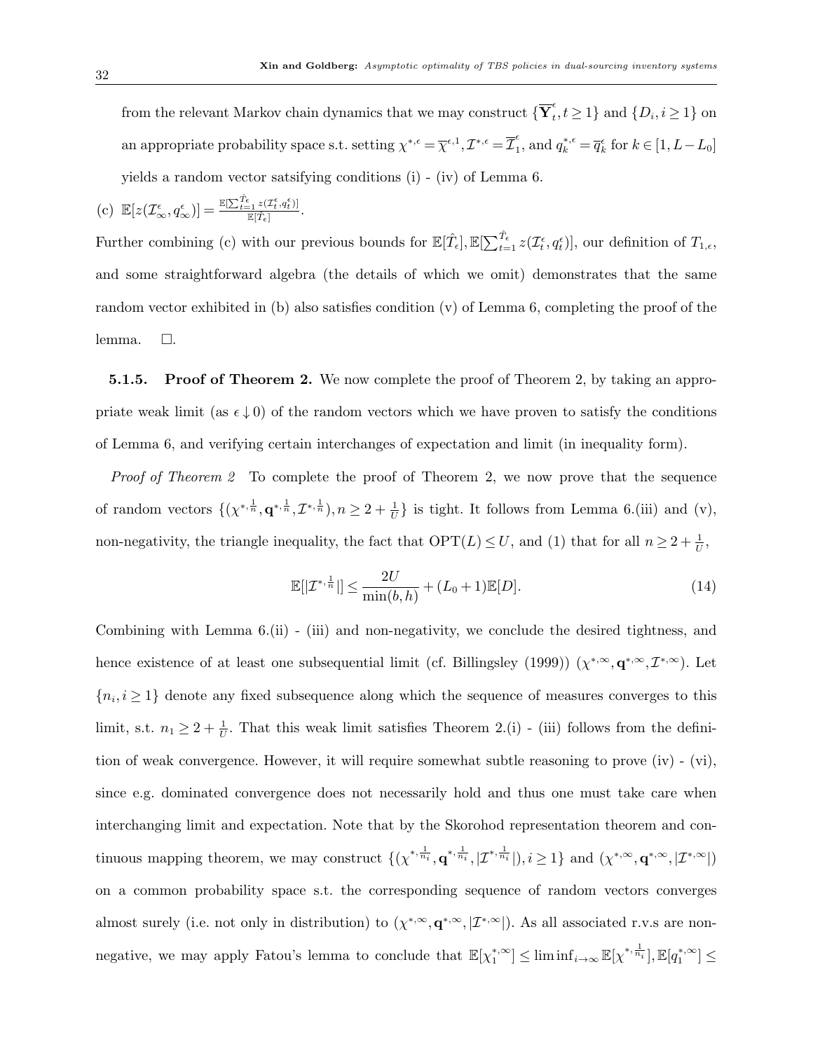from the relevant Markov chain dynamics that we may construct $\{\overline{\mathbf{Y}}^{\epsilon}_t, t \geq 1\}$ and $\{D_i, i \geq 1\}$ on an appropriate probability space s.t. setting $\chi^{*,\epsilon} = \overline{\chi}^{\epsilon,1}, \mathcal{I}^{*,\epsilon} = \overline{\mathcal{I}}^{\epsilon}_1$, and $q^{*,\epsilon}_k = \overline{q}^{\epsilon}_k$ for $k \in [1, L - L_0]$ yields a random vector satsifying conditions (i) - (iv) of Lemma 6.

(c) $\mathbb{E}[z(\mathcal{I}^{\epsilon}_{\infty}, q^{\epsilon}_{\infty})] = \frac{\mathbb{E}[\sum_{t=1}^{\hat{T}_{\epsilon}} z(\mathcal{I}^{\epsilon}_t, q^{\epsilon}_t)]}{\mathbb{E}[\hat{T}_{\epsilon}]}$.

Further combining (c) with our previous bounds for $\mathbb{E}[\hat{T}_{\epsilon}], \mathbb{E}[\sum_{t=1}^{\hat{T}_{\epsilon}} z(\mathcal{I}^{\epsilon}_t, q^{\epsilon}_t)]$, our definition of $T_{1,\epsilon}$, and some straightforward algebra (the details of which we omit) demonstrates that the same random vector exhibited in (b) also satisfies condition (v) of Lemma 6, completing the proof of the lemma. $\square$.

**5.1.5. Proof of Theorem 2.** We now complete the proof of Theorem 2, by taking an appropriate weak limit (as $\epsilon \downarrow 0$) of the random vectors which we have proven to satisfy the conditions of Lemma 6, and verifying certain interchanges of expectation and limit (in inequality form).

*Proof of Theorem 2* To complete the proof of Theorem 2, we now prove that the sequence of random vectors $\{(\chi^{*,\frac{1}{n}}, \mathbf{q}^{*,\frac{1}{n}}, \mathcal{I}^{*,\frac{1}{n}}), n \geq 2 + \frac{1}{U}\}$ is tight. It follows from Lemma 6.(iii) and (v), non-negativity, the triangle inequality, the fact that $\text{OPT}(L) \leq U$, and (1) that for all $n \geq 2 + \frac{1}{U}$,

$$\mathbb{E}[|\mathcal{I}^{*,\frac{1}{n}}|] \leq \frac{2U}{\min(b,h)} + (L_0 + 1)\mathbb{E}[D]. \tag{14}$$

Combining with Lemma 6.(ii) - (iii) and non-negativity, we conclude the desired tightness, and hence existence of at least one subsequential limit (cf. Billingsley (1999)) $(\chi^{*,\infty}, \mathbf{q}^{*,\infty}, \mathcal{I}^{*,\infty})$. Let $\{n_i, i \geq 1\}$ denote any fixed subsequence along which the sequence of measures converges to this limit, s.t. $n_1 \geq 2 + \frac{1}{U}$. That this weak limit satisfies Theorem 2.(i) - (iii) follows from the definition of weak convergence. However, it will require somewhat subtle reasoning to prove (iv) - (vi), since e.g. dominated convergence does not necessarily hold and thus one must take care when interchanging limit and expectation. Note that by the Skorohod representation theorem and continuous mapping theorem, we may construct $\{(\chi^{*,\frac{1}{n_i}}, \mathbf{q}^{*,\frac{1}{n_i}}, |\mathcal{I}^{*,\frac{1}{n_i}}|), i \geq 1\}$ and $(\chi^{*,\infty}, \mathbf{q}^{*,\infty}, |\mathcal{I}^{*,\infty}|)$ on a common probability space s.t. the corresponding sequence of random vectors converges almost surely (i.e. not only in distribution) to $(\chi^{*,\infty}, \mathbf{q}^{*,\infty}, |\mathcal{I}^{*,\infty}|)$. As all associated r.v.s are non-negative, we may apply Fatou's lemma to conclude that $\mathbb{E}[\chi^{*,\infty}_1] \leq \liminf_{i \to \infty} \mathbb{E}[\chi^{*,\frac{1}{n_i}}], \mathbb{E}[q^{*,\infty}_1] \leq$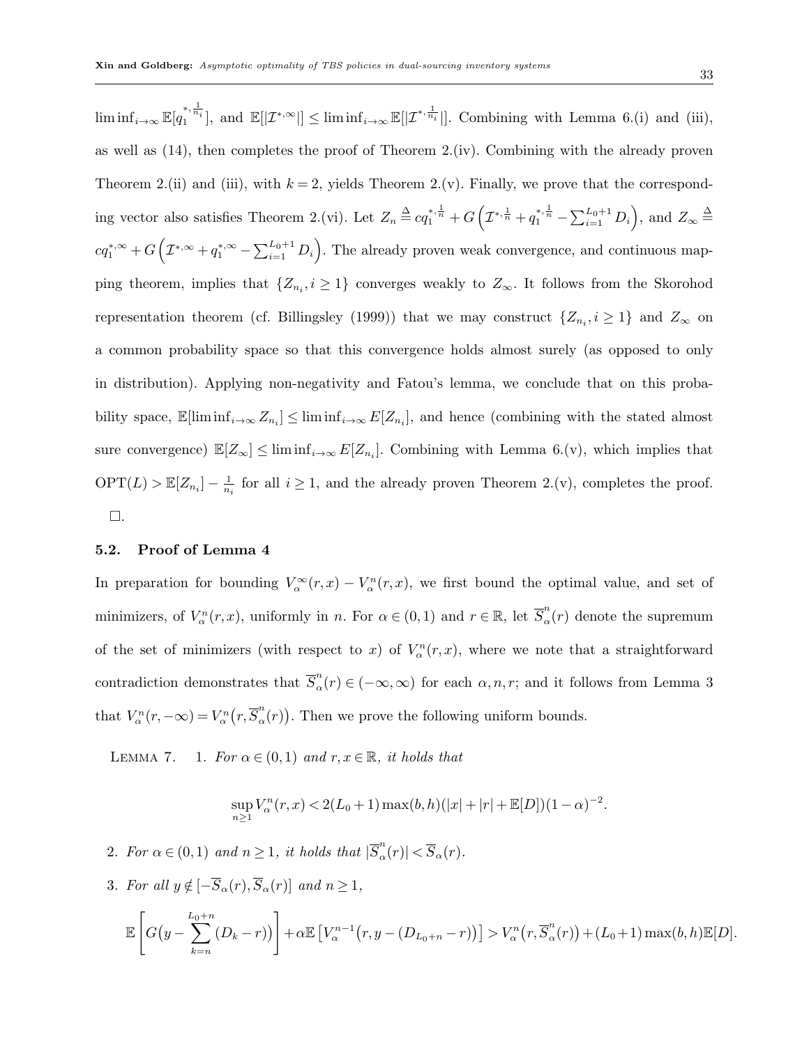$\liminf_{i\to\infty} \mathbb{E}[q_1^{*,\frac{1}{n_i}}]$, and $\mathbb{E}[|\mathcal{I}^{*,\infty}|] \le \liminf_{i\to\infty} \mathbb{E}[|\mathcal{I}^{*,\frac{1}{n_i}}|]$. Combining with Lemma 6.(i) and (iii), as well as (14), then completes the proof of Theorem 2.(iv). Combining with the already proven Theorem 2.(ii) and (iii), with $k=2$, yields Theorem 2.(v). Finally, we prove that the corresponding vector also satisfies Theorem 2.(vi). Let $Z_n \triangleq cq_1^{*,\frac{1}{n}} + G\left(\mathcal{I}^{*,\frac{1}{n}} + q_1^{*,\frac{1}{n}} - \sum_{i=1}^{L_0+1} D_i\right)$, and $Z_\infty \triangleq cq_1^{*,\infty} + G\left(\mathcal{I}^{*,\infty} + q_1^{*,\infty} - \sum_{i=1}^{L_0+1} D_i\right)$. The already proven weak convergence, and continuous mapping theorem, implies that $\{Z_{n_i}, i\ge 1\}$ converges weakly to $Z_\infty$. It follows from the Skorohod representation theorem (cf. Billingsley (1999)) that we may construct $\{Z_{n_i}, i\ge 1\}$ and $Z_\infty$ on a common probability space so that this convergence holds almost surely (as opposed to only in distribution). Applying non-negativity and Fatou's lemma, we conclude that on this probability space, $\mathbb{E}[\liminf_{i\to\infty} Z_{n_i}] \le \liminf_{i\to\infty} E[Z_{n_i}]$, and hence (combining with the stated almost sure convergence) $\mathbb{E}[Z_\infty] \le \liminf_{i\to\infty} E[Z_{n_i}]$. Combining with Lemma 6.(v), which implies that $\text{OPT}(L) > \mathbb{E}[Z_{n_i}] - \frac{1}{n_i}$ for all $i\ge 1$, and the already proven Theorem 2.(v), completes the proof. $\square$.

### 5.2. Proof of Lemma 4

In preparation for bounding $V_\alpha^\infty(r,x) - V_\alpha^n(r,x)$, we first bound the optimal value, and set of minimizers, of $V_\alpha^n(r,x)$, uniformly in $n$. For $\alpha\in(0,1)$ and $r\in\mathbb{R}$, let $\overline{S}_\alpha^n(r)$ denote the supremum of the set of minimizers (with respect to $x$) of $V_\alpha^n(r,x)$, where we note that a straightforward contradiction demonstrates that $\overline{S}_\alpha^n(r)\in(-\infty,\infty)$ for each $\alpha,n,r$; and it follows from Lemma 3 that $V_\alpha^n(r,-\infty) = V_\alpha^n\big(r,\overline{S}_\alpha^n(r)\big)$. Then we prove the following uniform bounds.

Lemma 7. 1. *For $\alpha\in(0,1)$ and $r,x\in\mathbb{R}$, it holds that*

$$\sup_{n\ge 1} V_\alpha^n(r,x) < 2(L_0+1)\max(b,h)(|x|+|r|+\mathbb{E}[D])(1-\alpha)^{-2}.$$

2. *For $\alpha\in(0,1)$ and $n\ge 1$, it holds that $|\overline{S}_\alpha^n(r)| < \overline{S}_\alpha(r)$.*

3. *For all $y\notin[-\overline{S}_\alpha(r),\overline{S}_\alpha(r)]$ and $n\ge 1$,*

$$\mathbb{E}\left[G\big(y-\sum_{k=n}^{L_0+n}(D_k-r)\big)\right] + \alpha\mathbb{E}\left[V_\alpha^{n-1}\big(r,y-(D_{L_0+n}-r)\big)\right] > V_\alpha^n\big(r,\overline{S}_\alpha^n(r)\big) + (L_0+1)\max(b,h)\mathbb{E}[D].$$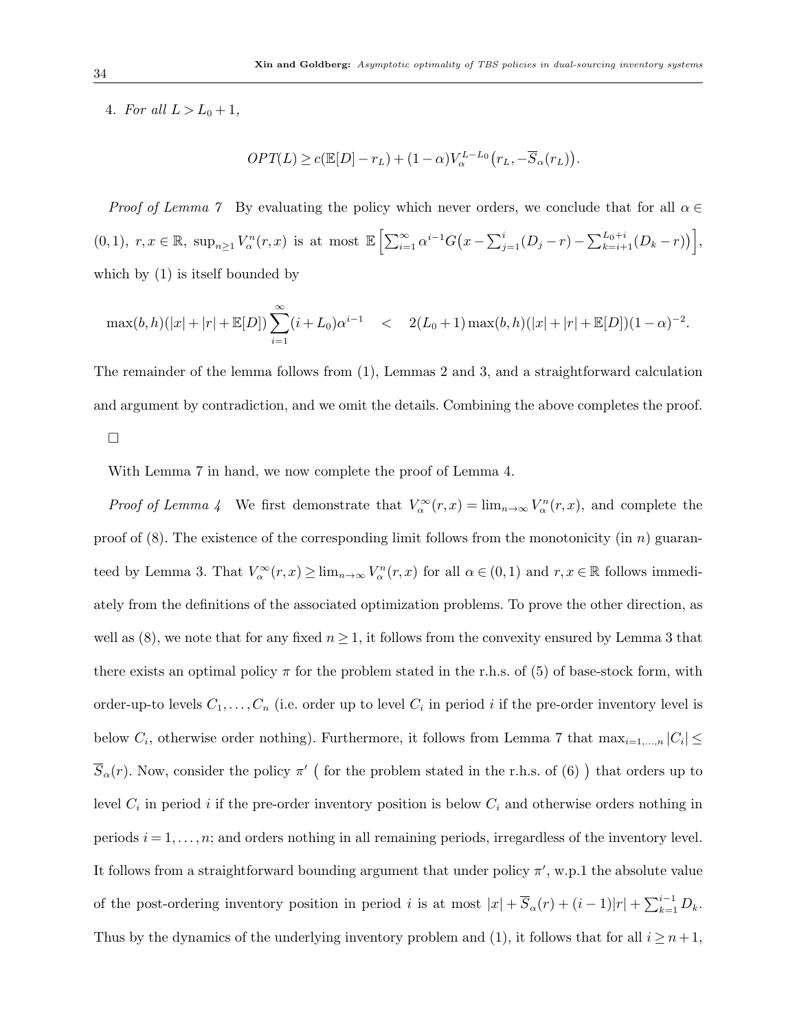4. *For all* $L > L_0 + 1$,

$$OPT(L) \geq c(\mathbb{E}[D] - r_L) + (1-\alpha) V_\alpha^{L-L_0}\big(r_L, -\overline{S}_\alpha(r_L)\big).$$

*Proof of Lemma 7* By evaluating the policy which never orders, we conclude that for all $\alpha \in (0,1)$, $r, x \in \mathbb{R}$, $\sup_{n\geq 1} V_\alpha^n(r,x)$ is at most $\mathbb{E}\Big[\sum_{i=1}^{\infty} \alpha^{i-1} G\big(x - \sum_{j=1}^{i}(D_j - r) - \sum_{k=i+1}^{L_0+i}(D_k - r)\big)\Big]$, which by (1) is itself bounded by

$$\max(b,h)(|x| + |r| + \mathbb{E}[D]) \sum_{i=1}^{\infty} (i + L_0)\alpha^{i-1} \quad < \quad 2(L_0+1)\max(b,h)(|x| + |r| + \mathbb{E}[D])(1-\alpha)^{-2}.$$

The remainder of the lemma follows from (1), Lemmas 2 and 3, and a straightforward calculation and argument by contradiction, and we omit the details. Combining the above completes the proof. $\square$

With Lemma 7 in hand, we now complete the proof of Lemma 4.

*Proof of Lemma 4* We first demonstrate that $V_\alpha^\infty(r,x) = \lim_{n\to\infty} V_\alpha^n(r,x)$, and complete the proof of (8). The existence of the corresponding limit follows from the monotonicity (in $n$) guaranteed by Lemma 3. That $V_\alpha^\infty(r,x) \geq \lim_{n\to\infty} V_\alpha^n(r,x)$ for all $\alpha \in (0,1)$ and $r, x \in \mathbb{R}$ follows immediately from the definitions of the associated optimization problems. To prove the other direction, as well as (8), we note that for any fixed $n \geq 1$, it follows from the convexity ensured by Lemma 3 that there exists an optimal policy $\pi$ for the problem stated in the r.h.s. of (5) of base-stock form, with order-up-to levels $C_1, \ldots, C_n$ (i.e. order up to level $C_i$ in period $i$ if the pre-order inventory level is below $C_i$, otherwise order nothing). Furthermore, it follows from Lemma 7 that $\max_{i=1,\ldots,n} |C_i| \leq \overline{S}_\alpha(r)$. Now, consider the policy $\pi'$ $\big($ for the problem stated in the r.h.s. of (6) $\big)$ that orders up to level $C_i$ in period $i$ if the pre-order inventory position is below $C_i$ and otherwise orders nothing in periods $i = 1, \ldots, n$; and orders nothing in all remaining periods, irregardless of the inventory level. It follows from a straightforward bounding argument that under policy $\pi'$, w.p.1 the absolute value of the post-ordering inventory position in period $i$ is at most $|x| + \overline{S}_\alpha(r) + (i-1)|r| + \sum_{k=1}^{i-1} D_k$. Thus by the dynamics of the underlying inventory problem and (1), it follows that for all $i \geq n+1$,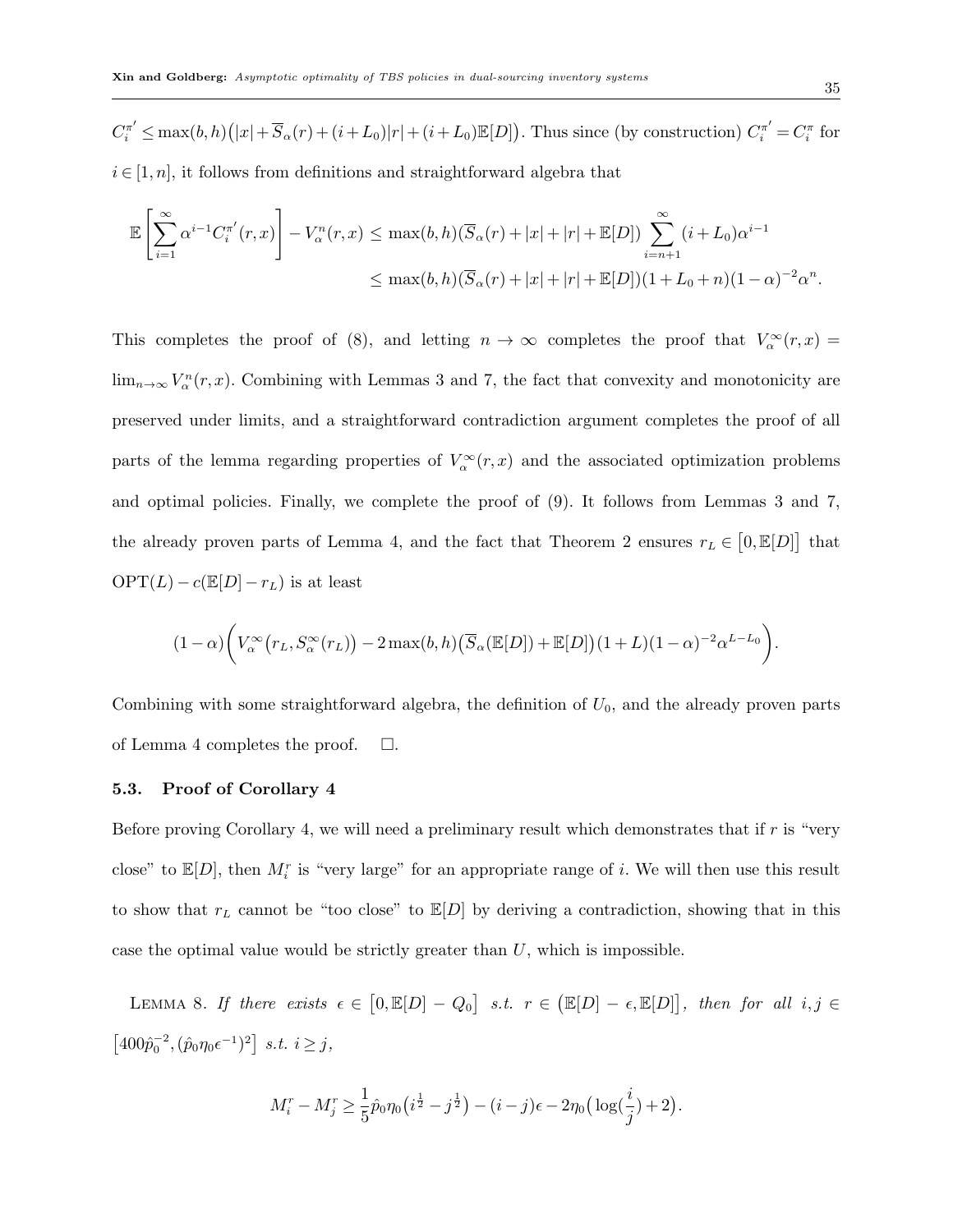$C_i^{\pi'} \leq \max(b,h)\big(|x| + \overline{S}_\alpha(r) + (i+L_0)|r| + (i+L_0)\mathbb{E}[D]\big)$. Thus since (by construction) $C_i^{\pi'} = C_i^{\pi}$ for $i \in [1,n]$, it follows from definitions and straightforward algebra that

$$\mathbb{E}\left[\sum_{i=1}^{\infty} \alpha^{i-1} C_i^{\pi'}(r,x)\right] - V_\alpha^n(r,x) \leq \max(b,h)(\overline{S}_\alpha(r) + |x| + |r| + \mathbb{E}[D]) \sum_{i=n+1}^{\infty} (i+L_0)\alpha^{i-1}$$
$$\leq \max(b,h)(\overline{S}_\alpha(r) + |x| + |r| + \mathbb{E}[D])(1+L_0+n)(1-\alpha)^{-2}\alpha^n.$$

This completes the proof of (8), and letting $n \to \infty$ completes the proof that $V_\alpha^\infty(r,x) = \lim_{n\to\infty} V_\alpha^n(r,x)$. Combining with Lemmas 3 and 7, the fact that convexity and monotonicity are preserved under limits, and a straightforward contradiction argument completes the proof of all parts of the lemma regarding properties of $V_\alpha^\infty(r,x)$ and the associated optimization problems and optimal policies. Finally, we complete the proof of (9). It follows from Lemmas 3 and 7, the already proven parts of Lemma 4, and the fact that Theorem 2 ensures $r_L \in \big[0, \mathbb{E}[D]\big]$ that $\mathrm{OPT}(L) - c(\mathbb{E}[D] - r_L)$ is at least

$$(1-\alpha)\bigg(V_\alpha^\infty\big(r_L, S_\alpha^\infty(r_L)\big) - 2\max(b,h)\big(\overline{S}_\alpha(\mathbb{E}[D]) + \mathbb{E}[D]\big)(1+L)(1-\alpha)^{-2}\alpha^{L-L_0}\bigg).$$

Combining with some straightforward algebra, the definition of $U_0$, and the already proven parts of Lemma 4 completes the proof. $\square$.

### 5.3. Proof of Corollary 4

Before proving Corollary 4, we will need a preliminary result which demonstrates that if $r$ is "very close" to $\mathbb{E}[D]$, then $M_i^r$ is "very large" for an appropriate range of $i$. We will then use this result to show that $r_L$ cannot be "too close" to $\mathbb{E}[D]$ by deriving a contradiction, showing that in this case the optimal value would be strictly greater than $U$, which is impossible.

LEMMA 8. *If there exists $\epsilon \in \big[0, \mathbb{E}[D] - Q_0\big]$ s.t. $r \in \big(\mathbb{E}[D] - \epsilon, \mathbb{E}[D]\big]$, then for all $i,j \in \big[400\hat{p}_0^{-2}, (\hat{p}_0\eta_0\epsilon^{-1})^2\big]$ s.t. $i \geq j$,*

$$M_i^r - M_j^r \geq \frac{1}{5}\hat{p}_0\eta_0\big(i^{\frac{1}{2}} - j^{\frac{1}{2}}\big) - (i-j)\epsilon - 2\eta_0\big(\log(\frac{i}{j}) + 2\big).$$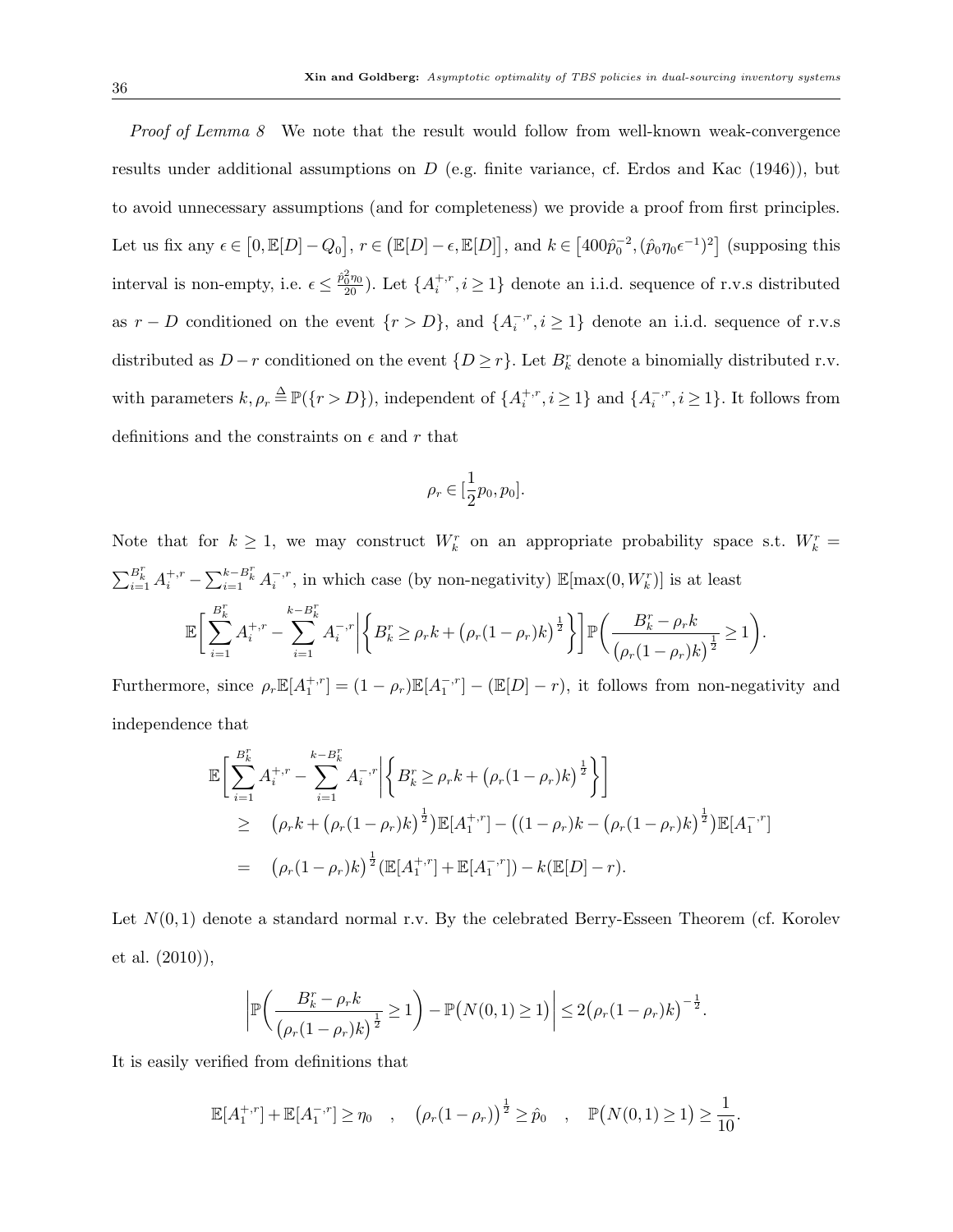*Proof of Lemma 8* We note that the result would follow from well-known weak-convergence results under additional assumptions on $D$ (e.g. finite variance, cf. Erdos and Kac (1946)), but to avoid unnecessary assumptions (and for completeness) we provide a proof from first principles. Let us fix any $\epsilon \in \big[0, \mathbb{E}[D] - Q_0\big]$, $r \in \big(\mathbb{E}[D] - \epsilon, \mathbb{E}[D]\big]$, and $k \in \big[400\hat{p}_0^{-2}, (\hat{p}_0 \eta_0 \epsilon^{-1})^2\big]$ (supposing this interval is non-empty, i.e. $\epsilon \leq \frac{\hat{p}_0^2 \eta_0}{20}$). Let $\{A_i^{+,r}, i \geq 1\}$ denote an i.i.d. sequence of r.v.s distributed as $r - D$ conditioned on the event $\{r > D\}$, and $\{A_i^{-,r}, i \geq 1\}$ denote an i.i.d. sequence of r.v.s distributed as $D - r$ conditioned on the event $\{D \geq r\}$. Let $B_k^r$ denote a binomially distributed r.v. with parameters $k, \rho_r \triangleq \mathbb{P}(\{r > D\})$, independent of $\{A_i^{+,r}, i \geq 1\}$ and $\{A_i^{-,r}, i \geq 1\}$. It follows from definitions and the constraints on $\epsilon$ and $r$ that

$$\rho_r \in [\frac{1}{2}p_0, p_0].$$

Note that for $k \geq 1$, we may construct $W_k^r$ on an appropriate probability space s.t. $W_k^r = \sum_{i=1}^{B_k^r} A_i^{+,r} - \sum_{i=1}^{k - B_k^r} A_i^{-,r}$, in which case (by non-negativity) $\mathbb{E}[\max(0, W_k^r)]$ is at least

$$\mathbb{E}\bigg[\sum_{i=1}^{B_k^r} A_i^{+,r} - \sum_{i=1}^{k-B_k^r} A_i^{-,r} \bigg| \Big\{B_k^r \geq \rho_r k + \big(\rho_r(1-\rho_r)k\big)^{\frac{1}{2}}\Big\}\bigg] \mathbb{P}\bigg(\frac{B_k^r - \rho_r k}{\big(\rho_r(1-\rho_r)k\big)^{\frac{1}{2}}} \geq 1\bigg).$$

Furthermore, since $\rho_r \mathbb{E}[A_1^{+,r}] = (1-\rho_r)\mathbb{E}[A_1^{-,r}] - (\mathbb{E}[D] - r)$, it follows from non-negativity and independence that

$$\begin{aligned}
&\mathbb{E}\bigg[\sum_{i=1}^{B_k^r} A_i^{+,r} - \sum_{i=1}^{k-B_k^r} A_i^{-,r} \bigg| \Big\{B_k^r \geq \rho_r k + \big(\rho_r(1-\rho_r)k\big)^{\frac{1}{2}}\Big\}\bigg] \\
&\geq \quad \big(\rho_r k + \big(\rho_r(1-\rho_r)k\big)^{\frac{1}{2}}\big)\mathbb{E}[A_1^{+,r}] - \big((1-\rho_r)k - \big(\rho_r(1-\rho_r)k\big)^{\frac{1}{2}}\big)\mathbb{E}[A_1^{-,r}] \\
&= \quad \big(\rho_r(1-\rho_r)k\big)^{\frac{1}{2}}(\mathbb{E}[A_1^{+,r}] + \mathbb{E}[A_1^{-,r}]) - k(\mathbb{E}[D] - r).
\end{aligned}$$

Let $N(0,1)$ denote a standard normal r.v. By the celebrated Berry-Esseen Theorem (cf. Korolev et al. (2010)),

$$\bigg|\mathbb{P}\bigg(\frac{B_k^r - \rho_r k}{\big(\rho_r(1-\rho_r)k\big)^{\frac{1}{2}}} \geq 1\bigg) - \mathbb{P}\big(N(0,1) \geq 1\big)\bigg| \leq 2\big(\rho_r(1-\rho_r)k\big)^{-\frac{1}{2}}.$$

It is easily verified from definitions that

$$\mathbb{E}[A_1^{+,r}] + \mathbb{E}[A_1^{-,r}] \geq \eta_0 \quad , \quad \big(\rho_r(1-\rho_r)\big)^{\frac{1}{2}} \geq \hat{p}_0 \quad , \quad \mathbb{P}\big(N(0,1) \geq 1\big) \geq \frac{1}{10}.$$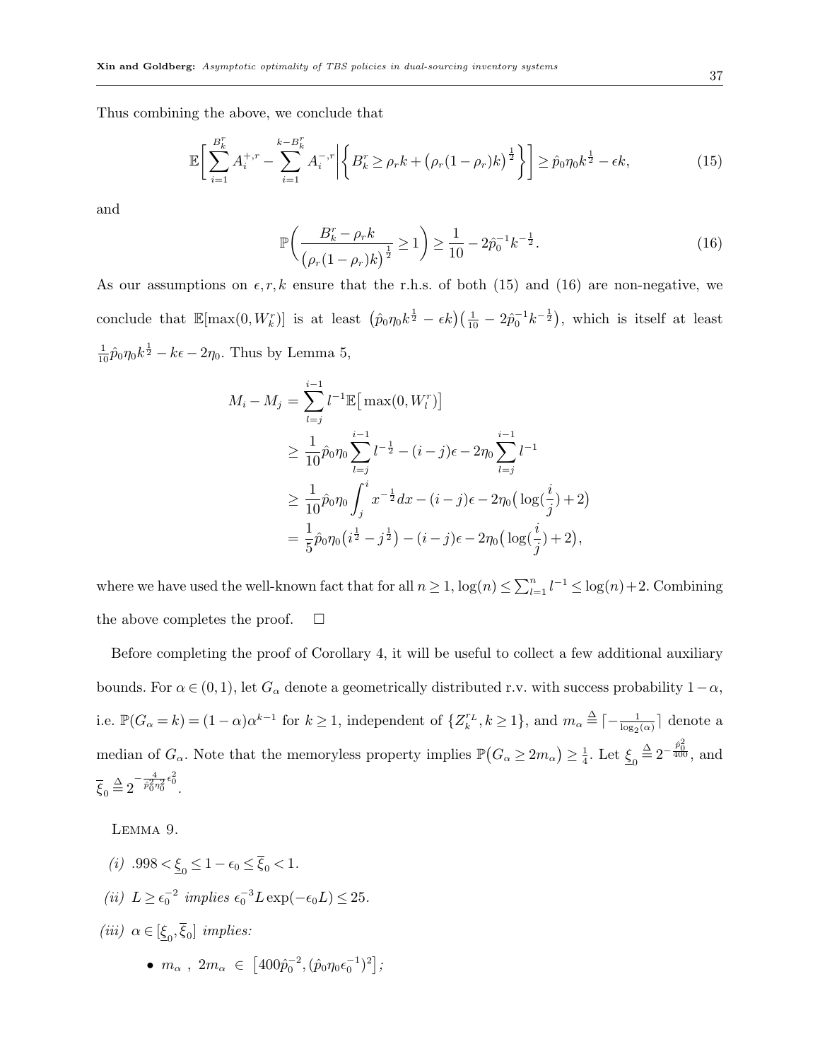Thus combining the above, we conclude that

$$\mathbb{E}\Big[\sum_{i=1}^{B_k^r} A_i^{+,r} - \sum_{i=1}^{k-B_k^r} A_i^{-,r}\Big| \Big\{ B_k^r \geq \rho_r k + \big(\rho_r(1-\rho_r)k\big)^{\frac{1}{2}} \Big\}\Big] \geq \hat{p}_0 \eta_0 k^{\frac{1}{2}} - \epsilon k, \tag{15}$$

and

$$\mathbb{P}\bigg( \frac{B_k^r - \rho_r k}{\big(\rho_r(1-\rho_r)k\big)^{\frac{1}{2}}} \geq 1 \bigg) \geq \frac{1}{10} - 2\hat{p}_0^{-1} k^{-\frac{1}{2}}. \tag{16}$$

As our assumptions on $\epsilon, r, k$ ensure that the r.h.s. of both (15) and (16) are non-negative, we conclude that $\mathbb{E}[\max(0, W_k^r)]$ is at least $\big(\hat{p}_0\eta_0 k^{\frac{1}{2}} - \epsilon k\big)\big(\frac{1}{10} - 2\hat{p}_0^{-1}k^{-\frac{1}{2}}\big)$, which is itself at least $\frac{1}{10}\hat{p}_0\eta_0 k^{\frac{1}{2}} - k\epsilon - 2\eta_0$. Thus by Lemma 5,

$$\begin{aligned}
M_i - M_j &= \sum_{l=j}^{i-1} l^{-1}\mathbb{E}\big[\max(0, W_l^r)\big] \\
&\geq \frac{1}{10}\hat{p}_0\eta_0 \sum_{l=j}^{i-1} l^{-\frac{1}{2}} - (i-j)\epsilon - 2\eta_0 \sum_{l=j}^{i-1} l^{-1} \\
&\geq \frac{1}{10}\hat{p}_0\eta_0 \int_j^i x^{-\frac{1}{2}}dx - (i-j)\epsilon - 2\eta_0\big(\log(\frac{i}{j}) + 2\big) \\
&= \frac{1}{5}\hat{p}_0\eta_0\big(i^{\frac{1}{2}} - j^{\frac{1}{2}}\big) - (i-j)\epsilon - 2\eta_0\big(\log(\frac{i}{j}) + 2\big),
\end{aligned}$$

where we have used the well-known fact that for all $n \geq 1$, $\log(n) \leq \sum_{l=1}^{n} l^{-1} \leq \log(n) + 2$. Combining the above completes the proof. $\square$

Before completing the proof of Corollary 4, it will be useful to collect a few additional auxiliary bounds. For $\alpha \in (0,1)$, let $G_\alpha$ denote a geometrically distributed r.v. with success probability $1-\alpha$, i.e. $\mathbb{P}(G_\alpha = k) = (1-\alpha)\alpha^{k-1}$ for $k \geq 1$, independent of $\{Z_k^{r_L}, k \geq 1\}$, and $m_\alpha \stackrel{\Delta}{=} \lceil -\frac{1}{\log_2(\alpha)} \rceil$ denote a median of $G_\alpha$. Note that the memoryless property implies $\mathbb{P}\big(G_\alpha \geq 2m_\alpha\big) \geq \frac{1}{4}$. Let $\underline{\xi}_0 \stackrel{\Delta}{=} 2^{-\frac{\hat{p}_0^2}{400}}$, and $\overline{\xi}_0 \stackrel{\Delta}{=} 2^{-\frac{4}{\hat{p}_0^2\eta_0^2}\epsilon_0^2}$.

Lemma 9.

*(i)* $.998 < \underline{\xi}_0 \leq 1 - \epsilon_0 \leq \overline{\xi}_0 < 1$.

*(ii)* $L \geq \epsilon_0^{-2}$ *implies* $\epsilon_0^{-3} L \exp(-\epsilon_0 L) \leq 25$.

*(iii)* $\alpha \in [\underline{\xi}_0, \overline{\xi}_0]$ *implies:*

- $m_\alpha\ ,\ 2m_\alpha\ \in\ \big[400\hat{p}_0^{-2}, (\hat{p}_0\eta_0\epsilon_0^{-1})^2\big]$;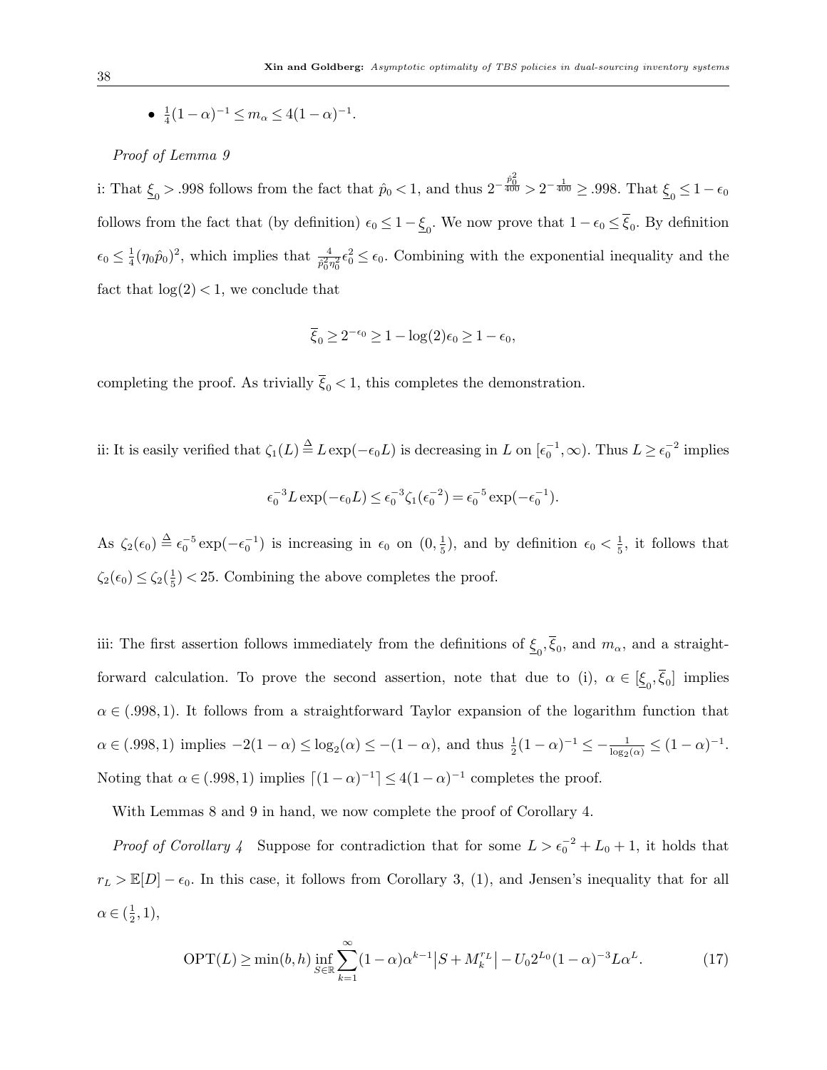- $\frac{1}{4}(1-\alpha)^{-1} \leq m_\alpha \leq 4(1-\alpha)^{-1}$.

*Proof of Lemma 9*

i: That $\underline{\xi}_0 > .998$ follows from the fact that $\hat{p}_0 < 1$, and thus $2^{-\frac{\hat{p}_0^2}{400}} > 2^{-\frac{1}{400}} \geq .998$. That $\underline{\xi}_0 \leq 1 - \epsilon_0$ follows from the fact that (by definition) $\epsilon_0 \leq 1 - \underline{\xi}_0$. We now prove that $1 - \epsilon_0 \leq \overline{\xi}_0$. By definition $\epsilon_0 \leq \frac{1}{4}(\eta_0 \hat{p}_0)^2$, which implies that $\frac{4}{\hat{p}_0^2 \eta_0^2}\epsilon_0^2 \leq \epsilon_0$. Combining with the exponential inequality and the fact that $\log(2) < 1$, we conclude that

$$\overline{\xi}_0 \geq 2^{-\epsilon_0} \geq 1 - \log(2)\epsilon_0 \geq 1 - \epsilon_0,$$

completing the proof. As trivially $\overline{\xi}_0 < 1$, this completes the demonstration.

ii: It is easily verified that $\zeta_1(L) \stackrel{\Delta}{=} L\exp(-\epsilon_0 L)$ is decreasing in $L$ on $[\epsilon_0^{-1}, \infty)$. Thus $L \geq \epsilon_0^{-2}$ implies

$$\epsilon_0^{-3} L \exp(-\epsilon_0 L) \leq \epsilon_0^{-3}\zeta_1(\epsilon_0^{-2}) = \epsilon_0^{-5}\exp(-\epsilon_0^{-1}).$$

As $\zeta_2(\epsilon_0) \stackrel{\Delta}{=} \epsilon_0^{-5}\exp(-\epsilon_0^{-1})$ is increasing in $\epsilon_0$ on $(0, \frac{1}{5})$, and by definition $\epsilon_0 < \frac{1}{5}$, it follows that $\zeta_2(\epsilon_0) \leq \zeta_2(\frac{1}{5}) < 25$. Combining the above completes the proof.

iii: The first assertion follows immediately from the definitions of $\underline{\xi}_0, \overline{\xi}_0$, and $m_\alpha$, and a straightforward calculation. To prove the second assertion, note that due to (i), $\alpha \in [\underline{\xi}_0, \overline{\xi}_0]$ implies $\alpha \in (.998, 1)$. It follows from a straightforward Taylor expansion of the logarithm function that $\alpha \in (.998, 1)$ implies $-2(1-\alpha) \leq \log_2(\alpha) \leq -(1-\alpha)$, and thus $\frac{1}{2}(1-\alpha)^{-1} \leq -\frac{1}{\log_2(\alpha)} \leq (1-\alpha)^{-1}$. Noting that $\alpha \in (.998, 1)$ implies $\lceil (1-\alpha)^{-1} \rceil \leq 4(1-\alpha)^{-1}$ completes the proof.

With Lemmas 8 and 9 in hand, we now complete the proof of Corollary 4.

*Proof of Corollary 4* Suppose for contradiction that for some $L > \epsilon_0^{-2} + L_0 + 1$, it holds that $r_L > \mathbb{E}[D] - \epsilon_0$. In this case, it follows from Corollary 3, (1), and Jensen's inequality that for all $\alpha \in (\frac{1}{2}, 1)$,

$$\text{OPT}(L) \geq \min(b, h) \inf_{S \in \mathbb{R}} \sum_{k=1}^{\infty} (1-\alpha)\alpha^{k-1} \big| S + M_k^{r_L} \big| - U_0 2^{L_0} (1-\alpha)^{-3} L \alpha^L. \tag{17}$$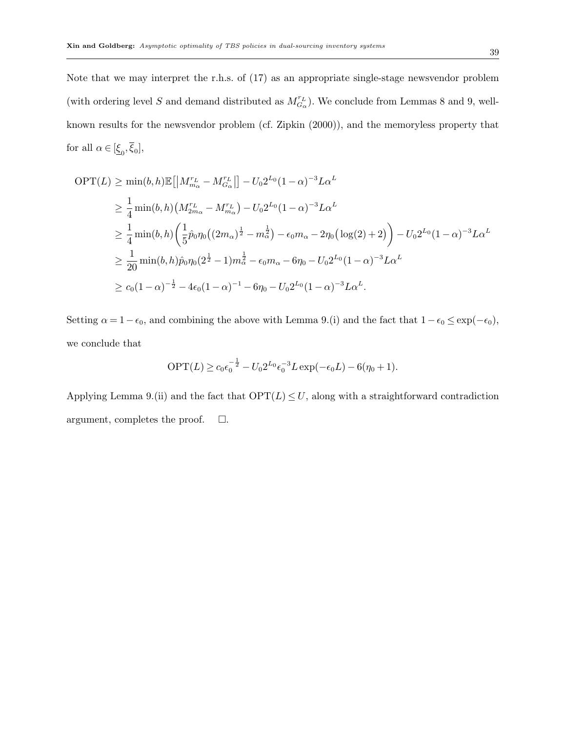Note that we may interpret the r.h.s. of (17) as an appropriate single-stage newsvendor problem (with ordering level $S$ and demand distributed as $M^{r_L}_{G_\alpha}$). We conclude from Lemmas 8 and 9, well-known results for the newsvendor problem (cf. Zipkin (2000)), and the memoryless property that for all $\alpha \in [\underline{\xi}_0, \overline{\xi}_0]$,

$$
\begin{aligned}
\text{OPT}(L) &\geq \min(b,h)\mathbb{E}\big[\big|M^{r_L}_{m_\alpha} - M^{r_L}_{G_\alpha}\big|\big] - U_0 2^{L_0}(1-\alpha)^{-3}L\alpha^L \\
&\geq \frac{1}{4}\min(b,h)\big(M^{r_L}_{2m_\alpha} - M^{r_L}_{m_\alpha}\big) - U_0 2^{L_0}(1-\alpha)^{-3}L\alpha^L \\
&\geq \frac{1}{4}\min(b,h)\bigg(\frac{1}{5}\hat{p}_0\eta_0\big((2m_\alpha)^{\frac{1}{2}} - m_\alpha^{\frac{1}{2}}\big) - \epsilon_0 m_\alpha - 2\eta_0\big(\log(2)+2\big)\bigg) - U_0 2^{L_0}(1-\alpha)^{-3}L\alpha^L \\
&\geq \frac{1}{20}\min(b,h)\hat{p}_0\eta_0(2^{\frac{1}{2}}-1)m_\alpha^{\frac{1}{2}} - \epsilon_0 m_\alpha - 6\eta_0 - U_0 2^{L_0}(1-\alpha)^{-3}L\alpha^L \\
&\geq c_0(1-\alpha)^{-\frac{1}{2}} - 4\epsilon_0(1-\alpha)^{-1} - 6\eta_0 - U_0 2^{L_0}(1-\alpha)^{-3}L\alpha^L.
\end{aligned}
$$

Setting $\alpha = 1-\epsilon_0$, and combining the above with Lemma 9.(i) and the fact that $1-\epsilon_0 \leq \exp(-\epsilon_0)$, we conclude that

$$
\text{OPT}(L) \geq c_0\epsilon_0^{-\frac{1}{2}} - U_0 2^{L_0}\epsilon_0^{-3}L\exp(-\epsilon_0 L) - 6(\eta_0+1).
$$

Applying Lemma 9.(ii) and the fact that $\text{OPT}(L) \leq U$, along with a straightforward contradiction argument, completes the proof. $\square$.